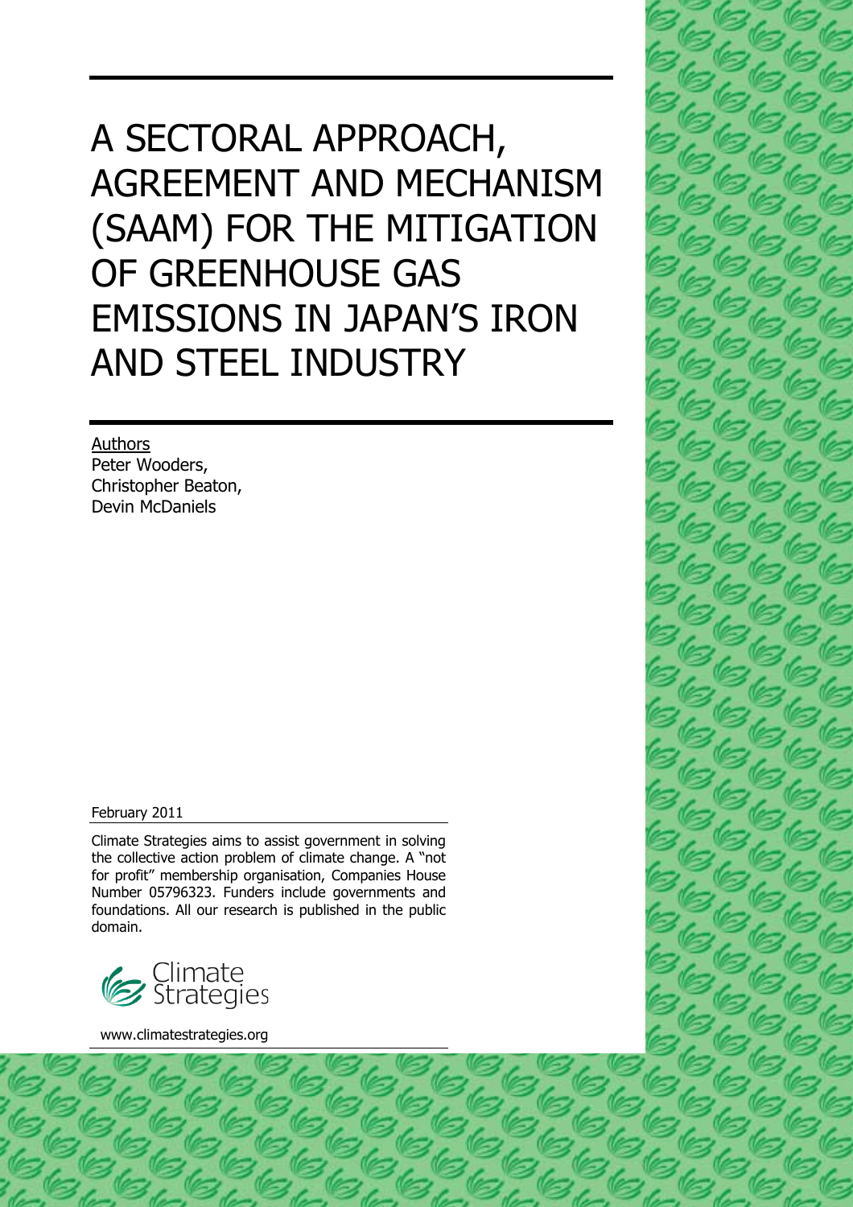# A SECTORAL APPROACH, AGREEMENT AND MECHANISM (SAAM) FOR THE MITIGATION OF GREENHOUSE GAS EMISSIONS IN JAPAN'S IRON AND STEEL INDUSTRY

Authors
Peter Wooders,
Christopher Beaton,
Devin McDaniels

February 2011

Climate Strategies aims to assist government in solving the collective action problem of climate change. A "not for profit" membership organisation, Companies House Number 05796323. Funders include governments and foundations. All our research is published in the public domain.

Climate Strategies

www.climatestrategies.org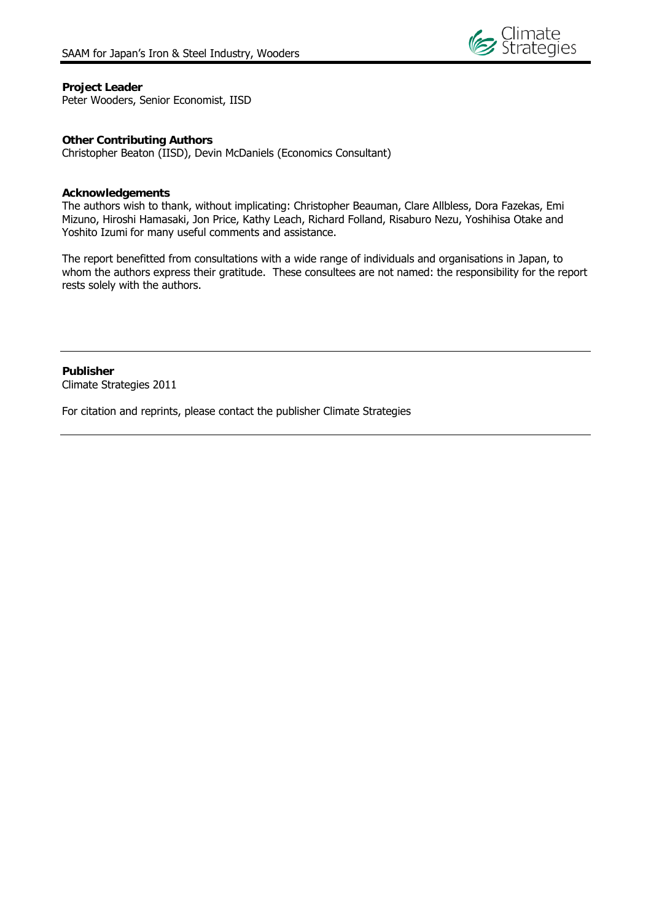**Project Leader**
Peter Wooders, Senior Economist, IISD

**Other Contributing Authors**
Christopher Beaton (IISD), Devin McDaniels (Economics Consultant)

**Acknowledgements**
The authors wish to thank, without implicating: Christopher Beauman, Clare Allbless, Dora Fazekas, Emi Mizuno, Hiroshi Hamasaki, Jon Price, Kathy Leach, Richard Folland, Risaburo Nezu, Yoshihisa Otake and Yoshito Izumi for many useful comments and assistance.

The report benefitted from consultations with a wide range of individuals and organisations in Japan, to whom the authors express their gratitude. These consultees are not named: the responsibility for the report rests solely with the authors.

---

**Publisher**
Climate Strategies 2011

For citation and reprints, please contact the publisher Climate Strategies

---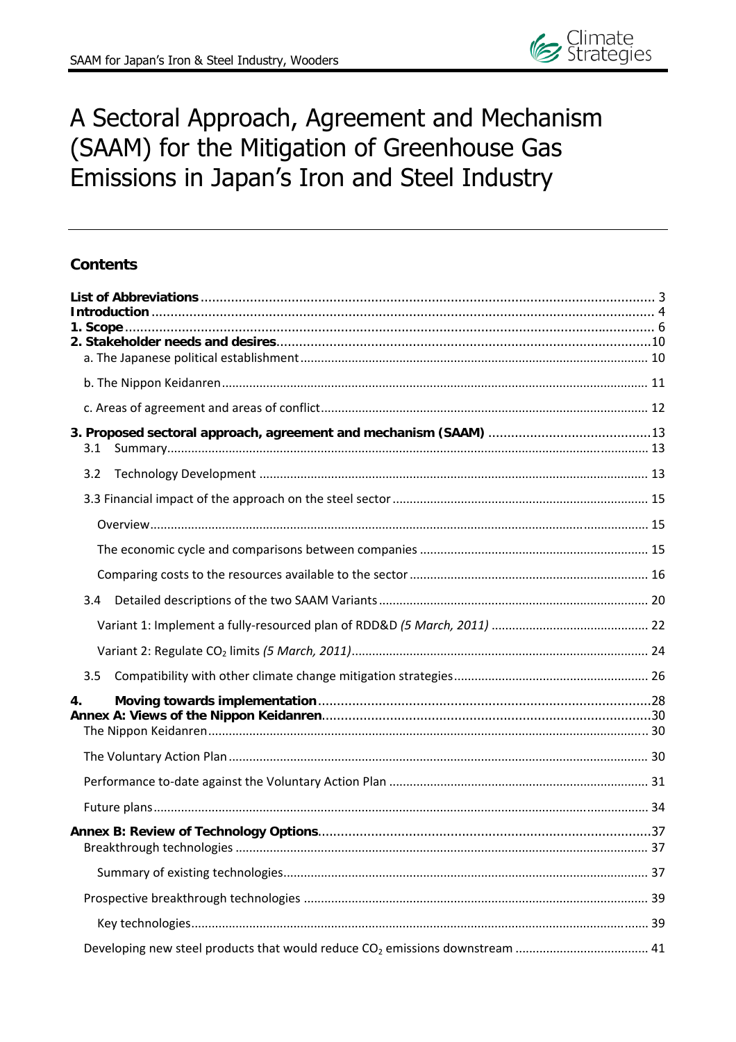# A Sectoral Approach, Agreement and Mechanism (SAAM) for the Mitigation of Greenhouse Gas Emissions in Japan's Iron and Steel Industry

## Contents

**List of Abbreviations** ........ 3
**Introduction** ........ 4
**1. Scope** ........ 6
**2. Stakeholder needs and desires** ........ 10
- a. The Japanese political establishment ........ 10
- b. The Nippon Keidanren ........ 11
- c. Areas of agreement and areas of conflict ........ 12

**3. Proposed sectoral approach, agreement and mechanism (SAAM)** ........ 13
- 3.1 Summary ........ 13
- 3.2 Technology Development ........ 13
- 3.3 Financial impact of the approach on the steel sector ........ 15
  - Overview ........ 15
  - The economic cycle and comparisons between companies ........ 15
  - Comparing costs to the resources available to the sector ........ 16
- 3.4 Detailed descriptions of the two SAAM Variants ........ 20
  - Variant 1: Implement a fully-resourced plan of RDD&D *(5 March, 2011)* ........ 22
  - Variant 2: Regulate $CO_2$ limits *(5 March, 2011)* ........ 24
- 3.5 Compatibility with other climate change mitigation strategies ........ 26

**4. Moving towards implementation** ........ 28
**Annex A: Views of the Nippon Keidanren** ........ 30
- The Nippon Keidanren ........ 30
- The Voluntary Action Plan ........ 30
- Performance to-date against the Voluntary Action Plan ........ 31
- Future plans ........ 34

**Annex B: Review of Technology Options** ........ 37
- Breakthrough technologies ........ 37
  - Summary of existing technologies ........ 37
- Prospective breakthrough technologies ........ 39
  - Key technologies ........ 39
- Developing new steel products that would reduce $CO_2$ emissions downstream ........ 41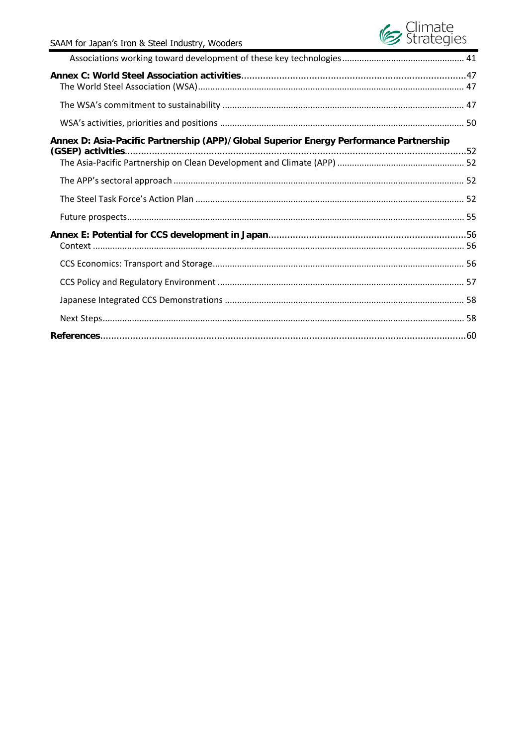Associations working toward development of these key technologies ... 41

**Annex C: World Steel Association activities** ... 47

The World Steel Association (WSA) ... 47

The WSA's commitment to sustainability ... 47

WSA's activities, priorities and positions ... 50

**Annex D: Asia-Pacific Partnership (APP)/Global Superior Energy Performance Partnership (GSEP) activities** ... 52

The Asia-Pacific Partnership on Clean Development and Climate (APP) ... 52

The APP's sectoral approach ... 52

The Steel Task Force's Action Plan ... 52

Future prospects ... 55

**Annex E: Potential for CCS development in Japan** ... 56

Context ... 56

CCS Economics: Transport and Storage ... 56

CCS Policy and Regulatory Environment ... 57

Japanese Integrated CCS Demonstrations ... 58

Next Steps ... 58

**References** ... 60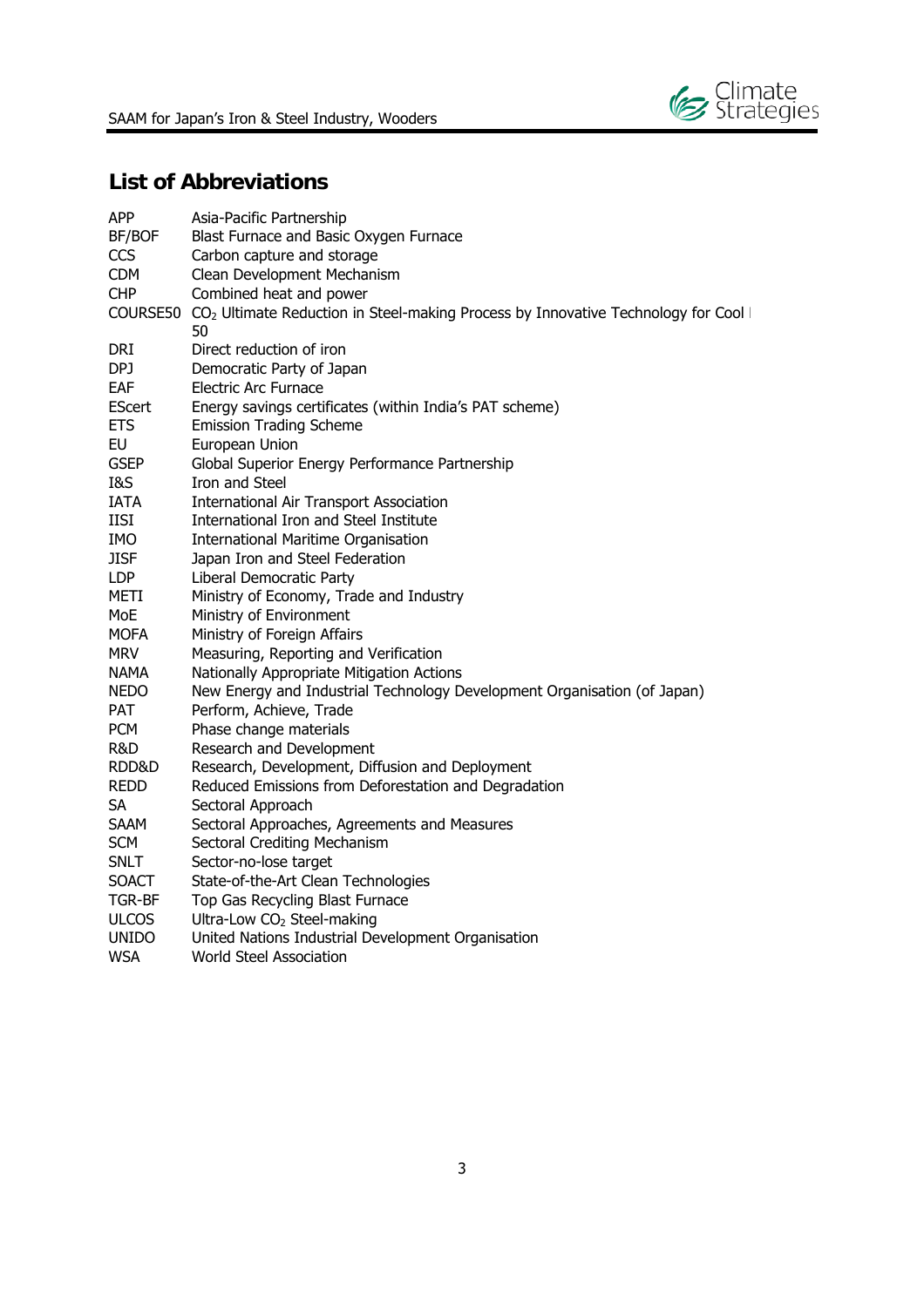## List of Abbreviations

| | |
|---|---|
| APP | Asia-Pacific Partnership |
| BF/BOF | Blast Furnace and Basic Oxygen Furnace |
| CCS | Carbon capture and storage |
| CDM | Clean Development Mechanism |
| CHP | Combined heat and power |
| COURSE50 | $CO_2$ Ultimate Reduction in Steel-making Process by Innovative Technology for Cool 50 |
| DRI | Direct reduction of iron |
| DPJ | Democratic Party of Japan |
| EAF | Electric Arc Furnace |
| EScert | Energy savings certificates (within India's PAT scheme) |
| ETS | Emission Trading Scheme |
| EU | European Union |
| GSEP | Global Superior Energy Performance Partnership |
| I&S | Iron and Steel |
| IATA | International Air Transport Association |
| IISI | International Iron and Steel Institute |
| IMO | International Maritime Organisation |
| JISF | Japan Iron and Steel Federation |
| LDP | Liberal Democratic Party |
| METI | Ministry of Economy, Trade and Industry |
| MoE | Ministry of Environment |
| MOFA | Ministry of Foreign Affairs |
| MRV | Measuring, Reporting and Verification |
| NAMA | Nationally Appropriate Mitigation Actions |
| NEDO | New Energy and Industrial Technology Development Organisation (of Japan) |
| PAT | Perform, Achieve, Trade |
| PCM | Phase change materials |
| R&D | Research and Development |
| RDD&D | Research, Development, Diffusion and Deployment |
| REDD | Reduced Emissions from Deforestation and Degradation |
| SA | Sectoral Approach |
| SAAM | Sectoral Approaches, Agreements and Measures |
| SCM | Sectoral Crediting Mechanism |
| SNLT | Sector-no-lose target |
| SOACT | State-of-the-Art Clean Technologies |
| TGR-BF | Top Gas Recycling Blast Furnace |
| ULCOS | Ultra-Low $CO_2$ Steel-making |
| UNIDO | United Nations Industrial Development Organisation |
| WSA | World Steel Association |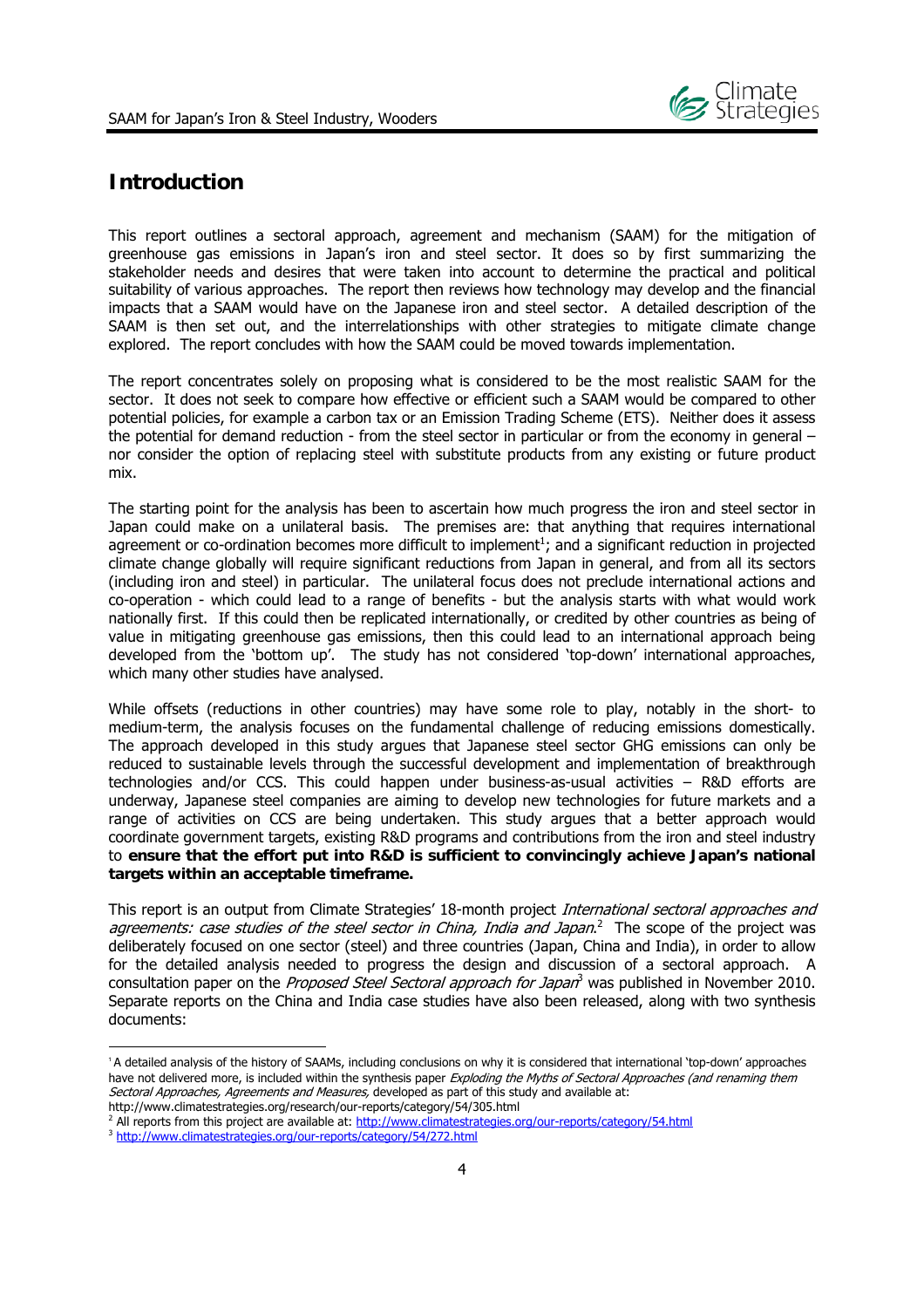# Introduction

This report outlines a sectoral approach, agreement and mechanism (SAAM) for the mitigation of greenhouse gas emissions in Japan's iron and steel sector. It does so by first summarizing the stakeholder needs and desires that were taken into account to determine the practical and political suitability of various approaches. The report then reviews how technology may develop and the financial impacts that a SAAM would have on the Japanese iron and steel sector. A detailed description of the SAAM is then set out, and the interrelationships with other strategies to mitigate climate change explored. The report concludes with how the SAAM could be moved towards implementation.

The report concentrates solely on proposing what is considered to be the most realistic SAAM for the sector. It does not seek to compare how effective or efficient such a SAAM would be compared to other potential policies, for example a carbon tax or an Emission Trading Scheme (ETS). Neither does it assess the potential for demand reduction - from the steel sector in particular or from the economy in general – nor consider the option of replacing steel with substitute products from any existing or future product mix.

The starting point for the analysis has been to ascertain how much progress the iron and steel sector in Japan could make on a unilateral basis. The premises are: that anything that requires international agreement or co-ordination becomes more difficult to implement[1]; and a significant reduction in projected climate change globally will require significant reductions from Japan in general, and from all its sectors (including iron and steel) in particular. The unilateral focus does not preclude international actions and co-operation - which could lead to a range of benefits - but the analysis starts with what would work nationally first. If this could then be replicated internationally, or credited by other countries as being of value in mitigating greenhouse gas emissions, then this could lead to an international approach being developed from the 'bottom up'. The study has not considered 'top-down' international approaches, which many other studies have analysed.

While offsets (reductions in other countries) may have some role to play, notably in the short- to medium-term, the analysis focuses on the fundamental challenge of reducing emissions domestically. The approach developed in this study argues that Japanese steel sector GHG emissions can only be reduced to sustainable levels through the successful development and implementation of breakthrough technologies and/or CCS. This could happen under business-as-usual activities – R&D efforts are underway, Japanese steel companies are aiming to develop new technologies for future markets and a range of activities on CCS are being undertaken. This study argues that a better approach would coordinate government targets, existing R&D programs and contributions from the iron and steel industry to **ensure that the effort put into R&D is sufficient to convincingly achieve Japan's national targets within an acceptable timeframe.**

This report is an output from Climate Strategies' 18-month project *International sectoral approaches and agreements: case studies of the steel sector in China, India and Japan*.[2] The scope of the project was deliberately focused on one sector (steel) and three countries (Japan, China and India), in order to allow for the detailed analysis needed to progress the design and discussion of a sectoral approach. A consultation paper on the *Proposed Steel Sectoral approach for Japan*[3] was published in November 2010. Separate reports on the China and India case studies have also been released, along with two synthesis documents:

---

[1] A detailed analysis of the history of SAAMs, including conclusions on why it is considered that international 'top-down' approaches have not delivered more, is included within the synthesis paper *Exploding the Myths of Sectoral Approaches (and renaming them Sectoral Approaches, Agreements and Measures,* developed as part of this study and available at: http://www.climatestrategies.org/research/our-reports/category/54/305.html

[2] All reports from this project are available at: http://www.climatestrategies.org/our-reports/category/54.html

[3] http://www.climatestrategies.org/our-reports/category/54/272.html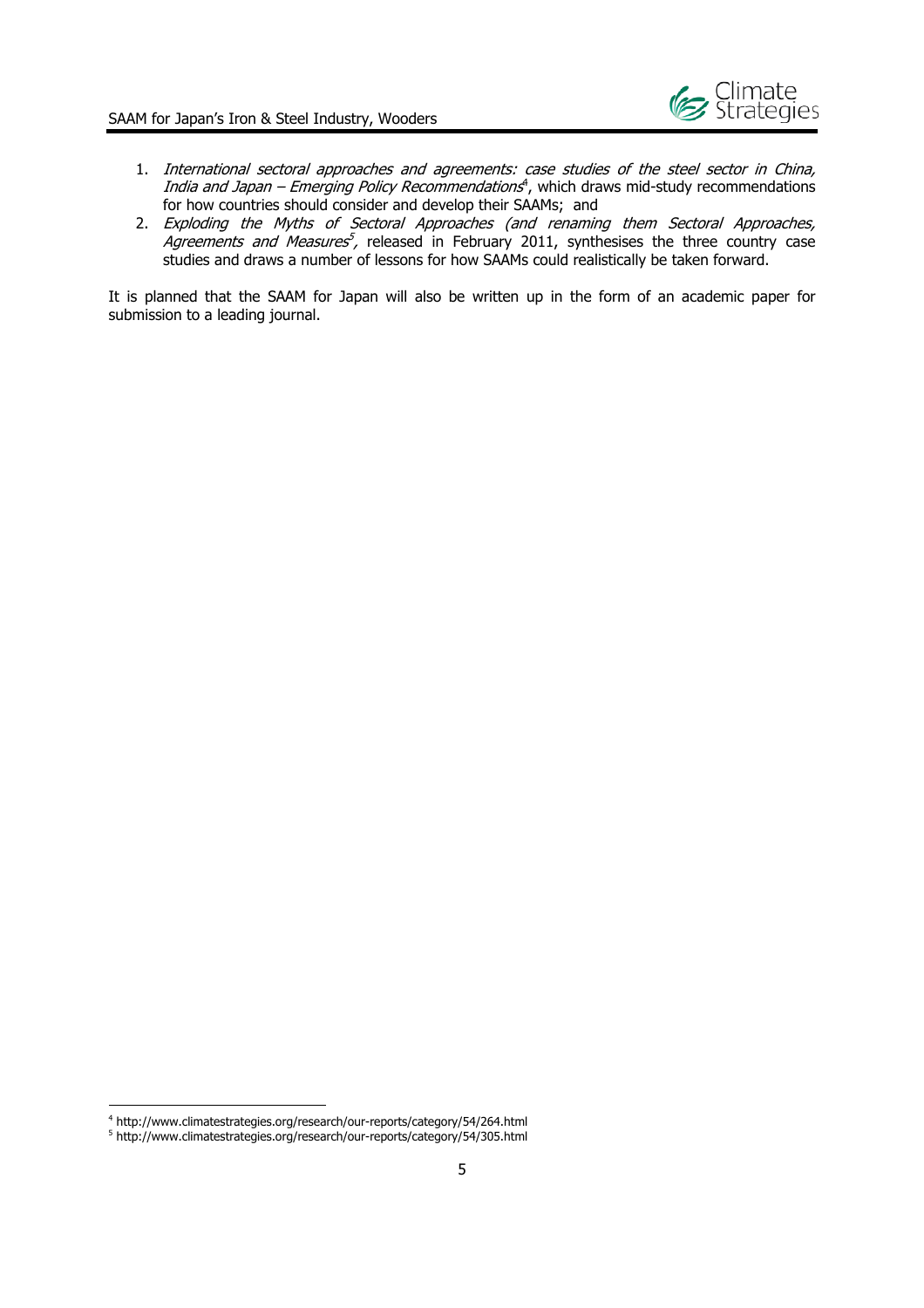1. *International sectoral approaches and agreements: case studies of the steel sector in China, India and Japan – Emerging Policy Recommendations*[4], which draws mid-study recommendations for how countries should consider and develop their SAAMs; and
2. *Exploding the Myths of Sectoral Approaches (and renaming them Sectoral Approaches, Agreements and Measures*[5]*,* released in February 2011, synthesises the three country case studies and draws a number of lessons for how SAAMs could realistically be taken forward.

It is planned that the SAAM for Japan will also be written up in the form of an academic paper for submission to a leading journal.

[4] http://www.climatestrategies.org/research/our-reports/category/54/264.html

[5] http://www.climatestrategies.org/research/our-reports/category/54/305.html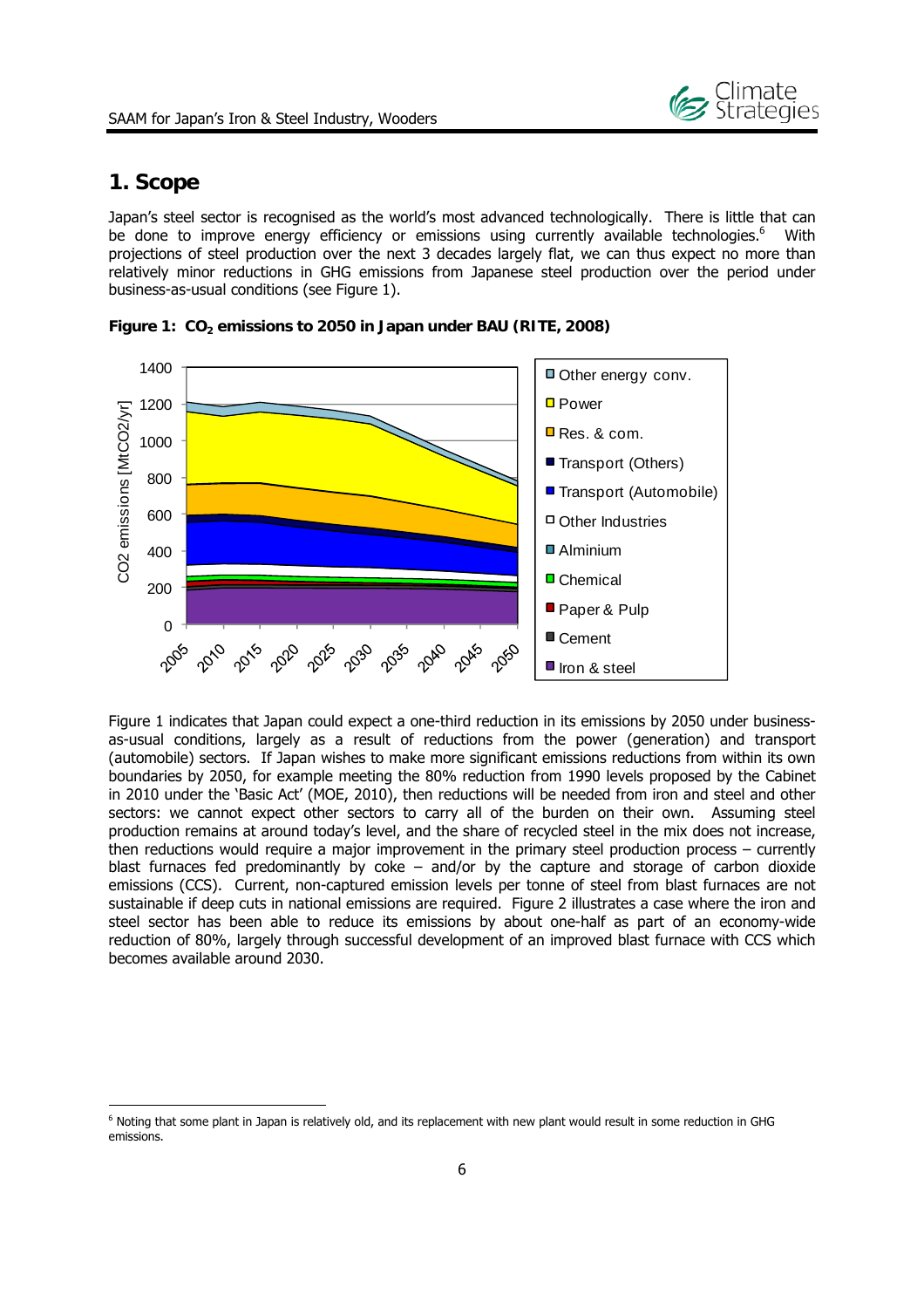## 1. Scope

Japan's steel sector is recognised as the world's most advanced technologically. There is little that can be done to improve energy efficiency or emissions using currently available technologies.[6] With projections of steel production over the next 3 decades largely flat, we can thus expect no more than relatively minor reductions in GHG emissions from Japanese steel production over the period under business-as-usual conditions (see Figure 1).

**Figure 1: $CO_2$ emissions to 2050 in Japan under BAU (RITE, 2008)**

Figure 1 indicates that Japan could expect a one-third reduction in its emissions by 2050 under business-as-usual conditions, largely as a result of reductions from the power (generation) and transport (automobile) sectors. If Japan wishes to make more significant emissions reductions from within its own boundaries by 2050, for example meeting the 80% reduction from 1990 levels proposed by the Cabinet in 2010 under the 'Basic Act' (MOE, 2010), then reductions will be needed from iron and steel and other sectors: we cannot expect other sectors to carry all of the burden on their own. Assuming steel production remains at around today's level, and the share of recycled steel in the mix does not increase, then reductions would require a major improvement in the primary steel production process – currently blast furnaces fed predominantly by coke – and/or by the capture and storage of carbon dioxide emissions (CCS). Current, non-captured emission levels per tonne of steel from blast furnaces are not sustainable if deep cuts in national emissions are required. Figure 2 illustrates a case where the iron and steel sector has been able to reduce its emissions by about one-half as part of an economy-wide reduction of 80%, largely through successful development of an improved blast furnace with CCS which becomes available around 2030.

---

[6] Noting that some plant in Japan is relatively old, and its replacement with new plant would result in some reduction in GHG emissions.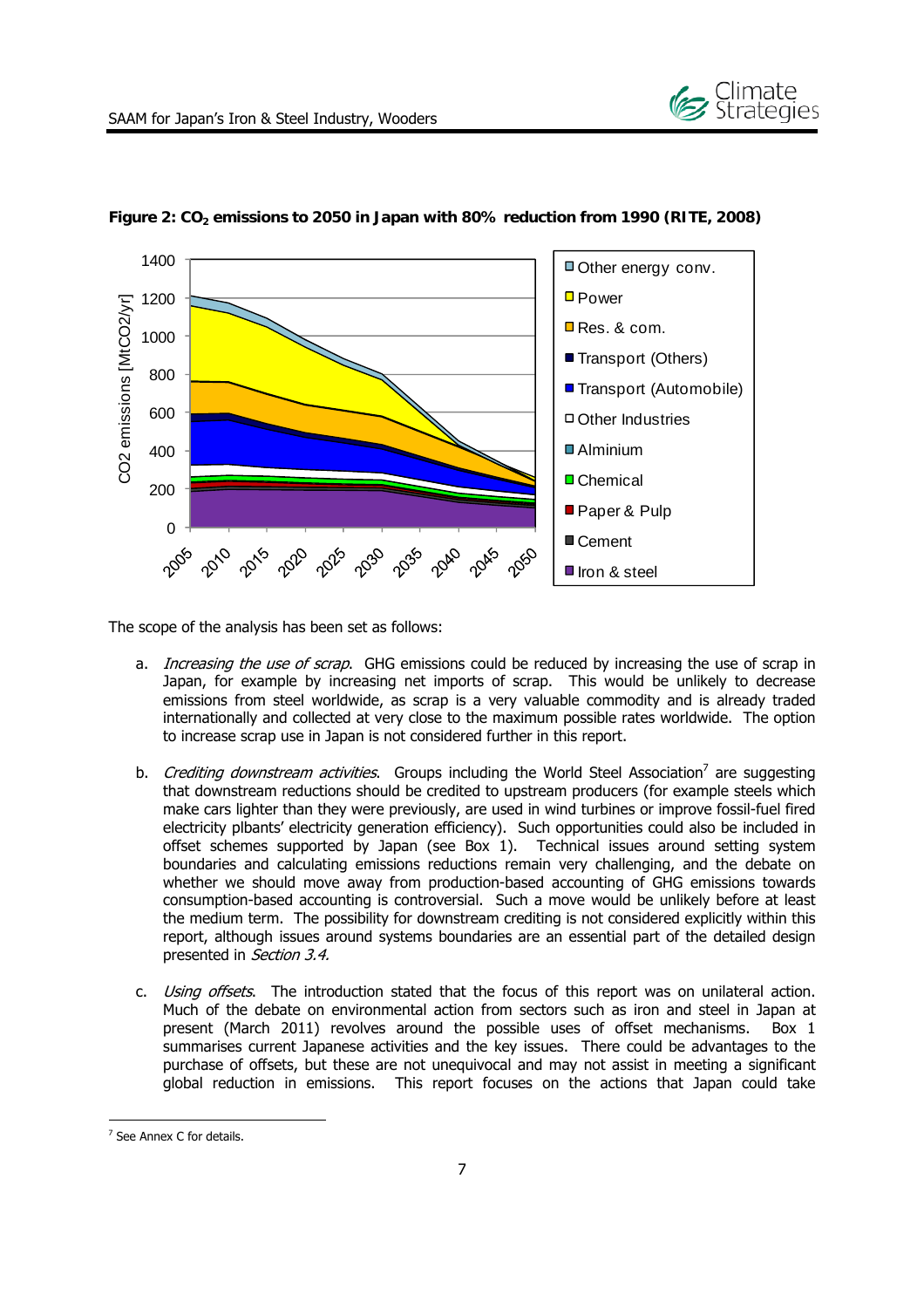**Figure 2: $CO_2$ emissions to 2050 in Japan with 80% reduction from 1990 (RITE, 2008)**

The scope of the analysis has been set as follows:

a. *Increasing the use of scrap*. GHG emissions could be reduced by increasing the use of scrap in Japan, for example by increasing net imports of scrap. This would be unlikely to decrease emissions from steel worldwide, as scrap is a very valuable commodity and is already traded internationally and collected at very close to the maximum possible rates worldwide. The option to increase scrap use in Japan is not considered further in this report.

b. *Crediting downstream activities*. Groups including the World Steel Association[7] are suggesting that downstream reductions should be credited to upstream producers (for example steels which make cars lighter than they were previously, are used in wind turbines or improve fossil-fuel fired electricity plbants' electricity generation efficiency). Such opportunities could also be included in offset schemes supported by Japan (see Box 1). Technical issues around setting system boundaries and calculating emissions reductions remain very challenging, and the debate on whether we should move away from production-based accounting of GHG emissions towards consumption-based accounting is controversial. Such a move would be unlikely before at least the medium term. The possibility for downstream crediting is not considered explicitly within this report, although issues around systems boundaries are an essential part of the detailed design presented in *Section 3.4.*

c. *Using offsets*. The introduction stated that the focus of this report was on unilateral action. Much of the debate on environmental action from sectors such as iron and steel in Japan at present (March 2011) revolves around the possible uses of offset mechanisms. Box 1 summarises current Japanese activities and the key issues. There could be advantages to the purchase of offsets, but these are not unequivocal and may not assist in meeting a significant global reduction in emissions. This report focuses on the actions that Japan could take

[7] See Annex C for details.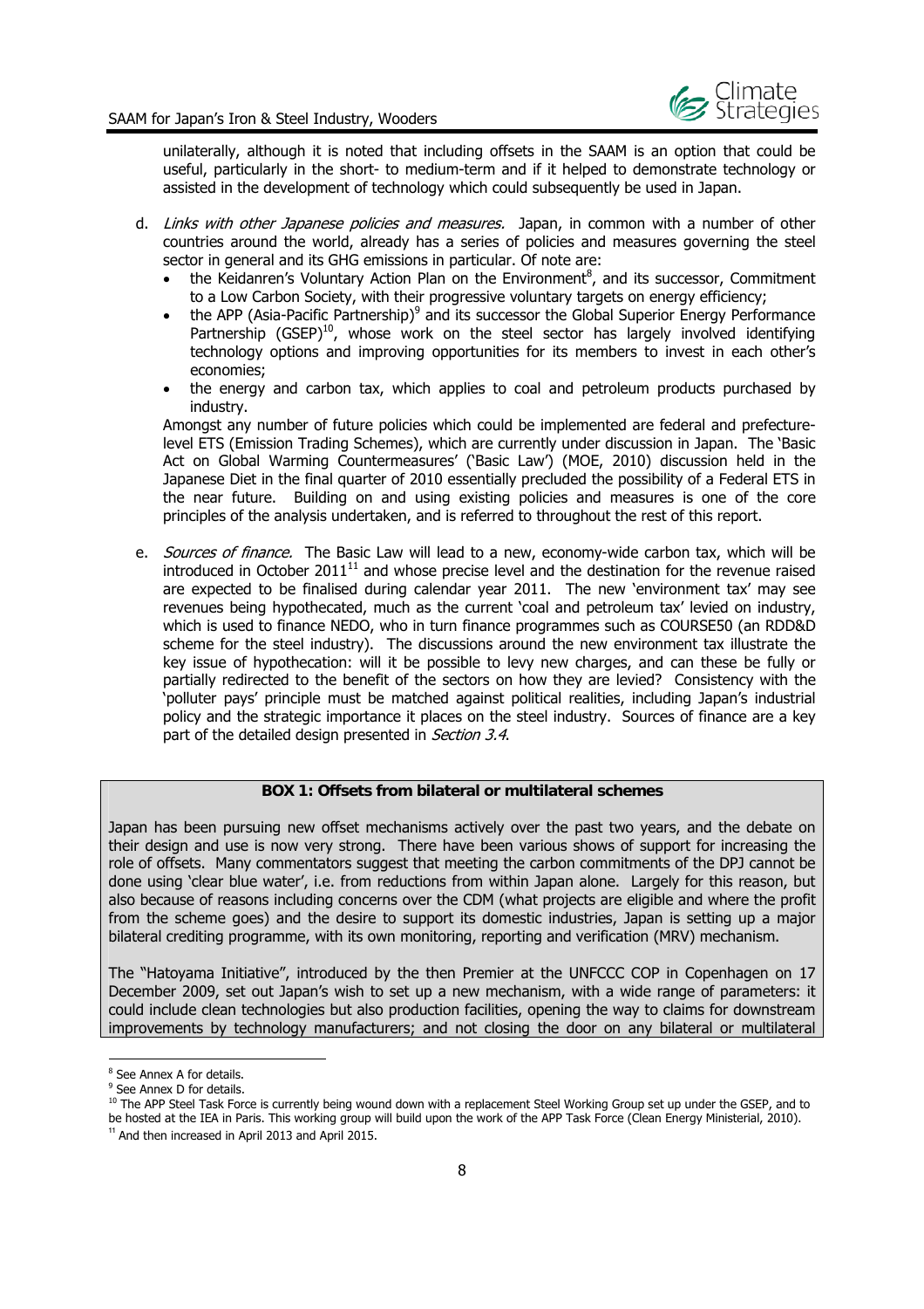unilaterally, although it is noted that including offsets in the SAAM is an option that could be useful, particularly in the short- to medium-term and if it helped to demonstrate technology or assisted in the development of technology which could subsequently be used in Japan.

d. *Links with other Japanese policies and measures.* Japan, in common with a number of other countries around the world, already has a series of policies and measures governing the steel sector in general and its GHG emissions in particular. Of note are:
   - the Keidanren's Voluntary Action Plan on the Environment[8], and its successor, Commitment to a Low Carbon Society, with their progressive voluntary targets on energy efficiency;
   - the APP (Asia-Pacific Partnership)[9] and its successor the Global Superior Energy Performance Partnership (GSEP)[10], whose work on the steel sector has largely involved identifying technology options and improving opportunities for its members to invest in each other's economies;
   - the energy and carbon tax, which applies to coal and petroleum products purchased by industry.

   Amongst any number of future policies which could be implemented are federal and prefecture-level ETS (Emission Trading Schemes), which are currently under discussion in Japan. The 'Basic Act on Global Warming Countermeasures' ('Basic Law') (MOE, 2010) discussion held in the Japanese Diet in the final quarter of 2010 essentially precluded the possibility of a Federal ETS in the near future. Building on and using existing policies and measures is one of the core principles of the analysis undertaken, and is referred to throughout the rest of this report.

e. *Sources of finance.* The Basic Law will lead to a new, economy-wide carbon tax, which will be introduced in October 2011[11] and whose precise level and the destination for the revenue raised are expected to be finalised during calendar year 2011. The new 'environment tax' may see revenues being hypothecated, much as the current 'coal and petroleum tax' levied on industry, which is used to finance NEDO, who in turn finance programmes such as COURSE50 (an RDD&D scheme for the steel industry). The discussions around the new environment tax illustrate the key issue of hypothecation: will it be possible to levy new charges, and can these be fully or partially redirected to the benefit of the sectors on how they are levied? Consistency with the 'polluter pays' principle must be matched against political realities, including Japan's industrial policy and the strategic importance it places on the steel industry. Sources of finance are a key part of the detailed design presented in *Section 3.4*.

**BOX 1: Offsets from bilateral or multilateral schemes**

Japan has been pursuing new offset mechanisms actively over the past two years, and the debate on their design and use is now very strong. There have been various shows of support for increasing the role of offsets. Many commentators suggest that meeting the carbon commitments of the DPJ cannot be done using 'clear blue water', i.e. from reductions from within Japan alone. Largely for this reason, but also because of reasons including concerns over the CDM (what projects are eligible and where the profit from the scheme goes) and the desire to support its domestic industries, Japan is setting up a major bilateral crediting programme, with its own monitoring, reporting and verification (MRV) mechanism.

The "Hatoyama Initiative", introduced by the then Premier at the UNFCCC COP in Copenhagen on 17 December 2009, set out Japan's wish to set up a new mechanism, with a wide range of parameters: it could include clean technologies but also production facilities, opening the way to claims for downstream improvements by technology manufacturers; and not closing the door on any bilateral or multilateral

---

[8] See Annex A for details.

[9] See Annex D for details.

[10] The APP Steel Task Force is currently being wound down with a replacement Steel Working Group set up under the GSEP, and to be hosted at the IEA in Paris. This working group will build upon the work of the APP Task Force (Clean Energy Ministerial, 2010).

[11] And then increased in April 2013 and April 2015.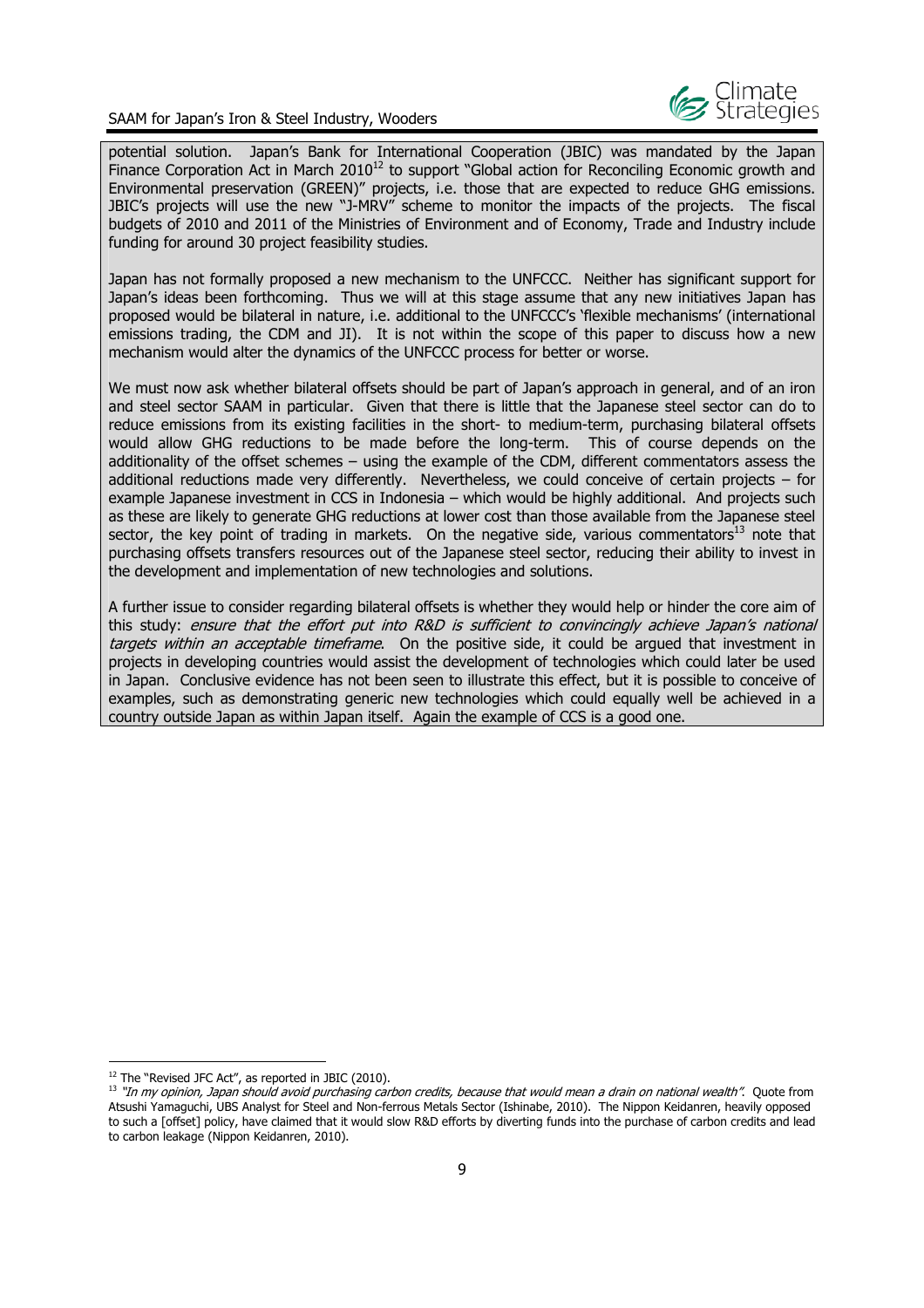potential solution. Japan's Bank for International Cooperation (JBIC) was mandated by the Japan Finance Corporation Act in March 2010[12] to support "Global action for Reconciling Economic growth and Environmental preservation (GREEN)" projects, i.e. those that are expected to reduce GHG emissions. JBIC's projects will use the new "J-MRV" scheme to monitor the impacts of the projects. The fiscal budgets of 2010 and 2011 of the Ministries of Environment and of Economy, Trade and Industry include funding for around 30 project feasibility studies.

Japan has not formally proposed a new mechanism to the UNFCCC. Neither has significant support for Japan's ideas been forthcoming. Thus we will at this stage assume that any new initiatives Japan has proposed would be bilateral in nature, i.e. additional to the UNFCCC's 'flexible mechanisms' (international emissions trading, the CDM and JI). It is not within the scope of this paper to discuss how a new mechanism would alter the dynamics of the UNFCCC process for better or worse.

We must now ask whether bilateral offsets should be part of Japan's approach in general, and of an iron and steel sector SAAM in particular. Given that there is little that the Japanese steel sector can do to reduce emissions from its existing facilities in the short- to medium-term, purchasing bilateral offsets would allow GHG reductions to be made before the long-term. This of course depends on the additionality of the offset schemes – using the example of the CDM, different commentators assess the additional reductions made very differently. Nevertheless, we could conceive of certain projects – for example Japanese investment in CCS in Indonesia – which would be highly additional. And projects such as these are likely to generate GHG reductions at lower cost than those available from the Japanese steel sector, the key point of trading in markets. On the negative side, various commentators[13] note that purchasing offsets transfers resources out of the Japanese steel sector, reducing their ability to invest in the development and implementation of new technologies and solutions.

A further issue to consider regarding bilateral offsets is whether they would help or hinder the core aim of this study: *ensure that the effort put into R&D is sufficient to convincingly achieve Japan's national targets within an acceptable timeframe*. On the positive side, it could be argued that investment in projects in developing countries would assist the development of technologies which could later be used in Japan. Conclusive evidence has not been seen to illustrate this effect, but it is possible to conceive of examples, such as demonstrating generic new technologies which could equally well be achieved in a country outside Japan as within Japan itself. Again the example of CCS is a good one.

---

[12] The "Revised JFC Act", as reported in JBIC (2010).

[13] *"In my opinion, Japan should avoid purchasing carbon credits, because that would mean a drain on national wealth"*. Quote from Atsushi Yamaguchi, UBS Analyst for Steel and Non-ferrous Metals Sector (Ishinabe, 2010). The Nippon Keidanren, heavily opposed to such a [offset] policy, have claimed that it would slow R&D efforts by diverting funds into the purchase of carbon credits and lead to carbon leakage (Nippon Keidanren, 2010).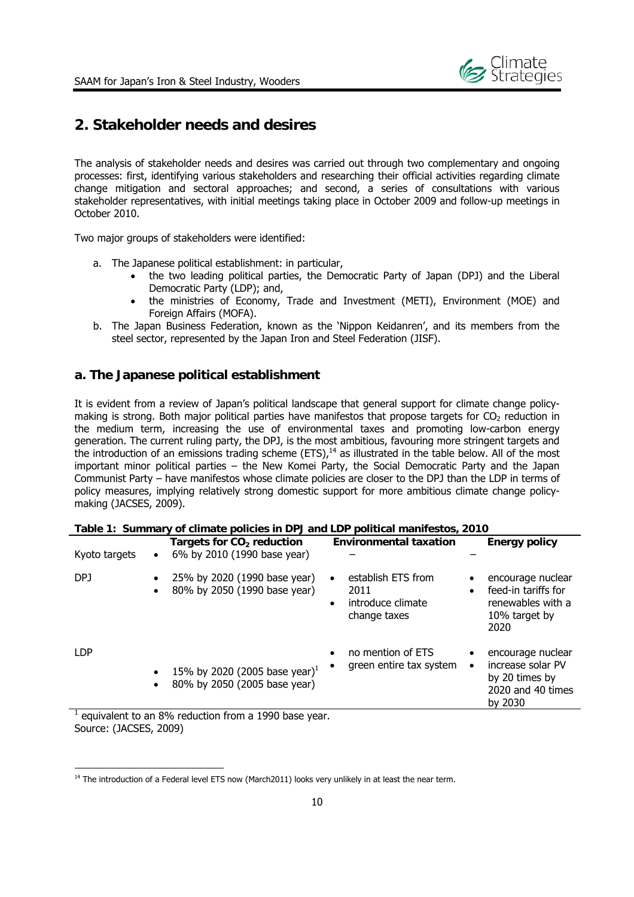## 2. Stakeholder needs and desires

The analysis of stakeholder needs and desires was carried out through two complementary and ongoing processes: first, identifying various stakeholders and researching their official activities regarding climate change mitigation and sectoral approaches; and second, a series of consultations with various stakeholder representatives, with initial meetings taking place in October 2009 and follow-up meetings in October 2010.

Two major groups of stakeholders were identified:

a. The Japanese political establishment: in particular,
    - the two leading political parties, the Democratic Party of Japan (DPJ) and the Liberal Democratic Party (LDP); and,
    - the ministries of Economy, Trade and Investment (METI), Environment (MOE) and Foreign Affairs (MOFA).

b. The Japan Business Federation, known as the 'Nippon Keidanren', and its members from the steel sector, represented by the Japan Iron and Steel Federation (JISF).

### a. The Japanese political establishment

It is evident from a review of Japan's political landscape that general support for climate change policy-making is strong. Both major political parties have manifestos that propose targets for $CO_2$ reduction in the medium term, increasing the use of environmental taxes and promoting low-carbon energy generation. The current ruling party, the DPJ, is the most ambitious, favouring more stringent targets and the introduction of an emissions trading scheme (ETS),[14] as illustrated in the table below. All of the most important minor political parties – the New Komei Party, the Social Democratic Party and the Japan Communist Party – have manifestos whose climate policies are closer to the DPJ than the LDP in terms of policy measures, implying relatively strong domestic support for more ambitious climate change policy-making (JACSES, 2009).

**Table 1: Summary of climate policies in DPJ and LDP political manifestos, 2010**

| | Targets for $CO_2$ reduction | Environmental taxation | Energy policy |
|---|---|---|---|
| Kyoto targets | • 6% by 2010 (1990 base year) | – | – |
| DPJ | • 25% by 2020 (1990 base year)<br>• 80% by 2050 (1990 base year) | • establish ETS from 2011<br>• introduce climate change taxes | • encourage nuclear<br>• feed-in tariffs for renewables with a 10% target by 2020 |
| LDP | • 15% by 2020 (2005 base year)[1]<br>• 80% by 2050 (2005 base year) | • no mention of ETS<br>• green entire tax system | • encourage nuclear<br>• increase solar PV by 20 times by 2020 and 40 times by 2030 |

[1] equivalent to an 8% reduction from a 1990 base year.
Source: (JACSES, 2009)

[14] The introduction of a Federal level ETS now (March2011) looks very unlikely in at least the near term.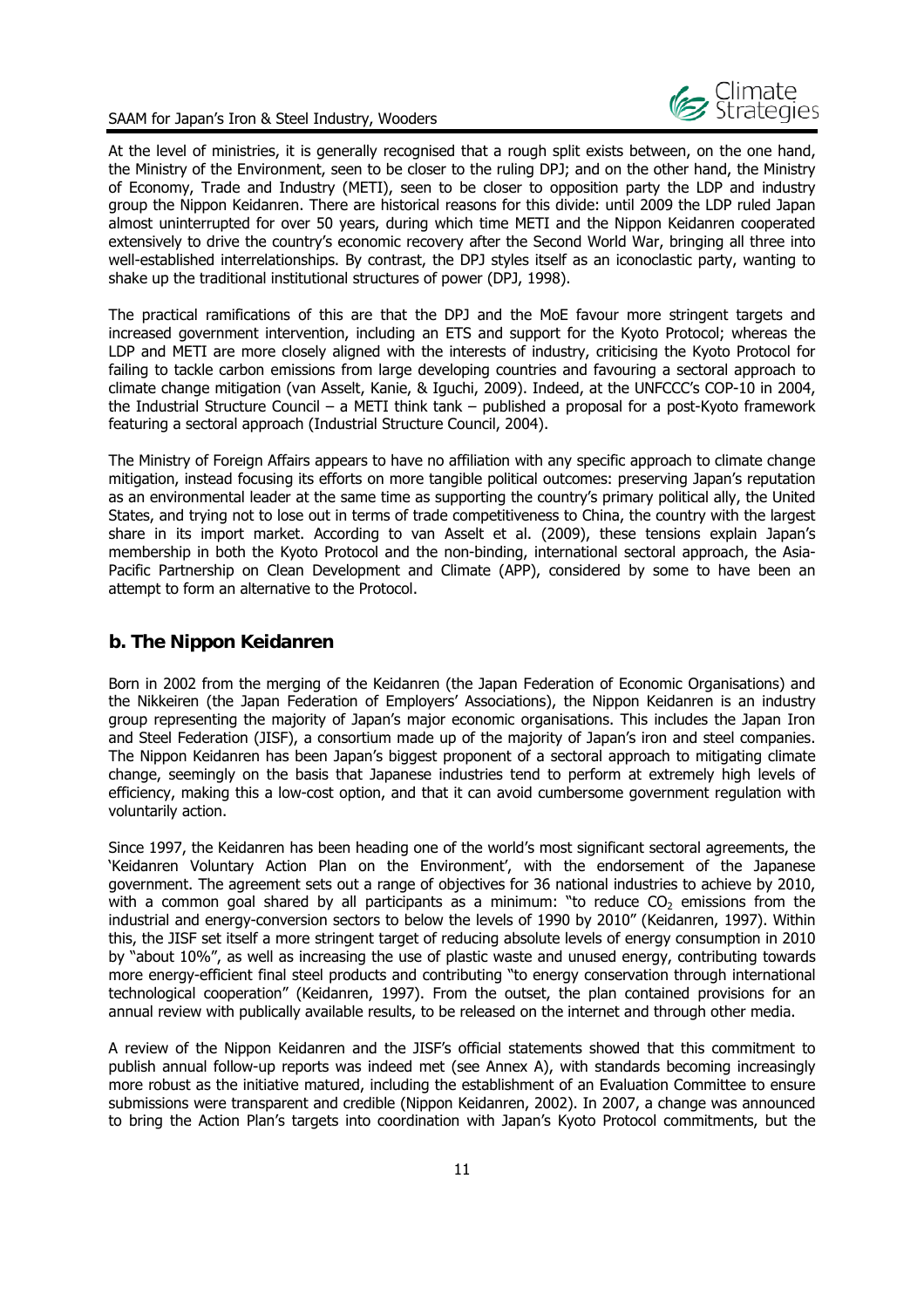At the level of ministries, it is generally recognised that a rough split exists between, on the one hand, the Ministry of the Environment, seen to be closer to the ruling DPJ; and on the other hand, the Ministry of Economy, Trade and Industry (METI), seen to be closer to opposition party the LDP and industry group the Nippon Keidanren. There are historical reasons for this divide: until 2009 the LDP ruled Japan almost uninterrupted for over 50 years, during which time METI and the Nippon Keidanren cooperated extensively to drive the country's economic recovery after the Second World War, bringing all three into well-established interrelationships. By contrast, the DPJ styles itself as an iconoclastic party, wanting to shake up the traditional institutional structures of power (DPJ, 1998).

The practical ramifications of this are that the DPJ and the MoE favour more stringent targets and increased government intervention, including an ETS and support for the Kyoto Protocol; whereas the LDP and METI are more closely aligned with the interests of industry, criticising the Kyoto Protocol for failing to tackle carbon emissions from large developing countries and favouring a sectoral approach to climate change mitigation (van Asselt, Kanie, & Iguchi, 2009). Indeed, at the UNFCCC's COP-10 in 2004, the Industrial Structure Council – a METI think tank – published a proposal for a post-Kyoto framework featuring a sectoral approach (Industrial Structure Council, 2004).

The Ministry of Foreign Affairs appears to have no affiliation with any specific approach to climate change mitigation, instead focusing its efforts on more tangible political outcomes: preserving Japan's reputation as an environmental leader at the same time as supporting the country's primary political ally, the United States, and trying not to lose out in terms of trade competitiveness to China, the country with the largest share in its import market. According to van Asselt et al. (2009), these tensions explain Japan's membership in both the Kyoto Protocol and the non-binding, international sectoral approach, the Asia-Pacific Partnership on Clean Development and Climate (APP), considered by some to have been an attempt to form an alternative to the Protocol.

## b. The Nippon Keidanren

Born in 2002 from the merging of the Keidanren (the Japan Federation of Economic Organisations) and the Nikkeiren (the Japan Federation of Employers' Associations), the Nippon Keidanren is an industry group representing the majority of Japan's major economic organisations. This includes the Japan Iron and Steel Federation (JISF), a consortium made up of the majority of Japan's iron and steel companies. The Nippon Keidanren has been Japan's biggest proponent of a sectoral approach to mitigating climate change, seemingly on the basis that Japanese industries tend to perform at extremely high levels of efficiency, making this a low-cost option, and that it can avoid cumbersome government regulation with voluntarily action.

Since 1997, the Keidanren has been heading one of the world's most significant sectoral agreements, the 'Keidanren Voluntary Action Plan on the Environment', with the endorsement of the Japanese government. The agreement sets out a range of objectives for 36 national industries to achieve by 2010, with a common goal shared by all participants as a minimum: "to reduce $CO_2$ emissions from the industrial and energy-conversion sectors to below the levels of 1990 by 2010" (Keidanren, 1997). Within this, the JISF set itself a more stringent target of reducing absolute levels of energy consumption in 2010 by "about 10%", as well as increasing the use of plastic waste and unused energy, contributing towards more energy-efficient final steel products and contributing "to energy conservation through international technological cooperation" (Keidanren, 1997). From the outset, the plan contained provisions for an annual review with publically available results, to be released on the internet and through other media.

A review of the Nippon Keidanren and the JISF's official statements showed that this commitment to publish annual follow-up reports was indeed met (see Annex A), with standards becoming increasingly more robust as the initiative matured, including the establishment of an Evaluation Committee to ensure submissions were transparent and credible (Nippon Keidanren, 2002). In 2007, a change was announced to bring the Action Plan's targets into coordination with Japan's Kyoto Protocol commitments, but the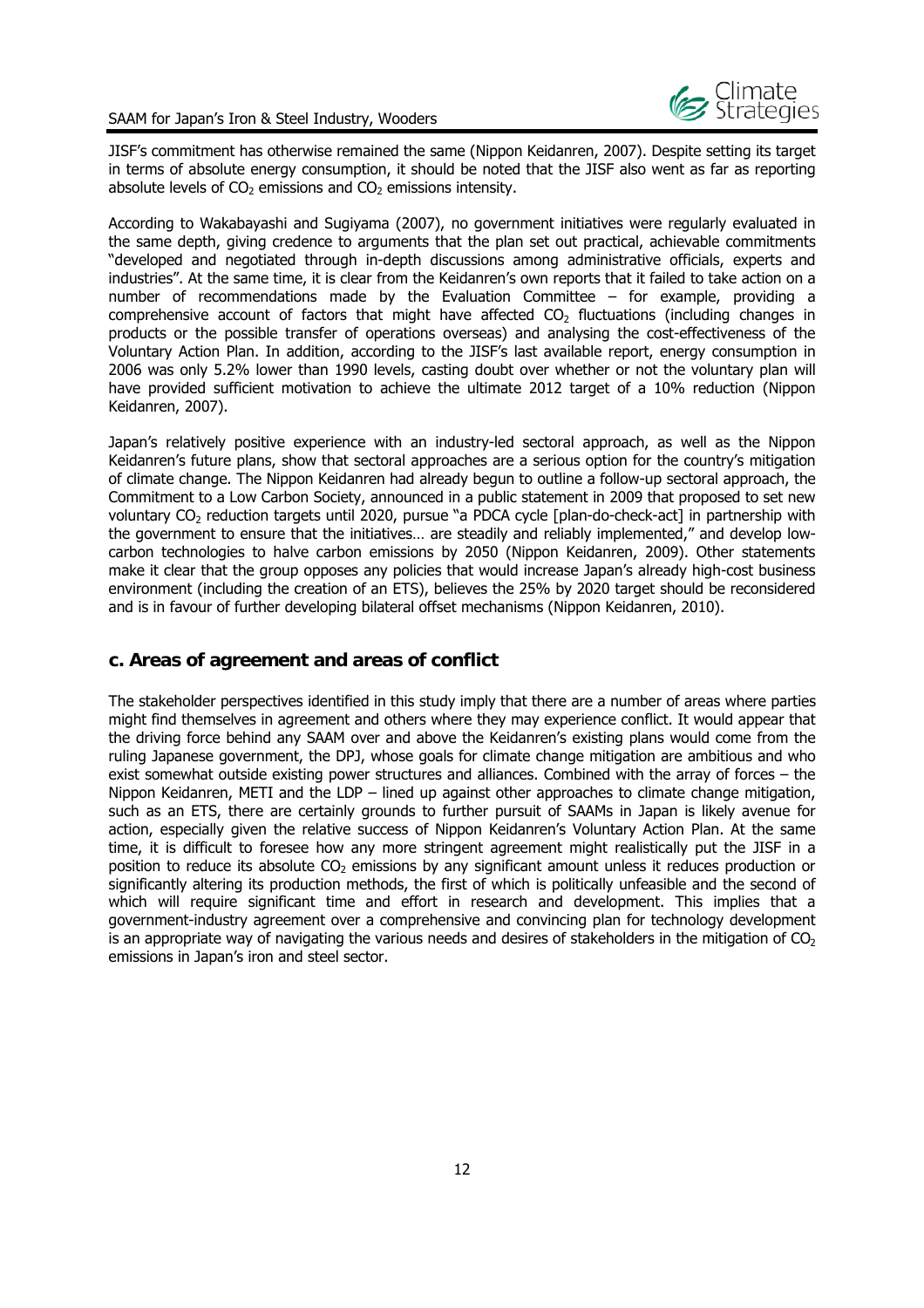JISF's commitment has otherwise remained the same (Nippon Keidanren, 2007). Despite setting its target in terms of absolute energy consumption, it should be noted that the JISF also went as far as reporting absolute levels of $CO_2$ emissions and $CO_2$ emissions intensity.

According to Wakabayashi and Sugiyama (2007), no government initiatives were regularly evaluated in the same depth, giving credence to arguments that the plan set out practical, achievable commitments "developed and negotiated through in-depth discussions among administrative officials, experts and industries". At the same time, it is clear from the Keidanren's own reports that it failed to take action on a number of recommendations made by the Evaluation Committee – for example, providing a comprehensive account of factors that might have affected $CO_2$ fluctuations (including changes in products or the possible transfer of operations overseas) and analysing the cost-effectiveness of the Voluntary Action Plan. In addition, according to the JISF's last available report, energy consumption in 2006 was only 5.2% lower than 1990 levels, casting doubt over whether or not the voluntary plan will have provided sufficient motivation to achieve the ultimate 2012 target of a 10% reduction (Nippon Keidanren, 2007).

Japan's relatively positive experience with an industry-led sectoral approach, as well as the Nippon Keidanren's future plans, show that sectoral approaches are a serious option for the country's mitigation of climate change. The Nippon Keidanren had already begun to outline a follow-up sectoral approach, the Commitment to a Low Carbon Society, announced in a public statement in 2009 that proposed to set new voluntary $CO_2$ reduction targets until 2020, pursue "a PDCA cycle [plan-do-check-act] in partnership with the government to ensure that the initiatives… are steadily and reliably implemented," and develop low-carbon technologies to halve carbon emissions by 2050 (Nippon Keidanren, 2009). Other statements make it clear that the group opposes any policies that would increase Japan's already high-cost business environment (including the creation of an ETS), believes the 25% by 2020 target should be reconsidered and is in favour of further developing bilateral offset mechanisms (Nippon Keidanren, 2010).

## c. Areas of agreement and areas of conflict

The stakeholder perspectives identified in this study imply that there are a number of areas where parties might find themselves in agreement and others where they may experience conflict. It would appear that the driving force behind any SAAM over and above the Keidanren's existing plans would come from the ruling Japanese government, the DPJ, whose goals for climate change mitigation are ambitious and who exist somewhat outside existing power structures and alliances. Combined with the array of forces – the Nippon Keidanren, METI and the LDP – lined up against other approaches to climate change mitigation, such as an ETS, there are certainly grounds to further pursuit of SAAMs in Japan is likely avenue for action, especially given the relative success of Nippon Keidanren's Voluntary Action Plan. At the same time, it is difficult to foresee how any more stringent agreement might realistically put the JISF in a position to reduce its absolute $CO_2$ emissions by any significant amount unless it reduces production or significantly altering its production methods, the first of which is politically unfeasible and the second of which will require significant time and effort in research and development. This implies that a government-industry agreement over a comprehensive and convincing plan for technology development is an appropriate way of navigating the various needs and desires of stakeholders in the mitigation of $CO_2$ emissions in Japan's iron and steel sector.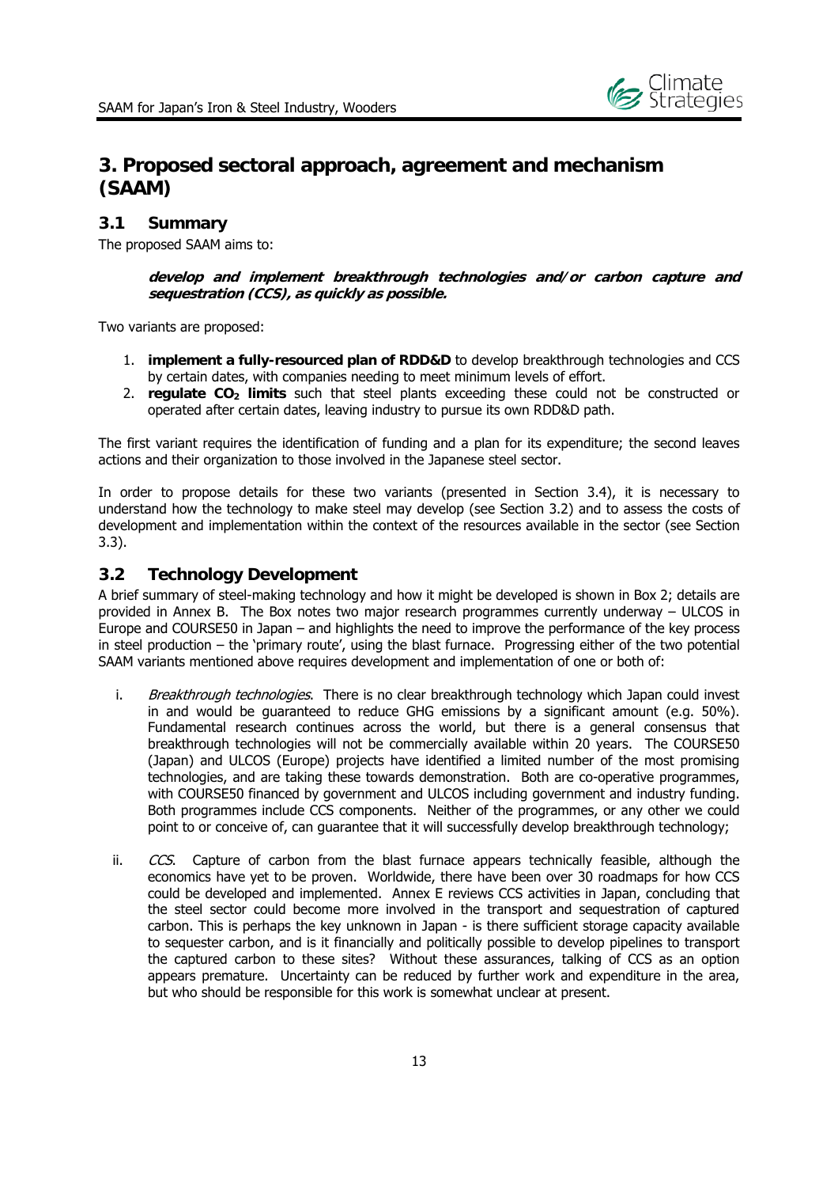# 3. Proposed sectoral approach, agreement and mechanism (SAAM)

## 3.1 Summary

The proposed SAAM aims to:

> ***develop and implement breakthrough technologies and/or carbon capture and sequestration (CCS), as quickly as possible.***

Two variants are proposed:

1. **implement a fully-resourced plan of RDD&D** to develop breakthrough technologies and CCS by certain dates, with companies needing to meet minimum levels of effort.
2. **regulate $CO_2$ limits** such that steel plants exceeding these could not be constructed or operated after certain dates, leaving industry to pursue its own RDD&D path.

The first variant requires the identification of funding and a plan for its expenditure; the second leaves actions and their organization to those involved in the Japanese steel sector.

In order to propose details for these two variants (presented in Section 3.4), it is necessary to understand how the technology to make steel may develop (see Section 3.2) and to assess the costs of development and implementation within the context of the resources available in the sector (see Section 3.3).

## 3.2 Technology Development

A brief summary of steel-making technology and how it might be developed is shown in Box 2; details are provided in Annex B. The Box notes two major research programmes currently underway – ULCOS in Europe and COURSE50 in Japan – and highlights the need to improve the performance of the key process in steel production – the 'primary route', using the blast furnace. Progressing either of the two potential SAAM variants mentioned above requires development and implementation of one or both of:

i. *Breakthrough technologies*. There is no clear breakthrough technology which Japan could invest in and would be guaranteed to reduce GHG emissions by a significant amount (e.g. 50%). Fundamental research continues across the world, but there is a general consensus that breakthrough technologies will not be commercially available within 20 years. The COURSE50 (Japan) and ULCOS (Europe) projects have identified a limited number of the most promising technologies, and are taking these towards demonstration. Both are co-operative programmes, with COURSE50 financed by government and ULCOS including government and industry funding. Both programmes include CCS components. Neither of the programmes, or any other we could point to or conceive of, can guarantee that it will successfully develop breakthrough technology;

ii. *CCS*. Capture of carbon from the blast furnace appears technically feasible, although the economics have yet to be proven. Worldwide, there have been over 30 roadmaps for how CCS could be developed and implemented. Annex E reviews CCS activities in Japan, concluding that the steel sector could become more involved in the transport and sequestration of captured carbon. This is perhaps the key unknown in Japan - is there sufficient storage capacity available to sequester carbon, and is it financially and politically possible to develop pipelines to transport the captured carbon to these sites? Without these assurances, talking of CCS as an option appears premature. Uncertainty can be reduced by further work and expenditure in the area, but who should be responsible for this work is somewhat unclear at present.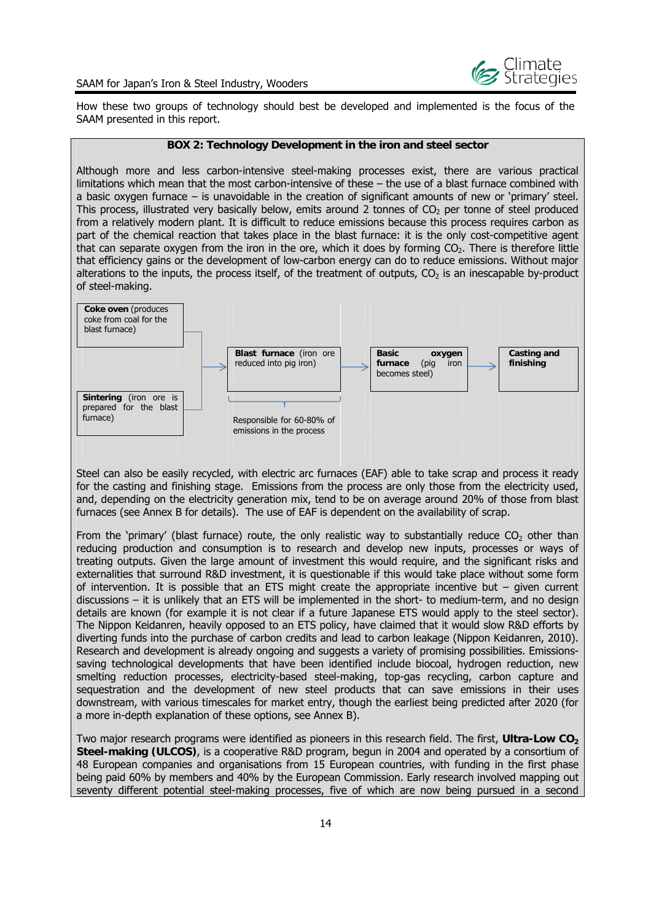How these two groups of technology should best be developed and implemented is the focus of the SAAM presented in this report.

**BOX 2: Technology Development in the iron and steel sector**

Although more and less carbon-intensive steel-making processes exist, there are various practical limitations which mean that the most carbon-intensive of these – the use of a blast furnace combined with a basic oxygen furnace – is unavoidable in the creation of significant amounts of new or 'primary' steel. This process, illustrated very basically below, emits around 2 tonnes of $CO_2$ per tonne of steel produced from a relatively modern plant. It is difficult to reduce emissions because this process requires carbon as part of the chemical reaction that takes place in the blast furnace: it is the only cost-competitive agent that can separate oxygen from the iron in the ore, which it does by forming $CO_2$. There is therefore little that efficiency gains or the development of low-carbon energy can do to reduce emissions. Without major alterations to the inputs, the process itself, of the treatment of outputs, $CO_2$ is an inescapable by-product of steel-making.

**Coke oven** (produces coke from coal for the blast furnace)

**Sintering** (iron ore is prepared for the blast furnace)

→ **Blast furnace** (iron ore reduced into pig iron) → **Basic oxygen furnace** (pig iron becomes steel) → **Casting and finishing**

Responsible for 60-80% of emissions in the process

Steel can also be easily recycled, with electric arc furnaces (EAF) able to take scrap and process it ready for the casting and finishing stage. Emissions from the process are only those from the electricity used, and, depending on the electricity generation mix, tend to be on average around 20% of those from blast furnaces (see Annex B for details). The use of EAF is dependent on the availability of scrap.

From the 'primary' (blast furnace) route, the only realistic way to substantially reduce $CO_2$ other than reducing production and consumption is to research and develop new inputs, processes or ways of treating outputs. Given the large amount of investment this would require, and the significant risks and externalities that surround R&D investment, it is questionable if this would take place without some form of intervention. It is possible that an ETS might create the appropriate incentive but – given current discussions – it is unlikely that an ETS will be implemented in the short- to medium-term, and no design details are known (for example it is not clear if a future Japanese ETS would apply to the steel sector). The Nippon Keidanren, heavily opposed to an ETS policy, have claimed that it would slow R&D efforts by diverting funds into the purchase of carbon credits and lead to carbon leakage (Nippon Keidanren, 2010). Research and development is already ongoing and suggests a variety of promising possibilities. Emissions-saving technological developments that have been identified include biocoal, hydrogen reduction, new smelting reduction processes, electricity-based steel-making, top-gas recycling, carbon capture and sequestration and the development of new steel products that can save emissions in their uses downstream, with various timescales for market entry, though the earliest being predicted after 2020 (for a more in-depth explanation of these options, see Annex B).

Two major research programs were identified as pioneers in this research field. The first, **Ultra-Low $CO_2$ Steel-making (ULCOS)**, is a cooperative R&D program, begun in 2004 and operated by a consortium of 48 European companies and organisations from 15 European countries, with funding in the first phase being paid 60% by members and 40% by the European Commission. Early research involved mapping out seventy different potential steel-making processes, five of which are now being pursued in a second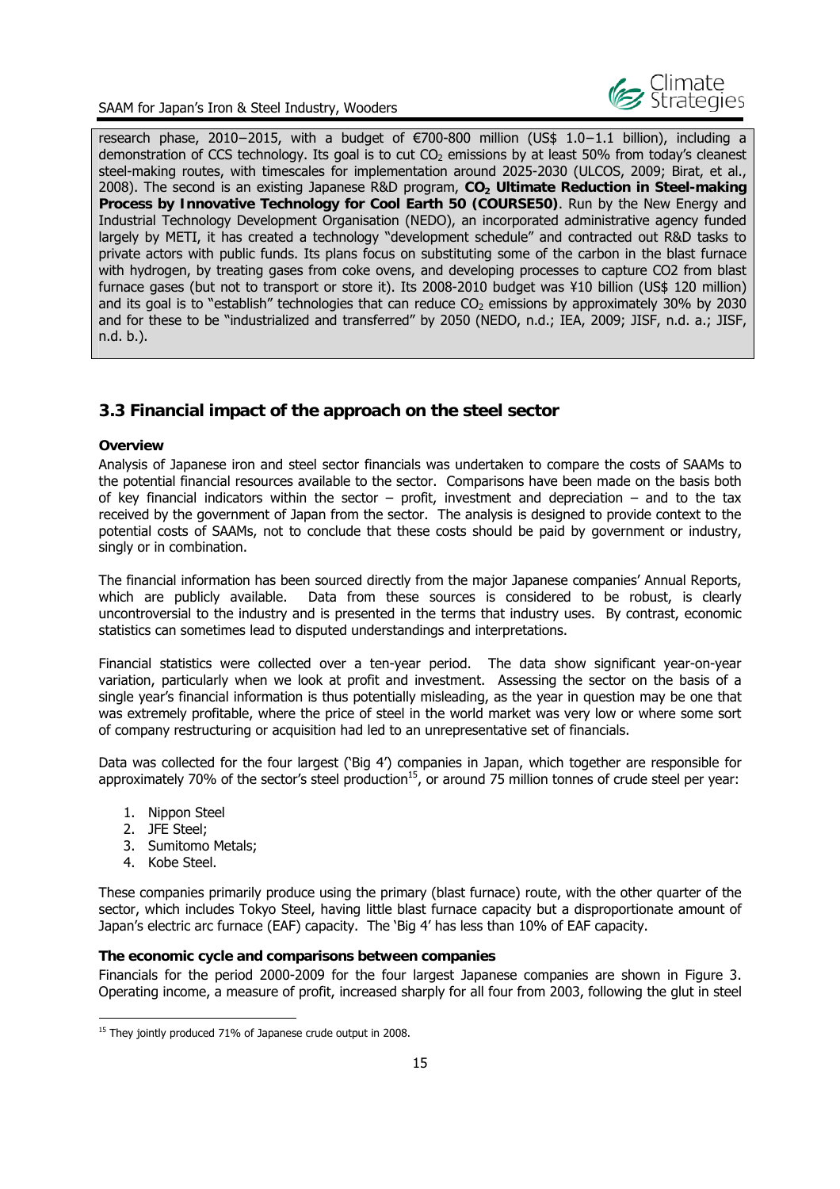research phase, 2010–2015, with a budget of €700-800 million (US$ 1.0–1.1 billion), including a demonstration of CCS technology. Its goal is to cut $CO_2$ emissions by at least 50% from today's cleanest steel-making routes, with timescales for implementation around 2025-2030 (ULCOS, 2009; Birat, et al., 2008). The second is an existing Japanese R&D program, **$CO_2$ Ultimate Reduction in Steel-making Process by Innovative Technology for Cool Earth 50 (COURSE50)**. Run by the New Energy and Industrial Technology Development Organisation (NEDO), an incorporated administrative agency funded largely by METI, it has created a technology "development schedule" and contracted out R&D tasks to private actors with public funds. Its plans focus on substituting some of the carbon in the blast furnace with hydrogen, by treating gases from coke ovens, and developing processes to capture CO2 from blast furnace gases (but not to transport or store it). Its 2008-2010 budget was ¥10 billion (US$ 120 million) and its goal is to "establish" technologies that can reduce $CO_2$ emissions by approximately 30% by 2030 and for these to be "industrialized and transferred" by 2050 (NEDO, n.d.; IEA, 2009; JISF, n.d. a.; JISF, n.d. b.).

## 3.3 Financial impact of the approach on the steel sector

**Overview**

Analysis of Japanese iron and steel sector financials was undertaken to compare the costs of SAAMs to the potential financial resources available to the sector. Comparisons have been made on the basis both of key financial indicators within the sector – profit, investment and depreciation – and to the tax received by the government of Japan from the sector. The analysis is designed to provide context to the potential costs of SAAMs, not to conclude that these costs should be paid by government or industry, singly or in combination.

The financial information has been sourced directly from the major Japanese companies' Annual Reports, which are publicly available. Data from these sources is considered to be robust, is clearly uncontroversial to the industry and is presented in the terms that industry uses. By contrast, economic statistics can sometimes lead to disputed understandings and interpretations.

Financial statistics were collected over a ten-year period. The data show significant year-on-year variation, particularly when we look at profit and investment. Assessing the sector on the basis of a single year's financial information is thus potentially misleading, as the year in question may be one that was extremely profitable, where the price of steel in the world market was very low or where some sort of company restructuring or acquisition had led to an unrepresentative set of financials.

Data was collected for the four largest ('Big 4') companies in Japan, which together are responsible for approximately 70% of the sector's steel production[15], or around 75 million tonnes of crude steel per year:

1. Nippon Steel
2. JFE Steel;
3. Sumitomo Metals;
4. Kobe Steel.

These companies primarily produce using the primary (blast furnace) route, with the other quarter of the sector, which includes Tokyo Steel, having little blast furnace capacity but a disproportionate amount of Japan's electric arc furnace (EAF) capacity. The 'Big 4' has less than 10% of EAF capacity.

**The economic cycle and comparisons between companies**

Financials for the period 2000-2009 for the four largest Japanese companies are shown in Figure 3. Operating income, a measure of profit, increased sharply for all four from 2003, following the glut in steel

[15] They jointly produced 71% of Japanese crude output in 2008.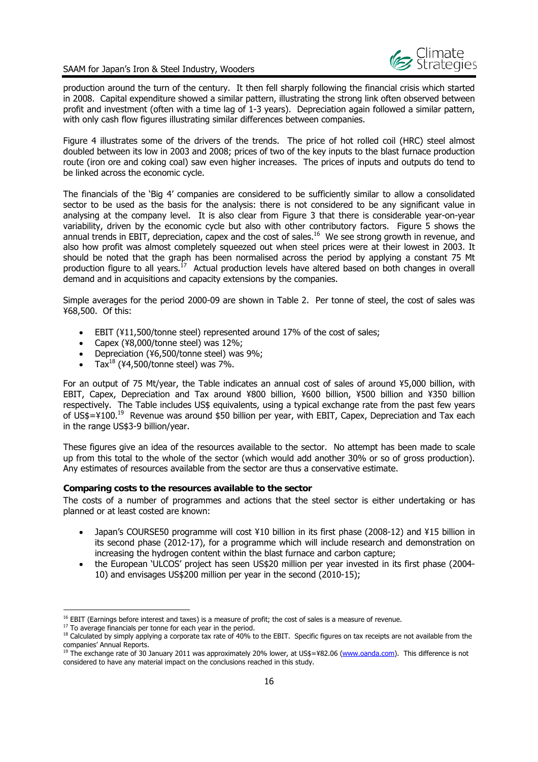production around the turn of the century. It then fell sharply following the financial crisis which started in 2008. Capital expenditure showed a similar pattern, illustrating the strong link often observed between profit and investment (often with a time lag of 1-3 years). Depreciation again followed a similar pattern, with only cash flow figures illustrating similar differences between companies.

Figure 4 illustrates some of the drivers of the trends. The price of hot rolled coil (HRC) steel almost doubled between its low in 2003 and 2008; prices of two of the key inputs to the blast furnace production route (iron ore and coking coal) saw even higher increases. The prices of inputs and outputs do tend to be linked across the economic cycle.

The financials of the 'Big 4' companies are considered to be sufficiently similar to allow a consolidated sector to be used as the basis for the analysis: there is not considered to be any significant value in analysing at the company level. It is also clear from Figure 3 that there is considerable year-on-year variability, driven by the economic cycle but also with other contributory factors. Figure 5 shows the annual trends in EBIT, depreciation, capex and the cost of sales.[16] We see strong growth in revenue, and also how profit was almost completely squeezed out when steel prices were at their lowest in 2003. It should be noted that the graph has been normalised across the period by applying a constant 75 Mt production figure to all years.[17] Actual production levels have altered based on both changes in overall demand and in acquisitions and capacity extensions by the companies.

Simple averages for the period 2000-09 are shown in Table 2. Per tonne of steel, the cost of sales was ¥68,500. Of this:

- EBIT (¥11,500/tonne steel) represented around 17% of the cost of sales;
- Capex (¥8,000/tonne steel) was 12%;
- Depreciation (¥6,500/tonne steel) was 9%;
- Tax[18] (¥4,500/tonne steel) was 7%.

For an output of 75 Mt/year, the Table indicates an annual cost of sales of around ¥5,000 billion, with EBIT, Capex, Depreciation and Tax around ¥800 billion, ¥600 billion, ¥500 billion and ¥350 billion respectively. The Table includes US$ equivalents, using a typical exchange rate from the past few years of US$=¥100.[19] Revenue was around $50 billion per year, with EBIT, Capex, Depreciation and Tax each in the range US$3-9 billion/year.

These figures give an idea of the resources available to the sector. No attempt has been made to scale up from this total to the whole of the sector (which would add another 30% or so of gross production). Any estimates of resources available from the sector are thus a conservative estimate.

**Comparing costs to the resources available to the sector**

The costs of a number of programmes and actions that the steel sector is either undertaking or has planned or at least costed are known:

- Japan's COURSE50 programme will cost ¥10 billion in its first phase (2008-12) and ¥15 billion in its second phase (2012-17), for a programme which will include research and demonstration on increasing the hydrogen content within the blast furnace and carbon capture;
- the European 'ULCOS' project has seen US$20 million per year invested in its first phase (2004-10) and envisages US$200 million per year in the second (2010-15);

---

[16] EBIT (Earnings before interest and taxes) is a measure of profit; the cost of sales is a measure of revenue.

[17] To average financials per tonne for each year in the period.

[18] Calculated by simply applying a corporate tax rate of 40% to the EBIT. Specific figures on tax receipts are not available from the companies' Annual Reports.

[19] The exchange rate of 30 January 2011 was approximately 20% lower, at US$=¥82.06 (www.oanda.com). This difference is not considered to have any material impact on the conclusions reached in this study.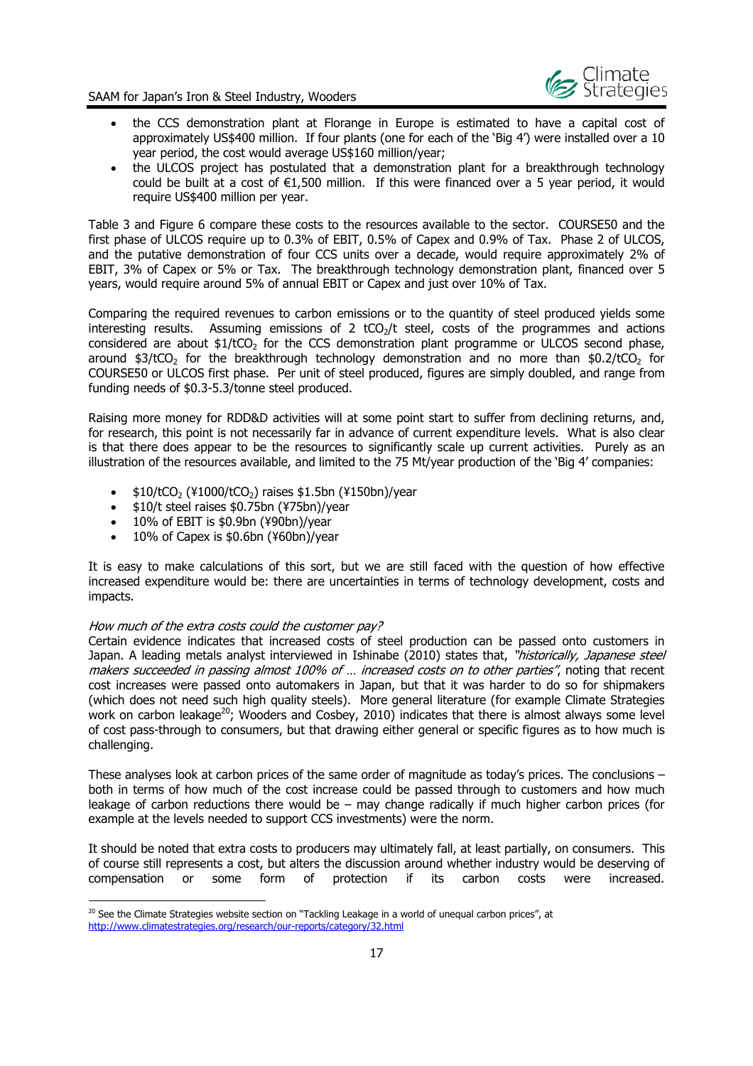- the CCS demonstration plant at Florange in Europe is estimated to have a capital cost of approximately US$400 million. If four plants (one for each of the 'Big 4') were installed over a 10 year period, the cost would average US$160 million/year;
- the ULCOS project has postulated that a demonstration plant for a breakthrough technology could be built at a cost of €1,500 million. If this were financed over a 5 year period, it would require US$400 million per year.

Table 3 and Figure 6 compare these costs to the resources available to the sector. COURSE50 and the first phase of ULCOS require up to 0.3% of EBIT, 0.5% of Capex and 0.9% of Tax. Phase 2 of ULCOS, and the putative demonstration of four CCS units over a decade, would require approximately 2% of EBIT, 3% of Capex or 5% or Tax. The breakthrough technology demonstration plant, financed over 5 years, would require around 5% of annual EBIT or Capex and just over 10% of Tax.

Comparing the required revenues to carbon emissions or to the quantity of steel produced yields some interesting results. Assuming emissions of 2 $tCO_2$/t steel, costs of the programmes and actions considered are about $1/$tCO_2$ for the CCS demonstration plant programme or ULCOS second phase, around $3/$tCO_2$ for the breakthrough technology demonstration and no more than $0.2/$tCO_2$ for COURSE50 or ULCOS first phase. Per unit of steel produced, figures are simply doubled, and range from funding needs of $0.3-5.3/tonne steel produced.

Raising more money for RDD&D activities will at some point start to suffer from declining returns, and, for research, this point is not necessarily far in advance of current expenditure levels. What is also clear is that there does appear to be the resources to significantly scale up current activities. Purely as an illustration of the resources available, and limited to the 75 Mt/year production of the 'Big 4' companies:

- $10/$tCO_2$ (¥1000/$tCO_2$) raises $1.5bn (¥150bn)/year
- $10/t steel raises $0.75bn (¥75bn)/year
- 10% of EBIT is $0.9bn (¥90bn)/year
- 10% of Capex is $0.6bn (¥60bn)/year

It is easy to make calculations of this sort, but we are still faced with the question of how effective increased expenditure would be: there are uncertainties in terms of technology development, costs and impacts.

*How much of the extra costs could the customer pay?*

Certain evidence indicates that increased costs of steel production can be passed onto customers in Japan. A leading metals analyst interviewed in Ishinabe (2010) states that, *"historically, Japanese steel makers succeeded in passing almost 100% of … increased costs on to other parties"*, noting that recent cost increases were passed onto automakers in Japan, but that it was harder to do so for shipmakers (which does not need such high quality steels). More general literature (for example Climate Strategies work on carbon leakage[20]; Wooders and Cosbey, 2010) indicates that there is almost always some level of cost pass-through to consumers, but that drawing either general or specific figures as to how much is challenging.

These analyses look at carbon prices of the same order of magnitude as today's prices. The conclusions – both in terms of how much of the cost increase could be passed through to customers and how much leakage of carbon reductions there would be – may change radically if much higher carbon prices (for example at the levels needed to support CCS investments) were the norm.

It should be noted that extra costs to producers may ultimately fall, at least partially, on consumers. This of course still represents a cost, but alters the discussion around whether industry would be deserving of compensation or some form of protection if its carbon costs were increased.

[20] See the Climate Strategies website section on "Tackling Leakage in a world of unequal carbon prices", at http://www.climatestrategies.org/research/our-reports/category/32.html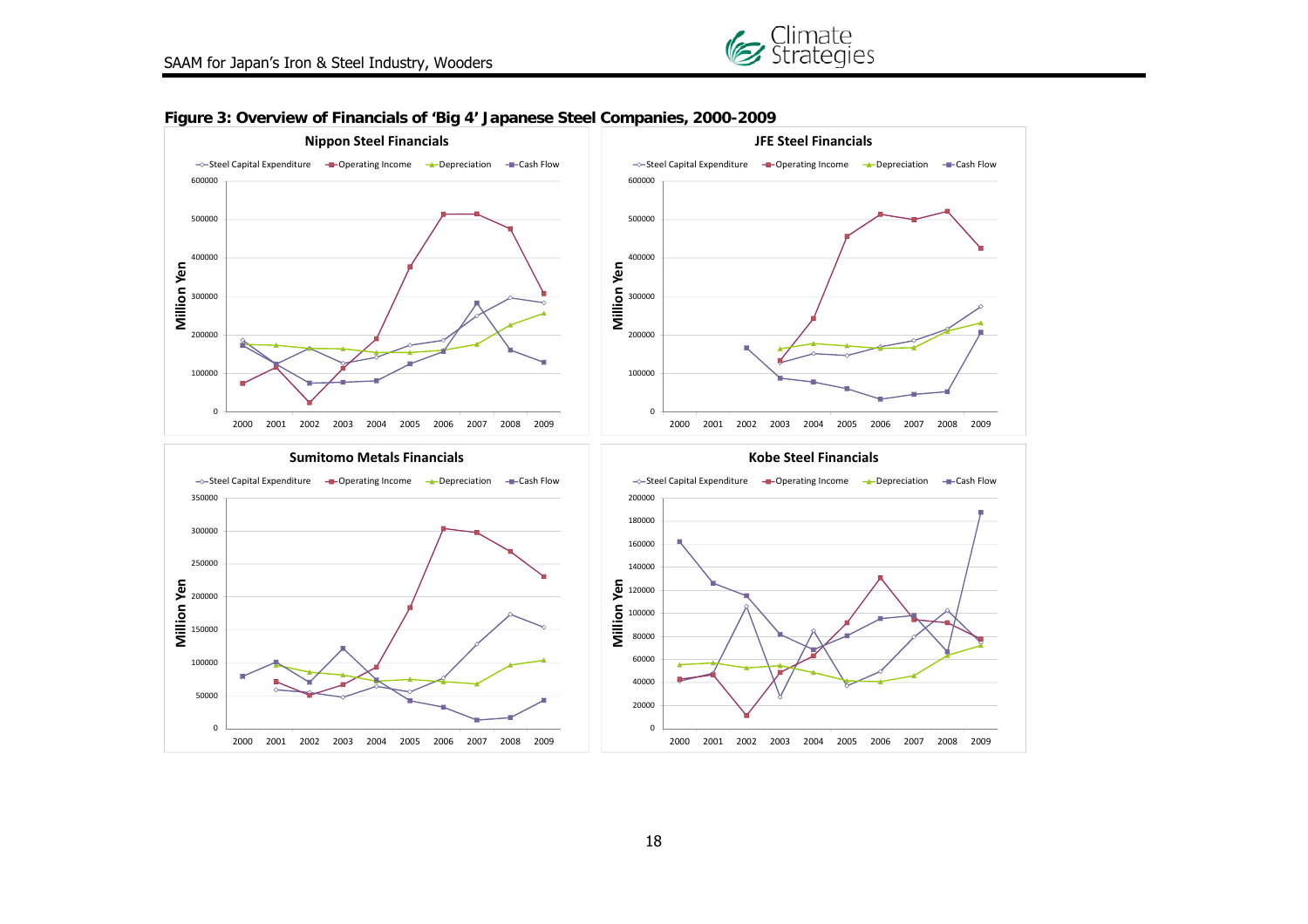**Figure 3: Overview of Financials of 'Big 4' Japanese Steel Companies, 2000-2009**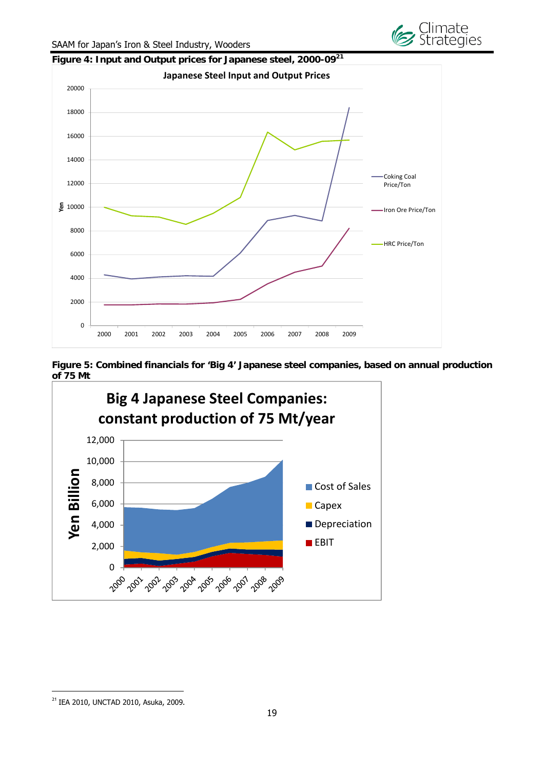**Figure 4: Input and Output prices for Japanese steel, 2000-09**[21]

**Figure 5: Combined financials for 'Big 4' Japanese steel companies, based on annual production of 75 Mt**

[21] IEA 2010, UNCTAD 2010, Asuka, 2009.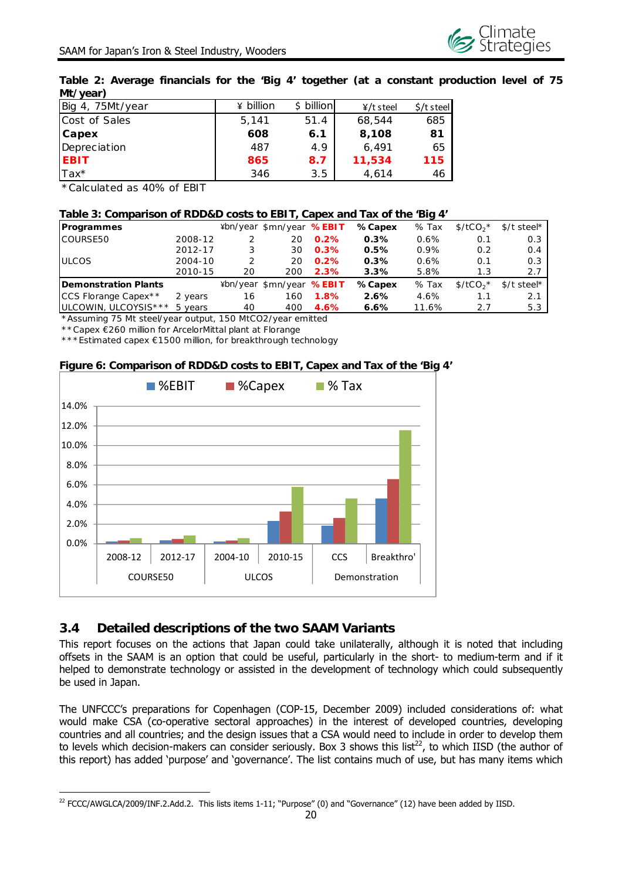**Table 2: Average financials for the 'Big 4' together (at a constant production level of 75 Mt/year)**

| Big 4, 75Mt/year | ¥ billion | $ billion | ¥/t steel | $/t steel |
|---|---|---|---|---|
| Cost of Sales | 5,141 | 51.4 | 68,544 | 685 |
| **Capex** | **608** | **6.1** | **8,108** | **81** |
| Depreciation | 487 | 4.9 | 6,491 | 65 |
| **EBIT** | **865** | **8.7** | **11,534** | **115** |
| Tax* | 346 | 3.5 | 4,614 | 46 |

*Calculated as 40% of EBIT

**Table 3: Comparison of RDD&D costs to EBIT, Capex and Tax of the 'Big 4'**

| **Programmes** | | ¥bn/year | $mn/year | **% EBIT** | **% Capex** | % Tax | $/tCO$_2$* | $/t steel* |
|---|---|---|---|---|---|---|---|---|
| COURSE50 | 2008-12 | 2 | 20 | **0.2%** | **0.3%** | 0.6% | 0.1 | 0.3 |
| | 2012-17 | 3 | 30 | **0.3%** | **0.5%** | 0.9% | 0.2 | 0.4 |
| ULCOS | 2004-10 | 2 | 20 | **0.2%** | **0.3%** | 0.6% | 0.1 | 0.3 |
| | 2010-15 | 20 | 200 | **2.3%** | **3.3%** | 5.8% | 1.3 | 2.7 |
| **Demonstration Plants** | | ¥bn/year | $mn/year | **% EBIT** | **% Capex** | % Tax | $/tCO$_2$* | $/t steel* |
| CCS Florange Capex** | 2 years | 16 | 160 | **1.8%** | **2.6%** | 4.6% | 1.1 | 2.1 |
| ULCOWIN, ULCOYSIS*** | 5 years | 40 | 400 | **4.6%** | **6.6%** | 11.6% | 2.7 | 5.3 |

*Assuming 75 Mt steel/year output, 150 MtCO2/year emitted
**Capex €260 million for ArcelorMittal plant at Florange
***Estimated capex €1500 million, for breakthrough technology

**Figure 6: Comparison of RDD&D costs to EBIT, Capex and Tax of the 'Big 4'**

## 3.4 Detailed descriptions of the two SAAM Variants

This report focuses on the actions that Japan could take unilaterally, although it is noted that including offsets in the SAAM is an option that could be useful, particularly in the short- to medium-term and if it helped to demonstrate technology or assisted in the development of technology which could subsequently be used in Japan.

The UNFCCC's preparations for Copenhagen (COP-15, December 2009) included considerations of: what would make CSA (co-operative sectoral approaches) in the interest of developed countries, developing countries and all countries; and the design issues that a CSA would need to include in order to develop them to levels which decision-makers can consider seriously. Box 3 shows this list[22], to which IISD (the author of this report) has added 'purpose' and 'governance'. The list contains much of use, but has many items which

[22] FCCC/AWGLCA/2009/INF.2.Add.2. This lists items 1-11; "Purpose" (0) and "Governance" (12) have been added by IISD.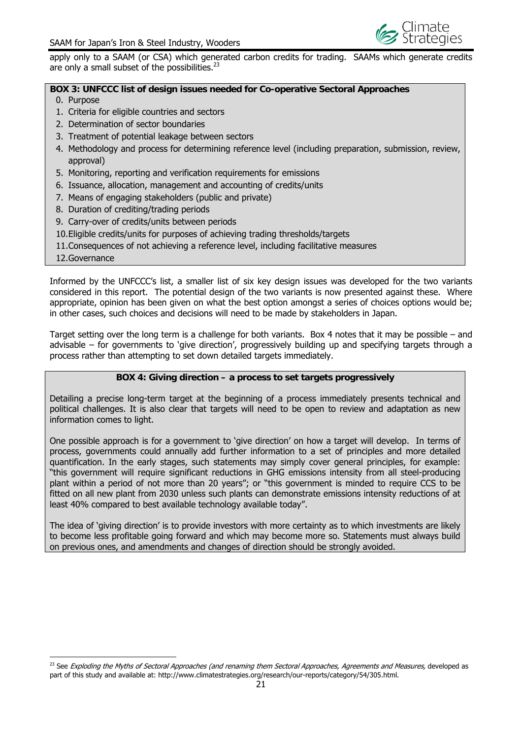apply only to a SAAM (or CSA) which generated carbon credits for trading. SAAMs which generate credits are only a small subset of the possibilities.[23]

**BOX 3: UNFCCC list of design issues needed for Co-operative Sectoral Approaches**

0. Purpose
1. Criteria for eligible countries and sectors
2. Determination of sector boundaries
3. Treatment of potential leakage between sectors
4. Methodology and process for determining reference level (including preparation, submission, review, approval)
5. Monitoring, reporting and verification requirements for emissions
6. Issuance, allocation, management and accounting of credits/units
7. Means of engaging stakeholders (public and private)
8. Duration of crediting/trading periods
9. Carry-over of credits/units between periods
10. Eligible credits/units for purposes of achieving trading thresholds/targets
11. Consequences of not achieving a reference level, including facilitative measures
12. Governance

Informed by the UNFCCC's list, a smaller list of six key design issues was developed for the two variants considered in this report. The potential design of the two variants is now presented against these. Where appropriate, opinion has been given on what the best option amongst a series of choices options would be; in other cases, such choices and decisions will need to be made by stakeholders in Japan.

Target setting over the long term is a challenge for both variants. Box 4 notes that it may be possible – and advisable – for governments to 'give direction', progressively building up and specifying targets through a process rather than attempting to set down detailed targets immediately.

**BOX 4: Giving direction – a process to set targets progressively**

Detailing a precise long-term target at the beginning of a process immediately presents technical and political challenges. It is also clear that targets will need to be open to review and adaptation as new information comes to light.

One possible approach is for a government to 'give direction' on how a target will develop. In terms of process, governments could annually add further information to a set of principles and more detailed quantification. In the early stages, such statements may simply cover general principles, for example: "this government will require significant reductions in GHG emissions intensity from all steel-producing plant within a period of not more than 20 years"; or "this government is minded to require CCS to be fitted on all new plant from 2030 unless such plants can demonstrate emissions intensity reductions of at least 40% compared to best available technology available today".

The idea of 'giving direction' is to provide investors with more certainty as to which investments are likely to become less profitable going forward and which may become more so. Statements must always build on previous ones, and amendments and changes of direction should be strongly avoided.

[23] See *Exploding the Myths of Sectoral Approaches (and renaming them Sectoral Approaches, Agreements and Measures,* developed as part of this study and available at: http://www.climatestrategies.org/research/our-reports/category/54/305.html.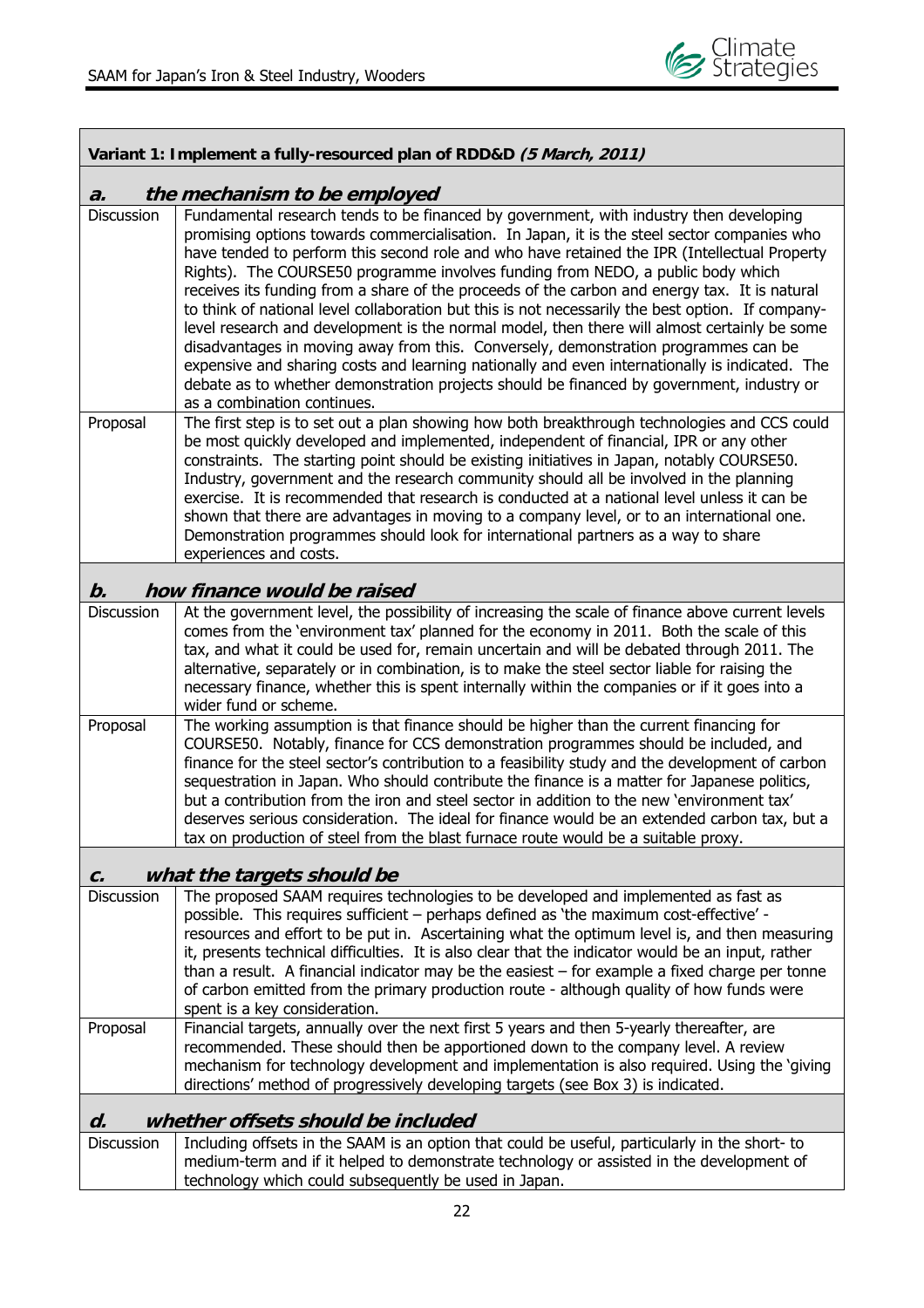| **Variant 1: Implement a fully-resourced plan of RDD&D** ***(5 March, 2011)*** | |
|---|---|
| ***a. the mechanism to be employed*** | |
| Discussion | Fundamental research tends to be financed by government, with industry then developing promising options towards commercialisation. In Japan, it is the steel sector companies who have tended to perform this second role and who have retained the IPR (Intellectual Property Rights). The COURSE50 programme involves funding from NEDO, a public body which receives its funding from a share of the proceeds of the carbon and energy tax. It is natural to think of national level collaboration but this is not necessarily the best option. If company-level research and development is the normal model, then there will almost certainly be some disadvantages in moving away from this. Conversely, demonstration programmes can be expensive and sharing costs and learning nationally and even internationally is indicated. The debate as to whether demonstration projects should be financed by government, industry or as a combination continues. |
| Proposal | The first step is to set out a plan showing how both breakthrough technologies and CCS could be most quickly developed and implemented, independent of financial, IPR or any other constraints. The starting point should be existing initiatives in Japan, notably COURSE50. Industry, government and the research community should all be involved in the planning exercise. It is recommended that research is conducted at a national level unless it can be shown that there are advantages in moving to a company level, or to an international one. Demonstration programmes should look for international partners as a way to share experiences and costs. |
| ***b. how finance would be raised*** | |
| Discussion | At the government level, the possibility of increasing the scale of finance above current levels comes from the 'environment tax' planned for the economy in 2011. Both the scale of this tax, and what it could be used for, remain uncertain and will be debated through 2011. The alternative, separately or in combination, is to make the steel sector liable for raising the necessary finance, whether this is spent internally within the companies or if it goes into a wider fund or scheme. |
| Proposal | The working assumption is that finance should be higher than the current financing for COURSE50. Notably, finance for CCS demonstration programmes should be included, and finance for the steel sector's contribution to a feasibility study and the development of carbon sequestration in Japan. Who should contribute the finance is a matter for Japanese politics, but a contribution from the iron and steel sector in addition to the new 'environment tax' deserves serious consideration. The ideal for finance would be an extended carbon tax, but a tax on production of steel from the blast furnace route would be a suitable proxy. |
| ***c. what the targets should be*** | |
| Discussion | The proposed SAAM requires technologies to be developed and implemented as fast as possible. This requires sufficient – perhaps defined as 'the maximum cost-effective' - resources and effort to be put in. Ascertaining what the optimum level is, and then measuring it, presents technical difficulties. It is also clear that the indicator would be an input, rather than a result. A financial indicator may be the easiest – for example a fixed charge per tonne of carbon emitted from the primary production route - although quality of how funds were spent is a key consideration. |
| Proposal | Financial targets, annually over the next first 5 years and then 5-yearly thereafter, are recommended. These should then be apportioned down to the company level. A review mechanism for technology development and implementation is also required. Using the 'giving directions' method of progressively developing targets (see Box 3) is indicated. |
| ***d. whether offsets should be included*** | |
| Discussion | Including offsets in the SAAM is an option that could be useful, particularly in the short- to medium-term and if it helped to demonstrate technology or assisted in the development of technology which could subsequently be used in Japan. |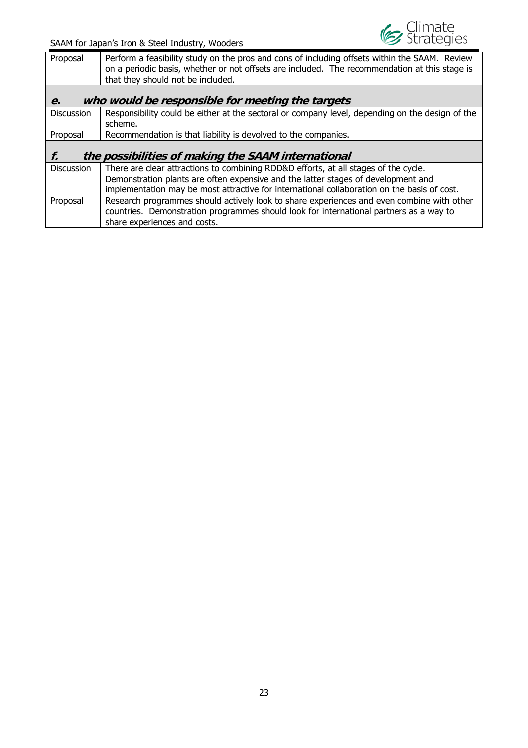| | |
|---|---|
| Proposal | Perform a feasibility study on the pros and cons of including offsets within the SAAM. Review on a periodic basis, whether or not offsets are included. The recommendation at this stage is that they should not be included. |

### *e. who would be responsible for meeting the targets*

| | |
|---|---|
| Discussion | Responsibility could be either at the sectoral or company level, depending on the design of the scheme. |
| Proposal | Recommendation is that liability is devolved to the companies. |

### *f. the possibilities of making the SAAM international*

| | |
|---|---|
| Discussion | There are clear attractions to combining RDD&D efforts, at all stages of the cycle. Demonstration plants are often expensive and the latter stages of development and implementation may be most attractive for international collaboration on the basis of cost. |
| Proposal | Research programmes should actively look to share experiences and even combine with other countries. Demonstration programmes should look for international partners as a way to share experiences and costs. |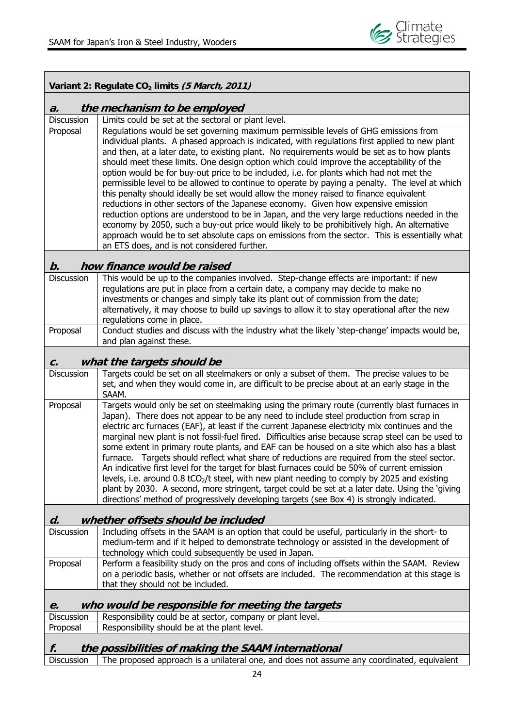| **Variant 2: Regulate $CO_2$ limits** ***(5 March, 2011)*** | |
|---|---|
| ***a. the mechanism to be employed*** | |
| Discussion | Limits could be set at the sectoral or plant level. |
| Proposal | Regulations would be set governing maximum permissible levels of GHG emissions from individual plants. A phased approach is indicated, with regulations first applied to new plant and then, at a later date, to existing plant. No requirements would be set as to how plants should meet these limits. One design option which could improve the acceptability of the option would be for buy-out price to be included, i.e. for plants which had not met the permissible level to be allowed to continue to operate by paying a penalty. The level at which this penalty should ideally be set would allow the money raised to finance equivalent reductions in other sectors of the Japanese economy. Given how expensive emission reduction options are understood to be in Japan, and the very large reductions needed in the economy by 2050, such a buy-out price would likely to be prohibitively high. An alternative approach would be to set absolute caps on emissions from the sector. This is essentially what an ETS does, and is not considered further. |
| ***b. how finance would be raised*** | |
| Discussion | This would be up to the companies involved. Step-change effects are important: if new regulations are put in place from a certain date, a company may decide to make no investments or changes and simply take its plant out of commission from the date; alternatively, it may choose to build up savings to allow it to stay operational after the new regulations come in place. |
| Proposal | Conduct studies and discuss with the industry what the likely 'step-change' impacts would be, and plan against these. |
| ***c. what the targets should be*** | |
| Discussion | Targets could be set on all steelmakers or only a subset of them. The precise values to be set, and when they would come in, are difficult to be precise about at an early stage in the SAAM. |
| Proposal | Targets would only be set on steelmaking using the primary route (currently blast furnaces in Japan). There does not appear to be any need to include steel production from scrap in electric arc furnaces (EAF), at least if the current Japanese electricity mix continues and the marginal new plant is not fossil-fuel fired. Difficulties arise because scrap steel can be used to some extent in primary route plants, and EAF can be housed on a site which also has a blast furnace. Targets should reflect what share of reductions are required from the steel sector. An indicative first level for the target for blast furnaces could be 50% of current emission levels, i.e. around 0.8 $tCO_2$/t steel, with new plant needing to comply by 2025 and existing plant by 2030. A second, more stringent, target could be set at a later date. Using the 'giving directions' method of progressively developing targets (see Box 4) is strongly indicated. |
| ***d. whether offsets should be included*** | |
| Discussion | Including offsets in the SAAM is an option that could be useful, particularly in the short- to medium-term and if it helped to demonstrate technology or assisted in the development of technology which could subsequently be used in Japan. |
| Proposal | Perform a feasibility study on the pros and cons of including offsets within the SAAM. Review on a periodic basis, whether or not offsets are included. The recommendation at this stage is that they should not be included. |
| ***e. who would be responsible for meeting the targets*** | |
| Discussion | Responsibility could be at sector, company or plant level. |
| Proposal | Responsibility should be at the plant level. |
| ***f. the possibilities of making the SAAM international*** | |
| Discussion | The proposed approach is a unilateral one, and does not assume any coordinated, equivalent |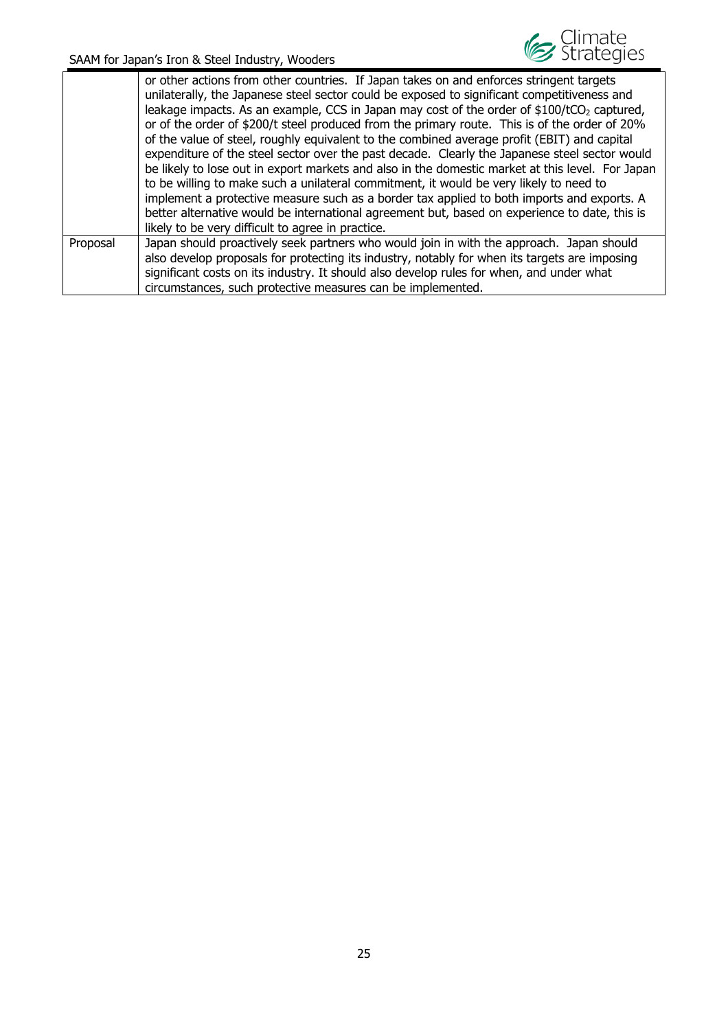| | |
|---|---|
| | or other actions from other countries. If Japan takes on and enforces stringent targets unilaterally, the Japanese steel sector could be exposed to significant competitiveness and leakage impacts. As an example, CCS in Japan may cost of the order of \$100/t$CO_2$ captured, or of the order of \$200/t steel produced from the primary route. This is of the order of 20% of the value of steel, roughly equivalent to the combined average profit (EBIT) and capital expenditure of the steel sector over the past decade. Clearly the Japanese steel sector would be likely to lose out in export markets and also in the domestic market at this level. For Japan to be willing to make such a unilateral commitment, it would be very likely to need to implement a protective measure such as a border tax applied to both imports and exports. A better alternative would be international agreement but, based on experience to date, this is likely to be very difficult to agree in practice. |
| Proposal | Japan should proactively seek partners who would join in with the approach. Japan should also develop proposals for protecting its industry, notably for when its targets are imposing significant costs on its industry. It should also develop rules for when, and under what circumstances, such protective measures can be implemented. |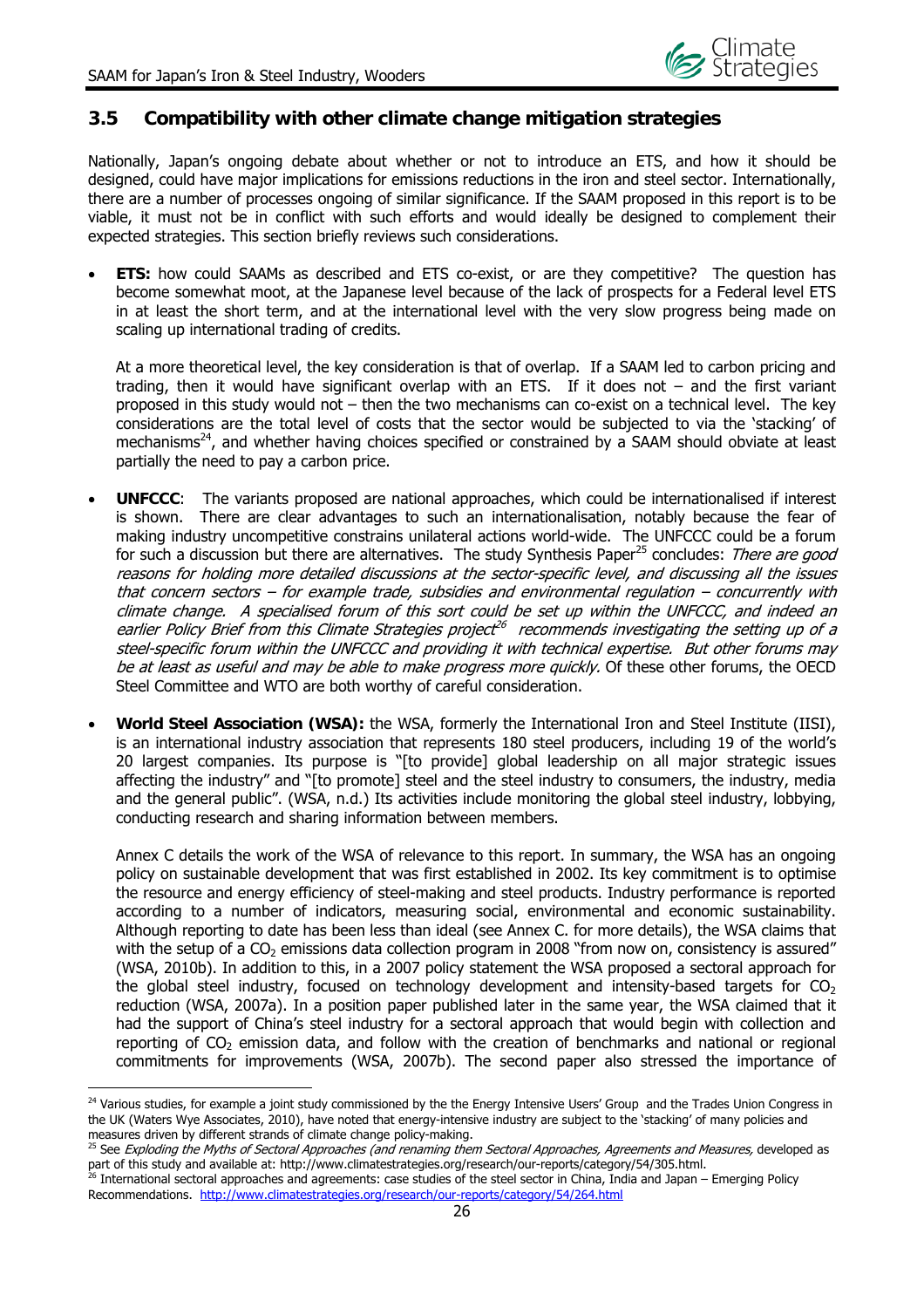## 3.5 Compatibility with other climate change mitigation strategies

Nationally, Japan's ongoing debate about whether or not to introduce an ETS, and how it should be designed, could have major implications for emissions reductions in the iron and steel sector. Internationally, there are a number of processes ongoing of similar significance. If the SAAM proposed in this report is to be viable, it must not be in conflict with such efforts and would ideally be designed to complement their expected strategies. This section briefly reviews such considerations.

- **ETS:** how could SAAMs as described and ETS co-exist, or are they competitive? The question has become somewhat moot, at the Japanese level because of the lack of prospects for a Federal level ETS in at least the short term, and at the international level with the very slow progress being made on scaling up international trading of credits.

  At a more theoretical level, the key consideration is that of overlap. If a SAAM led to carbon pricing and trading, then it would have significant overlap with an ETS. If it does not – and the first variant proposed in this study would not – then the two mechanisms can co-exist on a technical level. The key considerations are the total level of costs that the sector would be subjected to via the 'stacking' of mechanisms[24], and whether having choices specified or constrained by a SAAM should obviate at least partially the need to pay a carbon price.

- **UNFCCC**: The variants proposed are national approaches, which could be internationalised if interest is shown. There are clear advantages to such an internationalisation, notably because the fear of making industry uncompetitive constrains unilateral actions world-wide. The UNFCCC could be a forum for such a discussion but there are alternatives. The study Synthesis Paper[25] concludes: *There are good reasons for holding more detailed discussions at the sector-specific level, and discussing all the issues that concern sectors – for example trade, subsidies and environmental regulation – concurrently with climate change. A specialised forum of this sort could be set up within the UNFCCC, and indeed an earlier Policy Brief from this Climate Strategies project[26] recommends investigating the setting up of a steel-specific forum within the UNFCCC and providing it with technical expertise. But other forums may be at least as useful and may be able to make progress more quickly.* Of these other forums, the OECD Steel Committee and WTO are both worthy of careful consideration.

- **World Steel Association (WSA):** the WSA, formerly the International Iron and Steel Institute (IISI), is an international industry association that represents 180 steel producers, including 19 of the world's 20 largest companies. Its purpose is "[to provide] global leadership on all major strategic issues affecting the industry" and "[to promote] steel and the steel industry to consumers, the industry, media and the general public". (WSA, n.d.) Its activities include monitoring the global steel industry, lobbying, conducting research and sharing information between members.

  Annex C details the work of the WSA of relevance to this report. In summary, the WSA has an ongoing policy on sustainable development that was first established in 2002. Its key commitment is to optimise the resource and energy efficiency of steel-making and steel products. Industry performance is reported according to a number of indicators, measuring social, environmental and economic sustainability. Although reporting to date has been less than ideal (see Annex C. for more details), the WSA claims that with the setup of a $CO_2$ emissions data collection program in 2008 "from now on, consistency is assured" (WSA, 2010b). In addition to this, in a 2007 policy statement the WSA proposed a sectoral approach for the global steel industry, focused on technology development and intensity-based targets for $CO_2$ reduction (WSA, 2007a). In a position paper published later in the same year, the WSA claimed that it had the support of China's steel industry for a sectoral approach that would begin with collection and reporting of $CO_2$ emission data, and follow with the creation of benchmarks and national or regional commitments for improvements (WSA, 2007b). The second paper also stressed the importance of

---

[24] Various studies, for example a joint study commissioned by the the Energy Intensive Users' Group and the Trades Union Congress in the UK (Waters Wye Associates, 2010), have noted that energy-intensive industry are subject to the 'stacking' of many policies and measures driven by different strands of climate change policy-making.

[25] See *Exploding the Myths of Sectoral Approaches (and renaming them Sectoral Approaches, Agreements and Measures,* developed as part of this study and available at: http://www.climatestrategies.org/research/our-reports/category/54/305.html.

[26] International sectoral approaches and agreements: case studies of the steel sector in China, India and Japan – Emerging Policy Recommendations. http://www.climatestrategies.org/research/our-reports/category/54/264.html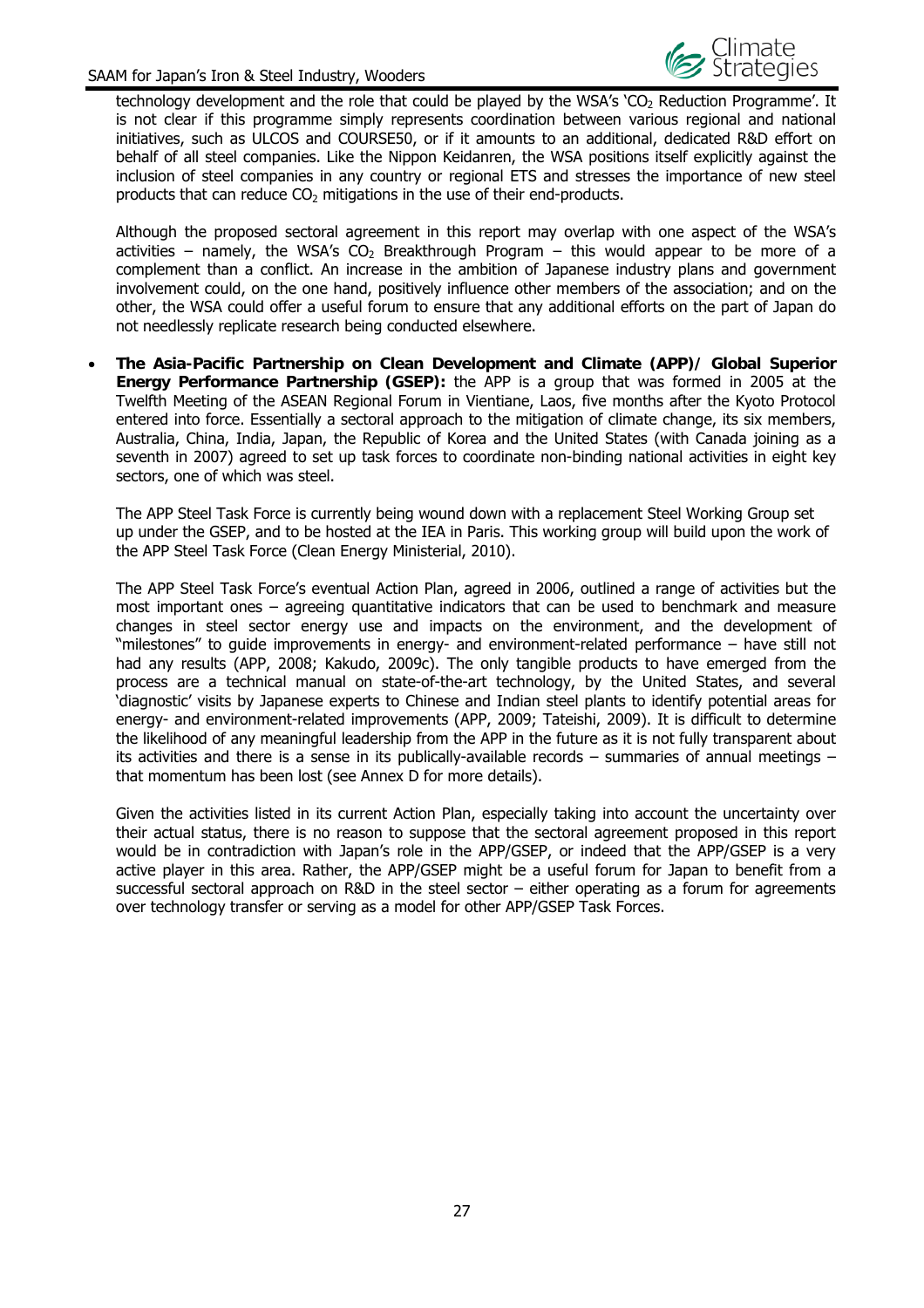technology development and the role that could be played by the WSA's '$CO_2$ Reduction Programme'. It is not clear if this programme simply represents coordination between various regional and national initiatives, such as ULCOS and COURSE50, or if it amounts to an additional, dedicated R&D effort on behalf of all steel companies. Like the Nippon Keidanren, the WSA positions itself explicitly against the inclusion of steel companies in any country or regional ETS and stresses the importance of new steel products that can reduce $CO_2$ mitigations in the use of their end-products.

Although the proposed sectoral agreement in this report may overlap with one aspect of the WSA's activities – namely, the WSA's $CO_2$ Breakthrough Program – this would appear to be more of a complement than a conflict. An increase in the ambition of Japanese industry plans and government involvement could, on the one hand, positively influence other members of the association; and on the other, the WSA could offer a useful forum to ensure that any additional efforts on the part of Japan do not needlessly replicate research being conducted elsewhere.

- **The Asia-Pacific Partnership on Clean Development and Climate (APP)/ Global Superior Energy Performance Partnership (GSEP):** the APP is a group that was formed in 2005 at the Twelfth Meeting of the ASEAN Regional Forum in Vientiane, Laos, five months after the Kyoto Protocol entered into force. Essentially a sectoral approach to the mitigation of climate change, its six members, Australia, China, India, Japan, the Republic of Korea and the United States (with Canada joining as a seventh in 2007) agreed to set up task forces to coordinate non-binding national activities in eight key sectors, one of which was steel.

  The APP Steel Task Force is currently being wound down with a replacement Steel Working Group set up under the GSEP, and to be hosted at the IEA in Paris. This working group will build upon the work of the APP Steel Task Force (Clean Energy Ministerial, 2010).

  The APP Steel Task Force's eventual Action Plan, agreed in 2006, outlined a range of activities but the most important ones – agreeing quantitative indicators that can be used to benchmark and measure changes in steel sector energy use and impacts on the environment, and the development of "milestones" to guide improvements in energy- and environment-related performance – have still not had any results (APP, 2008; Kakudo, 2009c). The only tangible products to have emerged from the process are a technical manual on state-of-the-art technology, by the United States, and several 'diagnostic' visits by Japanese experts to Chinese and Indian steel plants to identify potential areas for energy- and environment-related improvements (APP, 2009; Tateishi, 2009). It is difficult to determine the likelihood of any meaningful leadership from the APP in the future as it is not fully transparent about its activities and there is a sense in its publically-available records – summaries of annual meetings – that momentum has been lost (see Annex D for more details).

  Given the activities listed in its current Action Plan, especially taking into account the uncertainty over their actual status, there is no reason to suppose that the sectoral agreement proposed in this report would be in contradiction with Japan's role in the APP/GSEP, or indeed that the APP/GSEP is a very active player in this area. Rather, the APP/GSEP might be a useful forum for Japan to benefit from a successful sectoral approach on R&D in the steel sector – either operating as a forum for agreements over technology transfer or serving as a model for other APP/GSEP Task Forces.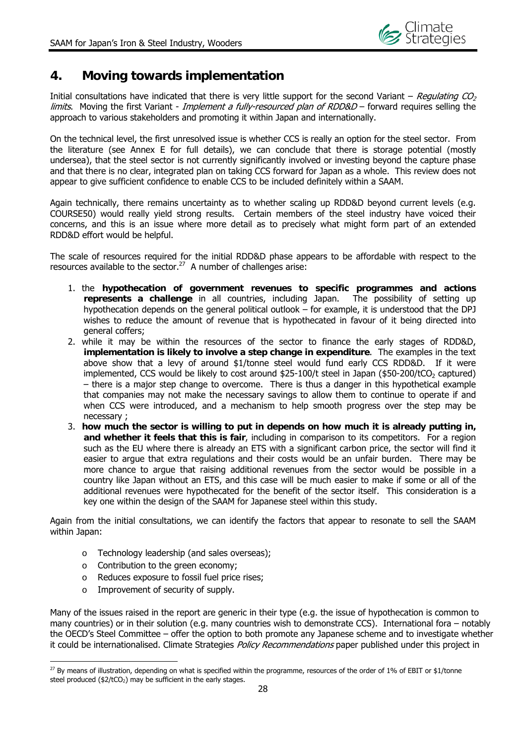## 4. Moving towards implementation

Initial consultations have indicated that there is very little support for the second Variant – *Regulating $CO_2$ limits*. Moving the first Variant - *Implement a fully-resourced plan of RDD&D* – forward requires selling the approach to various stakeholders and promoting it within Japan and internationally.

On the technical level, the first unresolved issue is whether CCS is really an option for the steel sector. From the literature (see Annex E for full details), we can conclude that there is storage potential (mostly undersea), that the steel sector is not currently significantly involved or investing beyond the capture phase and that there is no clear, integrated plan on taking CCS forward for Japan as a whole. This review does not appear to give sufficient confidence to enable CCS to be included definitely within a SAAM.

Again technically, there remains uncertainty as to whether scaling up RDD&D beyond current levels (e.g. COURSE50) would really yield strong results. Certain members of the steel industry have voiced their concerns, and this is an issue where more detail as to precisely what might form part of an extended RDD&D effort would be helpful.

The scale of resources required for the initial RDD&D phase appears to be affordable with respect to the resources available to the sector.[27] A number of challenges arise:

1. the **hypothecation of government revenues to specific programmes and actions represents a challenge** in all countries, including Japan. The possibility of setting up hypothecation depends on the general political outlook – for example, it is understood that the DPJ wishes to reduce the amount of revenue that is hypothecated in favour of it being directed into general coffers;
2. while it may be within the resources of the sector to finance the early stages of RDD&D, **implementation is likely to involve a step change in expenditure**. The examples in the text above show that a levy of around \$1/tonne steel would fund early CCS RDD&D. If it were implemented, CCS would be likely to cost around \$25-100/t steel in Japan (\$50-200/t$CO_2$ captured) – there is a major step change to overcome. There is thus a danger in this hypothetical example that companies may not make the necessary savings to allow them to continue to operate if and when CCS were introduced, and a mechanism to help smooth progress over the step may be necessary ;
3. **how much the sector is willing to put in depends on how much it is already putting in, and whether it feels that this is fair**, including in comparison to its competitors. For a region such as the EU where there is already an ETS with a significant carbon price, the sector will find it easier to argue that extra regulations and their costs would be an unfair burden. There may be more chance to argue that raising additional revenues from the sector would be possible in a country like Japan without an ETS, and this case will be much easier to make if some or all of the additional revenues were hypothecated for the benefit of the sector itself. This consideration is a key one within the design of the SAAM for Japanese steel within this study.

Again from the initial consultations, we can identify the factors that appear to resonate to sell the SAAM within Japan:

- Technology leadership (and sales overseas);
- Contribution to the green economy;
- Reduces exposure to fossil fuel price rises;
- Improvement of security of supply.

Many of the issues raised in the report are generic in their type (e.g. the issue of hypothecation is common to many countries) or in their solution (e.g. many countries wish to demonstrate CCS). International fora – notably the OECD's Steel Committee – offer the option to both promote any Japanese scheme and to investigate whether it could be internationalised. Climate Strategies *Policy Recommendations* paper published under this project in

[27] By means of illustration, depending on what is specified within the programme, resources of the order of 1% of EBIT or \$1/tonne steel produced (\$2/t$CO_2$) may be sufficient in the early stages.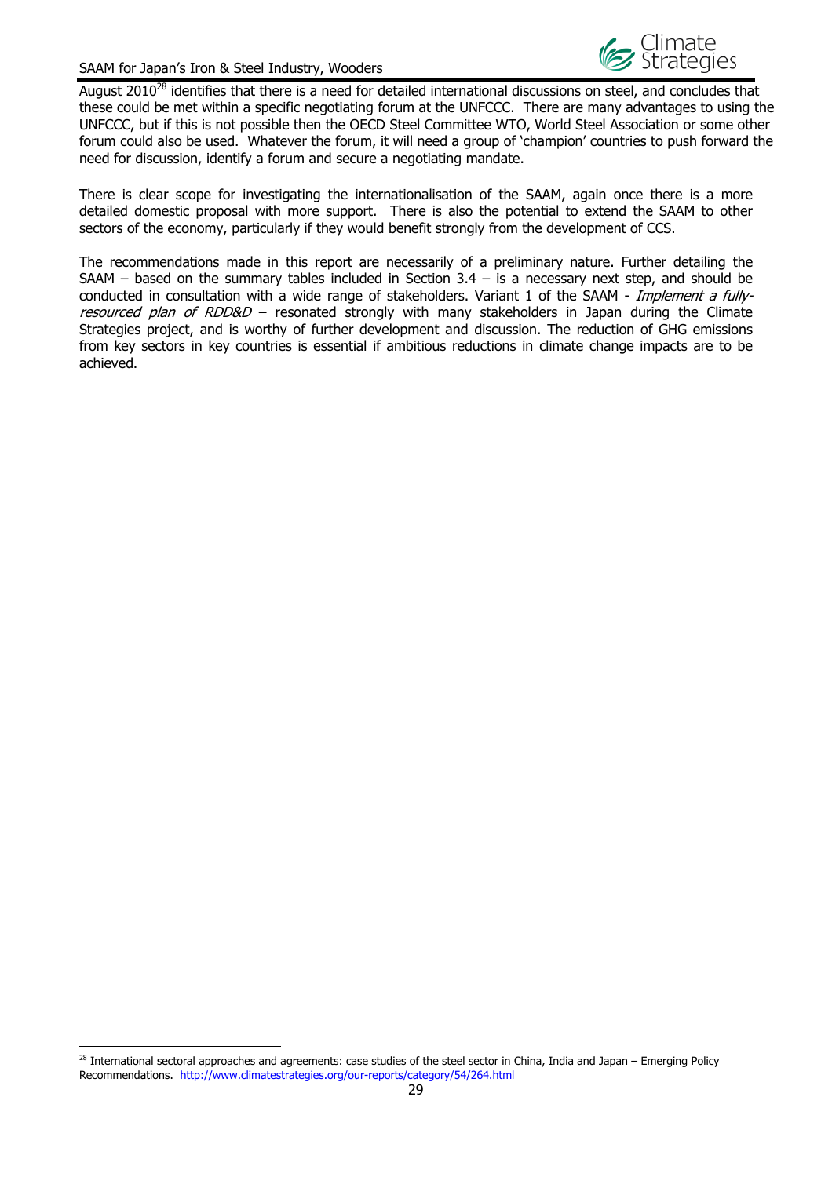August 2010[28] identifies that there is a need for detailed international discussions on steel, and concludes that these could be met within a specific negotiating forum at the UNFCCC. There are many advantages to using the UNFCCC, but if this is not possible then the OECD Steel Committee WTO, World Steel Association or some other forum could also be used. Whatever the forum, it will need a group of 'champion' countries to push forward the need for discussion, identify a forum and secure a negotiating mandate.

There is clear scope for investigating the internationalisation of the SAAM, again once there is a more detailed domestic proposal with more support. There is also the potential to extend the SAAM to other sectors of the economy, particularly if they would benefit strongly from the development of CCS.

The recommendations made in this report are necessarily of a preliminary nature. Further detailing the SAAM – based on the summary tables included in Section 3.4 – is a necessary next step, and should be conducted in consultation with a wide range of stakeholders. Variant 1 of the SAAM - *Implement a fully-resourced plan of RDD&D* – resonated strongly with many stakeholders in Japan during the Climate Strategies project, and is worthy of further development and discussion. The reduction of GHG emissions from key sectors in key countries is essential if ambitious reductions in climate change impacts are to be achieved.

---

[28] International sectoral approaches and agreements: case studies of the steel sector in China, India and Japan – Emerging Policy Recommendations. http://www.climatestrategies.org/our-reports/category/54/264.html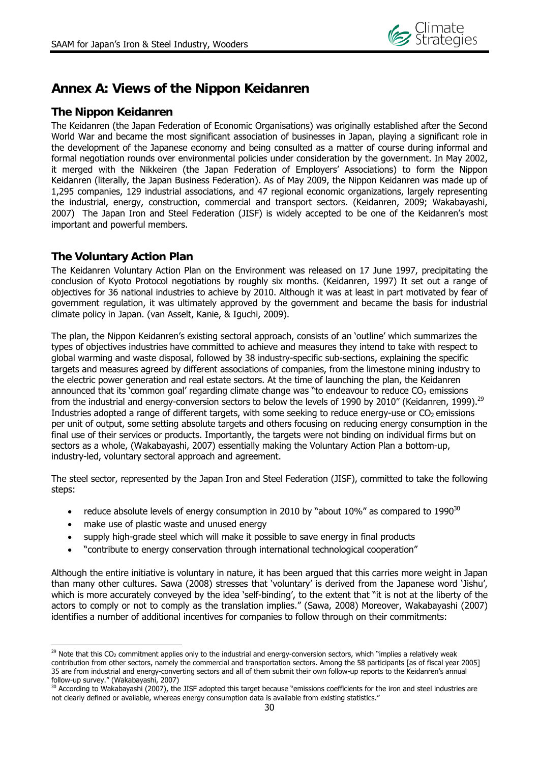# Annex A: Views of the Nippon Keidanren

## The Nippon Keidanren

The Keidanren (the Japan Federation of Economic Organisations) was originally established after the Second World War and became the most significant association of businesses in Japan, playing a significant role in the development of the Japanese economy and being consulted as a matter of course during informal and formal negotiation rounds over environmental policies under consideration by the government. In May 2002, it merged with the Nikkeiren (the Japan Federation of Employers' Associations) to form the Nippon Keidanren (literally, the Japan Business Federation). As of May 2009, the Nippon Keidanren was made up of 1,295 companies, 129 industrial associations, and 47 regional economic organizations, largely representing the industrial, energy, construction, commercial and transport sectors. (Keidanren, 2009; Wakabayashi, 2007) The Japan Iron and Steel Federation (JISF) is widely accepted to be one of the Keidanren's most important and powerful members.

## The Voluntary Action Plan

The Keidanren Voluntary Action Plan on the Environment was released on 17 June 1997, precipitating the conclusion of Kyoto Protocol negotiations by roughly six months. (Keidanren, 1997) It set out a range of objectives for 36 national industries to achieve by 2010. Although it was at least in part motivated by fear of government regulation, it was ultimately approved by the government and became the basis for industrial climate policy in Japan. (van Asselt, Kanie, & Iguchi, 2009).

The plan, the Nippon Keidanren's existing sectoral approach, consists of an 'outline' which summarizes the types of objectives industries have committed to achieve and measures they intend to take with respect to global warming and waste disposal, followed by 38 industry-specific sub-sections, explaining the specific targets and measures agreed by different associations of companies, from the limestone mining industry to the electric power generation and real estate sectors. At the time of launching the plan, the Keidanren announced that its 'common goal' regarding climate change was "to endeavour to reduce $CO_2$ emissions from the industrial and energy-conversion sectors to below the levels of 1990 by 2010" (Keidanren, 1999).[29] Industries adopted a range of different targets, with some seeking to reduce energy-use or $CO_2$ emissions per unit of output, some setting absolute targets and others focusing on reducing energy consumption in the final use of their services or products. Importantly, the targets were not binding on individual firms but on sectors as a whole, (Wakabayashi, 2007) essentially making the Voluntary Action Plan a bottom-up, industry-led, voluntary sectoral approach and agreement.

The steel sector, represented by the Japan Iron and Steel Federation (JISF), committed to take the following steps:

- reduce absolute levels of energy consumption in 2010 by "about 10%" as compared to 1990[30]
- make use of plastic waste and unused energy
- supply high-grade steel which will make it possible to save energy in final products
- "contribute to energy conservation through international technological cooperation"

Although the entire initiative is voluntary in nature, it has been argued that this carries more weight in Japan than many other cultures. Sawa (2008) stresses that 'voluntary' is derived from the Japanese word 'Jishu', which is more accurately conveyed by the idea 'self-binding', to the extent that "it is not at the liberty of the actors to comply or not to comply as the translation implies." (Sawa, 2008) Moreover, Wakabayashi (2007) identifies a number of additional incentives for companies to follow through on their commitments:

---

[29] Note that this $CO_2$ commitment applies only to the industrial and energy-conversion sectors, which "implies a relatively weak contribution from other sectors, namely the commercial and transportation sectors. Among the 58 participants [as of fiscal year 2005] 35 are from industrial and energy-converting sectors and all of them submit their own follow-up reports to the Keidanren's annual follow-up survey." (Wakabayashi, 2007)

[30] According to Wakabayashi (2007), the JISF adopted this target because "emissions coefficients for the iron and steel industries are not clearly defined or available, whereas energy consumption data is available from existing statistics."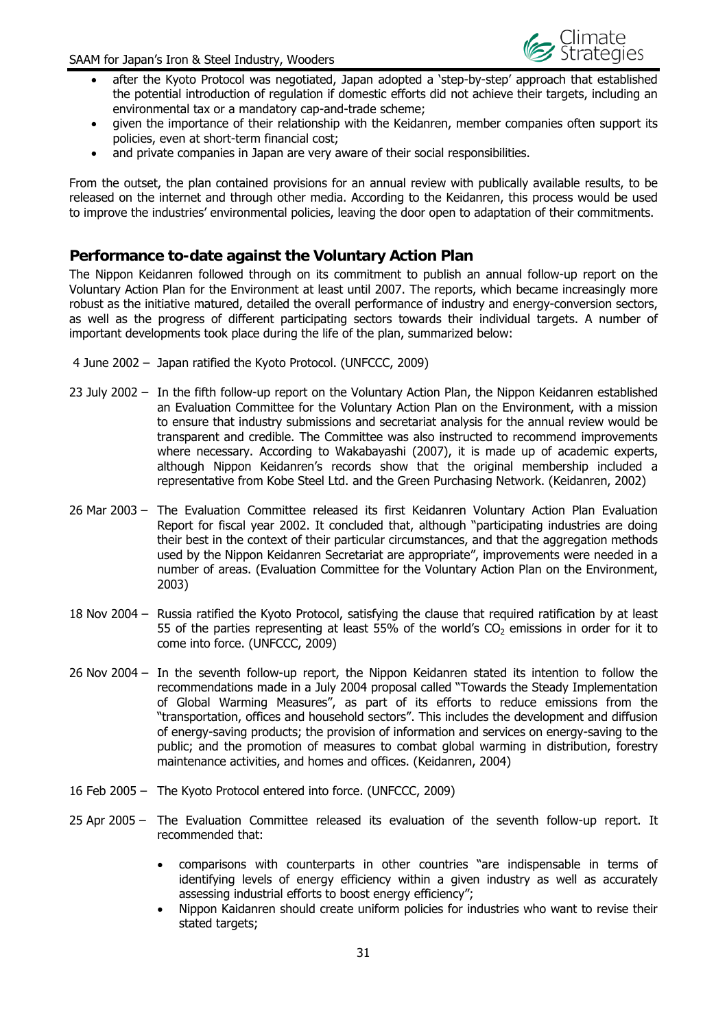- after the Kyoto Protocol was negotiated, Japan adopted a 'step-by-step' approach that established the potential introduction of regulation if domestic efforts did not achieve their targets, including an environmental tax or a mandatory cap-and-trade scheme;
- given the importance of their relationship with the Keidanren, member companies often support its policies, even at short-term financial cost;
- and private companies in Japan are very aware of their social responsibilities.

From the outset, the plan contained provisions for an annual review with publically available results, to be released on the internet and through other media. According to the Keidanren, this process would be used to improve the industries' environmental policies, leaving the door open to adaptation of their commitments.

## Performance to-date against the Voluntary Action Plan

The Nippon Keidanren followed through on its commitment to publish an annual follow-up report on the Voluntary Action Plan for the Environment at least until 2007. The reports, which became increasingly more robust as the initiative matured, detailed the overall performance of industry and energy-conversion sectors, as well as the progress of different participating sectors towards their individual targets. A number of important developments took place during the life of the plan, summarized below:

4 June 2002 – Japan ratified the Kyoto Protocol. (UNFCCC, 2009)

23 July 2002 – In the fifth follow-up report on the Voluntary Action Plan, the Nippon Keidanren established an Evaluation Committee for the Voluntary Action Plan on the Environment, with a mission to ensure that industry submissions and secretariat analysis for the annual review would be transparent and credible. The Committee was also instructed to recommend improvements where necessary. According to Wakabayashi (2007), it is made up of academic experts, although Nippon Keidanren's records show that the original membership included a representative from Kobe Steel Ltd. and the Green Purchasing Network. (Keidanren, 2002)

26 Mar 2003 – The Evaluation Committee released its first Keidanren Voluntary Action Plan Evaluation Report for fiscal year 2002. It concluded that, although "participating industries are doing their best in the context of their particular circumstances, and that the aggregation methods used by the Nippon Keidanren Secretariat are appropriate", improvements were needed in a number of areas. (Evaluation Committee for the Voluntary Action Plan on the Environment, 2003)

18 Nov 2004 – Russia ratified the Kyoto Protocol, satisfying the clause that required ratification by at least 55 of the parties representing at least 55% of the world's $CO_2$ emissions in order for it to come into force. (UNFCCC, 2009)

26 Nov 2004 – In the seventh follow-up report, the Nippon Keidanren stated its intention to follow the recommendations made in a July 2004 proposal called "Towards the Steady Implementation of Global Warming Measures", as part of its efforts to reduce emissions from the "transportation, offices and household sectors". This includes the development and diffusion of energy-saving products; the provision of information and services on energy-saving to the public; and the promotion of measures to combat global warming in distribution, forestry maintenance activities, and homes and offices. (Keidanren, 2004)

16 Feb 2005 – The Kyoto Protocol entered into force. (UNFCCC, 2009)

25 Apr 2005 – The Evaluation Committee released its evaluation of the seventh follow-up report. It recommended that:

- comparisons with counterparts in other countries "are indispensable in terms of identifying levels of energy efficiency within a given industry as well as accurately assessing industrial efforts to boost energy efficiency";
- Nippon Kaidanren should create uniform policies for industries who want to revise their stated targets;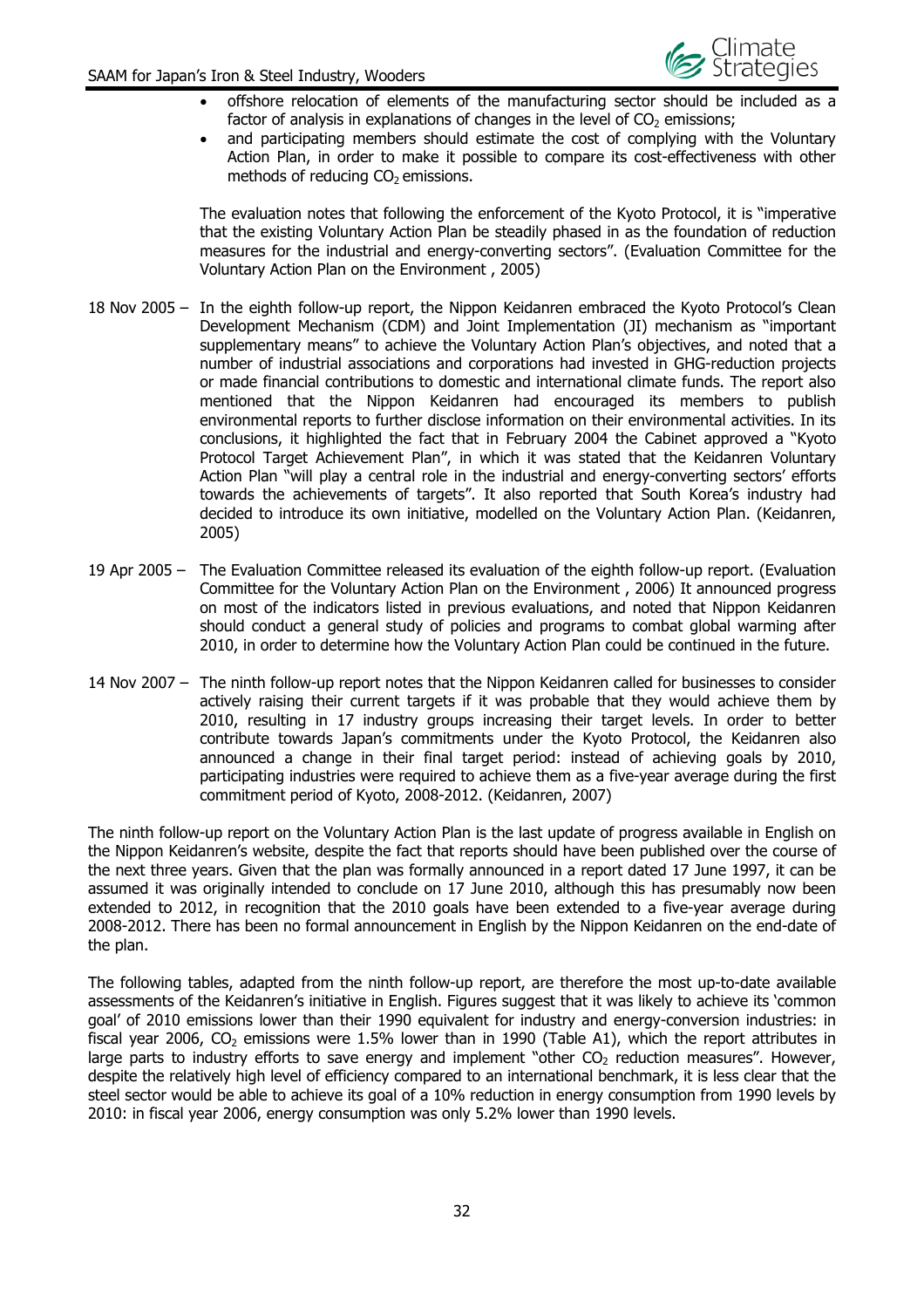- offshore relocation of elements of the manufacturing sector should be included as a factor of analysis in explanations of changes in the level of $CO_2$ emissions;
- and participating members should estimate the cost of complying with the Voluntary Action Plan, in order to make it possible to compare its cost-effectiveness with other methods of reducing $CO_2$ emissions.

The evaluation notes that following the enforcement of the Kyoto Protocol, it is "imperative that the existing Voluntary Action Plan be steadily phased in as the foundation of reduction measures for the industrial and energy-converting sectors". (Evaluation Committee for the Voluntary Action Plan on the Environment , 2005)

18 Nov 2005 – In the eighth follow-up report, the Nippon Keidanren embraced the Kyoto Protocol's Clean Development Mechanism (CDM) and Joint Implementation (JI) mechanism as "important supplementary means" to achieve the Voluntary Action Plan's objectives, and noted that a number of industrial associations and corporations had invested in GHG-reduction projects or made financial contributions to domestic and international climate funds. The report also mentioned that the Nippon Keidanren had encouraged its members to publish environmental reports to further disclose information on their environmental activities. In its conclusions, it highlighted the fact that in February 2004 the Cabinet approved a "Kyoto Protocol Target Achievement Plan", in which it was stated that the Keidanren Voluntary Action Plan "will play a central role in the industrial and energy-converting sectors' efforts towards the achievements of targets". It also reported that South Korea's industry had decided to introduce its own initiative, modelled on the Voluntary Action Plan. (Keidanren, 2005)

19 Apr 2005 – The Evaluation Committee released its evaluation of the eighth follow-up report. (Evaluation Committee for the Voluntary Action Plan on the Environment , 2006) It announced progress on most of the indicators listed in previous evaluations, and noted that Nippon Keidanren should conduct a general study of policies and programs to combat global warming after 2010, in order to determine how the Voluntary Action Plan could be continued in the future.

14 Nov 2007 – The ninth follow-up report notes that the Nippon Keidanren called for businesses to consider actively raising their current targets if it was probable that they would achieve them by 2010, resulting in 17 industry groups increasing their target levels. In order to better contribute towards Japan's commitments under the Kyoto Protocol, the Keidanren also announced a change in their final target period: instead of achieving goals by 2010, participating industries were required to achieve them as a five-year average during the first commitment period of Kyoto, 2008-2012. (Keidanren, 2007)

The ninth follow-up report on the Voluntary Action Plan is the last update of progress available in English on the Nippon Keidanren's website, despite the fact that reports should have been published over the course of the next three years. Given that the plan was formally announced in a report dated 17 June 1997, it can be assumed it was originally intended to conclude on 17 June 2010, although this has presumably now been extended to 2012, in recognition that the 2010 goals have been extended to a five-year average during 2008-2012. There has been no formal announcement in English by the Nippon Keidanren on the end-date of the plan.

The following tables, adapted from the ninth follow-up report, are therefore the most up-to-date available assessments of the Keidanren's initiative in English. Figures suggest that it was likely to achieve its 'common goal' of 2010 emissions lower than their 1990 equivalent for industry and energy-conversion industries: in fiscal year 2006, $CO_2$ emissions were 1.5% lower than in 1990 (Table A1), which the report attributes in large parts to industry efforts to save energy and implement "other $CO_2$ reduction measures". However, despite the relatively high level of efficiency compared to an international benchmark, it is less clear that the steel sector would be able to achieve its goal of a 10% reduction in energy consumption from 1990 levels by 2010: in fiscal year 2006, energy consumption was only 5.2% lower than 1990 levels.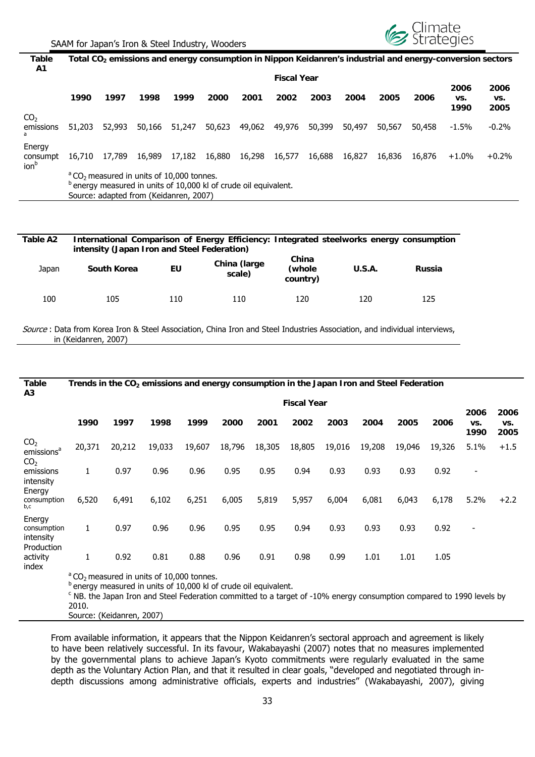**Table A1 Total $CO_2$ emissions and energy consumption in Nippon Keidanren's industrial and energy-conversion sectors**

| | Fiscal Year | | | | | | | | | | | | |
|---|---|---|---|---|---|---|---|---|---|---|---|---|---|
| | 1990 | 1997 | 1998 | 1999 | 2000 | 2001 | 2002 | 2003 | 2004 | 2005 | 2006 | 2006 vs. 1990 | 2006 vs. 2005 |
| $CO_2$ emissions [a] | 51,203 | 52,993 | 50,166 | 51,247 | 50,623 | 49,062 | 49,976 | 50,399 | 50,497 | 50,567 | 50,458 | -1.5% | -0.2% |
| Energy consumption [b] | 16,710 | 17,789 | 16,989 | 17,182 | 16,880 | 16,298 | 16,577 | 16,688 | 16,827 | 16,836 | 16,876 | +1.0% | +0.2% |

[a] $CO_2$ measured in units of 10,000 tonnes.
[b] energy measured in units of 10,000 kl of crude oil equivalent.
Source: adapted from (Keidanren, 2007)

**Table A2 International Comparison of Energy Efficiency: Integrated steelworks energy consumption intensity (Japan Iron and Steel Federation)**

| Japan | South Korea | EU | China (large scale) | China (whole country) | U.S.A. | Russia |
|---|---|---|---|---|---|---|
| 100 | 105 | 110 | 110 | 120 | 120 | 125 |

*Source* : Data from Korea Iron & Steel Association, China Iron and Steel Industries Association, and individual interviews, in (Keidanren, 2007)

**Table A3 Trends in the $CO_2$ emissions and energy consumption in the Japan Iron and Steel Federation**

| | Fiscal Year | | | | | | | | | | | | |
|---|---|---|---|---|---|---|---|---|---|---|---|---|---|
| | 1990 | 1997 | 1998 | 1999 | 2000 | 2001 | 2002 | 2003 | 2004 | 2005 | 2006 | 2006 vs. 1990 | 2006 vs. 2005 |
| $CO_2$ emissions[a] | 20,371 | 20,212 | 19,033 | 19,607 | 18,796 | 18,305 | 18,805 | 19,016 | 19,208 | 19,046 | 19,326 | 5.1% | +1.5 |
| $CO_2$ emissions intensity | 1 | 0.97 | 0.96 | 0.96 | 0.95 | 0.95 | 0.94 | 0.93 | 0.93 | 0.93 | 0.92 | - | |
| Energy consumption [b,c] | 6,520 | 6,491 | 6,102 | 6,251 | 6,005 | 5,819 | 5,957 | 6,004 | 6,081 | 6,043 | 6,178 | 5.2% | +2.2 |
| Energy consumption intensity | 1 | 0.97 | 0.96 | 0.96 | 0.95 | 0.95 | 0.94 | 0.93 | 0.93 | 0.93 | 0.92 | - | |
| Production activity index | 1 | 0.92 | 0.81 | 0.88 | 0.96 | 0.91 | 0.98 | 0.99 | 1.01 | 1.01 | 1.05 | | |

[a] $CO_2$ measured in units of 10,000 tonnes.
[b] energy measured in units of 10,000 kl of crude oil equivalent.
[c] NB. the Japan Iron and Steel Federation committed to a target of -10% energy consumption compared to 1990 levels by 2010.
Source: (Keidanren, 2007)

From available information, it appears that the Nippon Keidanren's sectoral approach and agreement is likely to have been relatively successful. In its favour, Wakabayashi (2007) notes that no measures implemented by the governmental plans to achieve Japan's Kyoto commitments were regularly evaluated in the same depth as the Voluntary Action Plan, and that it resulted in clear goals, "developed and negotiated through in-depth discussions among administrative officials, experts and industries" (Wakabayashi, 2007), giving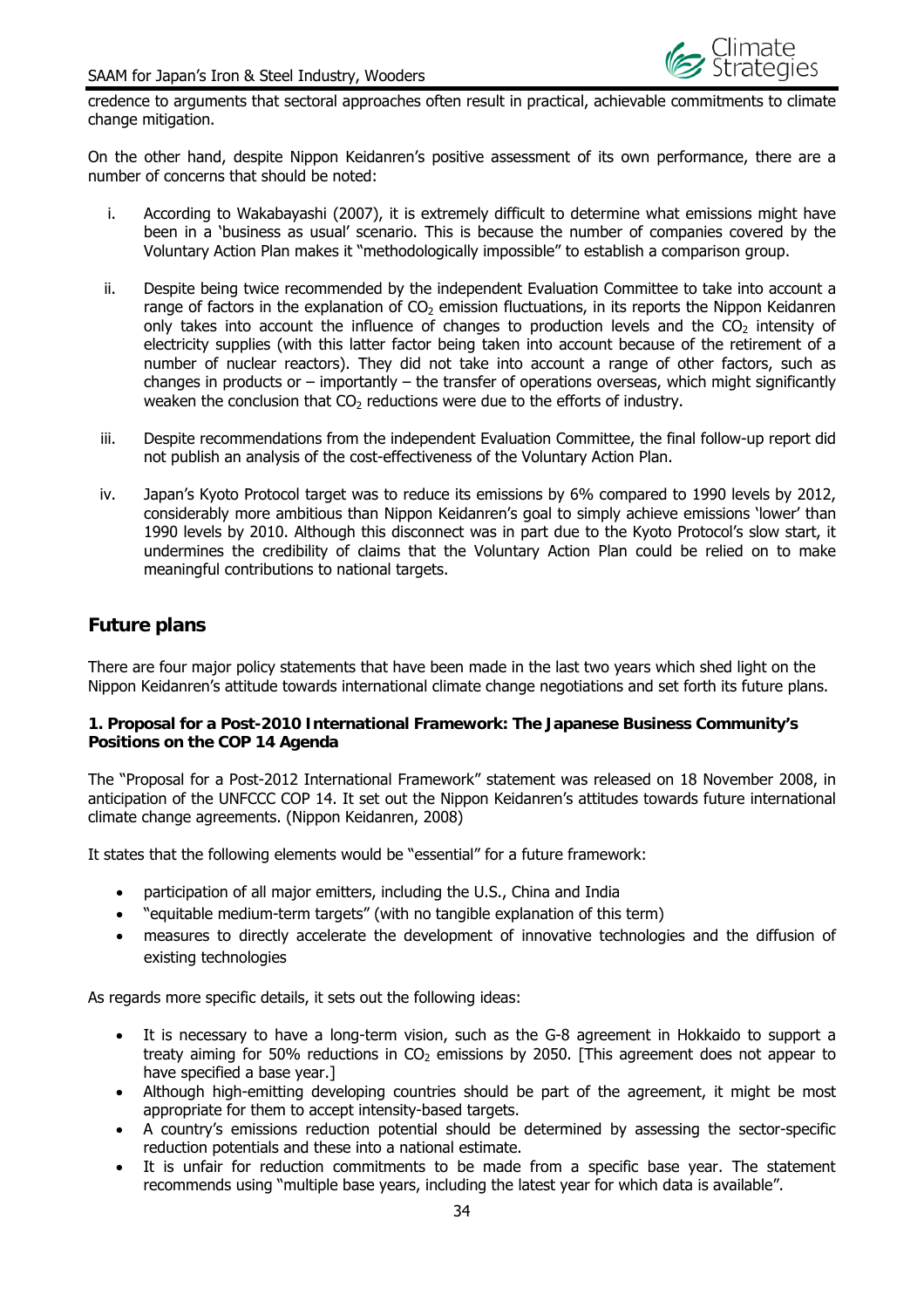credence to arguments that sectoral approaches often result in practical, achievable commitments to climate change mitigation.

On the other hand, despite Nippon Keidanren's positive assessment of its own performance, there are a number of concerns that should be noted:

i. According to Wakabayashi (2007), it is extremely difficult to determine what emissions might have been in a 'business as usual' scenario. This is because the number of companies covered by the Voluntary Action Plan makes it "methodologically impossible" to establish a comparison group.

ii. Despite being twice recommended by the independent Evaluation Committee to take into account a range of factors in the explanation of $CO_2$ emission fluctuations, in its reports the Nippon Keidanren only takes into account the influence of changes to production levels and the $CO_2$ intensity of electricity supplies (with this latter factor being taken into account because of the retirement of a number of nuclear reactors). They did not take into account a range of other factors, such as changes in products or – importantly – the transfer of operations overseas, which might significantly weaken the conclusion that $CO_2$ reductions were due to the efforts of industry.

iii. Despite recommendations from the independent Evaluation Committee, the final follow-up report did not publish an analysis of the cost-effectiveness of the Voluntary Action Plan.

iv. Japan's Kyoto Protocol target was to reduce its emissions by 6% compared to 1990 levels by 2012, considerably more ambitious than Nippon Keidanren's goal to simply achieve emissions 'lower' than 1990 levels by 2010. Although this disconnect was in part due to the Kyoto Protocol's slow start, it undermines the credibility of claims that the Voluntary Action Plan could be relied on to make meaningful contributions to national targets.

## Future plans

There are four major policy statements that have been made in the last two years which shed light on the Nippon Keidanren's attitude towards international climate change negotiations and set forth its future plans.

**1. Proposal for a Post-2010 International Framework: The Japanese Business Community's Positions on the COP 14 Agenda**

The "Proposal for a Post-2012 International Framework" statement was released on 18 November 2008, in anticipation of the UNFCCC COP 14. It set out the Nippon Keidanren's attitudes towards future international climate change agreements. (Nippon Keidanren, 2008)

It states that the following elements would be "essential" for a future framework:

- participation of all major emitters, including the U.S., China and India
- "equitable medium-term targets" (with no tangible explanation of this term)
- measures to directly accelerate the development of innovative technologies and the diffusion of existing technologies

As regards more specific details, it sets out the following ideas:

- It is necessary to have a long-term vision, such as the G-8 agreement in Hokkaido to support a treaty aiming for 50% reductions in $CO_2$ emissions by 2050. [This agreement does not appear to have specified a base year.]
- Although high-emitting developing countries should be part of the agreement, it might be most appropriate for them to accept intensity-based targets.
- A country's emissions reduction potential should be determined by assessing the sector-specific reduction potentials and these into a national estimate.
- It is unfair for reduction commitments to be made from a specific base year. The statement recommends using "multiple base years, including the latest year for which data is available".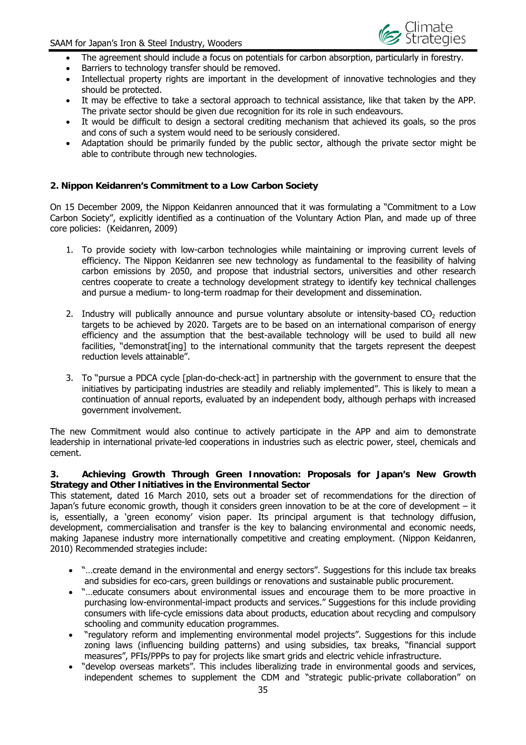- The agreement should include a focus on potentials for carbon absorption, particularly in forestry.
- Barriers to technology transfer should be removed.
- Intellectual property rights are important in the development of innovative technologies and they should be protected.
- It may be effective to take a sectoral approach to technical assistance, like that taken by the APP. The private sector should be given due recognition for its role in such endeavours.
- It would be difficult to design a sectoral crediting mechanism that achieved its goals, so the pros and cons of such a system would need to be seriously considered.
- Adaptation should be primarily funded by the public sector, although the private sector might be able to contribute through new technologies.

**2. Nippon Keidanren's Commitment to a Low Carbon Society**

On 15 December 2009, the Nippon Keidanren announced that it was formulating a "Commitment to a Low Carbon Society", explicitly identified as a continuation of the Voluntary Action Plan, and made up of three core policies: (Keidanren, 2009)

1. To provide society with low-carbon technologies while maintaining or improving current levels of efficiency. The Nippon Keidanren see new technology as fundamental to the feasibility of halving carbon emissions by 2050, and propose that industrial sectors, universities and other research centres cooperate to create a technology development strategy to identify key technical challenges and pursue a medium- to long-term roadmap for their development and dissemination.

2. Industry will publically announce and pursue voluntary absolute or intensity-based $CO_2$ reduction targets to be achieved by 2020. Targets are to be based on an international comparison of energy efficiency and the assumption that the best-available technology will be used to build all new facilities, "demonstrat[ing] to the international community that the targets represent the deepest reduction levels attainable".

3. To "pursue a PDCA cycle [plan-do-check-act] in partnership with the government to ensure that the initiatives by participating industries are steadily and reliably implemented". This is likely to mean a continuation of annual reports, evaluated by an independent body, although perhaps with increased government involvement.

The new Commitment would also continue to actively participate in the APP and aim to demonstrate leadership in international private-led cooperations in industries such as electric power, steel, chemicals and cement.

**3. Achieving Growth Through Green Innovation: Proposals for Japan's New Growth Strategy and Other Initiatives in the Environmental Sector**

This statement, dated 16 March 2010, sets out a broader set of recommendations for the direction of Japan's future economic growth, though it considers green innovation to be at the core of development – it is, essentially, a 'green economy' vision paper. Its principal argument is that technology diffusion, development, commercialisation and transfer is the key to balancing environmental and economic needs, making Japanese industry more internationally competitive and creating employment. (Nippon Keidanren, 2010) Recommended strategies include:

- "…create demand in the environmental and energy sectors". Suggestions for this include tax breaks and subsidies for eco-cars, green buildings or renovations and sustainable public procurement.
- "…educate consumers about environmental issues and encourage them to be more proactive in purchasing low-environmental-impact products and services." Suggestions for this include providing consumers with life-cycle emissions data about products, education about recycling and compulsory schooling and community education programmes.
- "regulatory reform and implementing environmental model projects". Suggestions for this include zoning laws (influencing building patterns) and using subsidies, tax breaks, "financial support measures", PFIs/PPPs to pay for projects like smart grids and electric vehicle infrastructure.
- "develop overseas markets". This includes liberalizing trade in environmental goods and services, independent schemes to supplement the CDM and "strategic public-private collaboration" on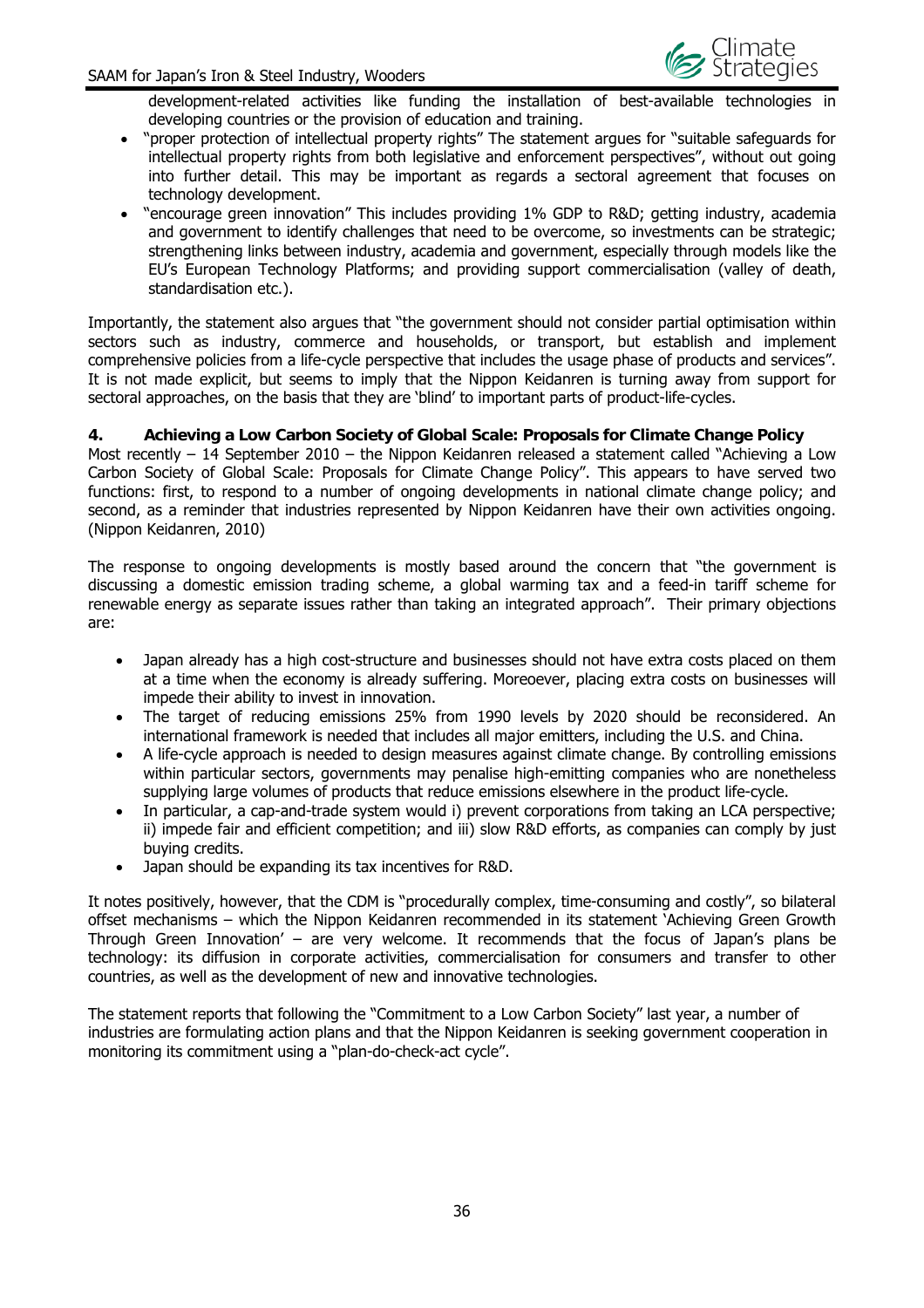development-related activities like funding the installation of best-available technologies in developing countries or the provision of education and training.

- "proper protection of intellectual property rights" The statement argues for "suitable safeguards for intellectual property rights from both legislative and enforcement perspectives", without out going into further detail. This may be important as regards a sectoral agreement that focuses on technology development.
- "encourage green innovation" This includes providing 1% GDP to R&D; getting industry, academia and government to identify challenges that need to be overcome, so investments can be strategic; strengthening links between industry, academia and government, especially through models like the EU's European Technology Platforms; and providing support commercialisation (valley of death, standardisation etc.).

Importantly, the statement also argues that "the government should not consider partial optimisation within sectors such as industry, commerce and households, or transport, but establish and implement comprehensive policies from a life-cycle perspective that includes the usage phase of products and services". It is not made explicit, but seems to imply that the Nippon Keidanren is turning away from support for sectoral approaches, on the basis that they are 'blind' to important parts of product-life-cycles.

#### 4. Achieving a Low Carbon Society of Global Scale: Proposals for Climate Change Policy

Most recently – 14 September 2010 – the Nippon Keidanren released a statement called "Achieving a Low Carbon Society of Global Scale: Proposals for Climate Change Policy". This appears to have served two functions: first, to respond to a number of ongoing developments in national climate change policy; and second, as a reminder that industries represented by Nippon Keidanren have their own activities ongoing. (Nippon Keidanren, 2010)

The response to ongoing developments is mostly based around the concern that "the government is discussing a domestic emission trading scheme, a global warming tax and a feed-in tariff scheme for renewable energy as separate issues rather than taking an integrated approach". Their primary objections are:

- Japan already has a high cost-structure and businesses should not have extra costs placed on them at a time when the economy is already suffering. Moreoever, placing extra costs on businesses will impede their ability to invest in innovation.
- The target of reducing emissions 25% from 1990 levels by 2020 should be reconsidered. An international framework is needed that includes all major emitters, including the U.S. and China.
- A life-cycle approach is needed to design measures against climate change. By controlling emissions within particular sectors, governments may penalise high-emitting companies who are nonetheless supplying large volumes of products that reduce emissions elsewhere in the product life-cycle.
- In particular, a cap-and-trade system would i) prevent corporations from taking an LCA perspective; ii) impede fair and efficient competition; and iii) slow R&D efforts, as companies can comply by just buying credits.
- Japan should be expanding its tax incentives for R&D.

It notes positively, however, that the CDM is "procedurally complex, time-consuming and costly", so bilateral offset mechanisms – which the Nippon Keidanren recommended in its statement 'Achieving Green Growth Through Green Innovation' – are very welcome. It recommends that the focus of Japan's plans be technology: its diffusion in corporate activities, commercialisation for consumers and transfer to other countries, as well as the development of new and innovative technologies.

The statement reports that following the "Commitment to a Low Carbon Society" last year, a number of industries are formulating action plans and that the Nippon Keidanren is seeking government cooperation in monitoring its commitment using a "plan-do-check-act cycle".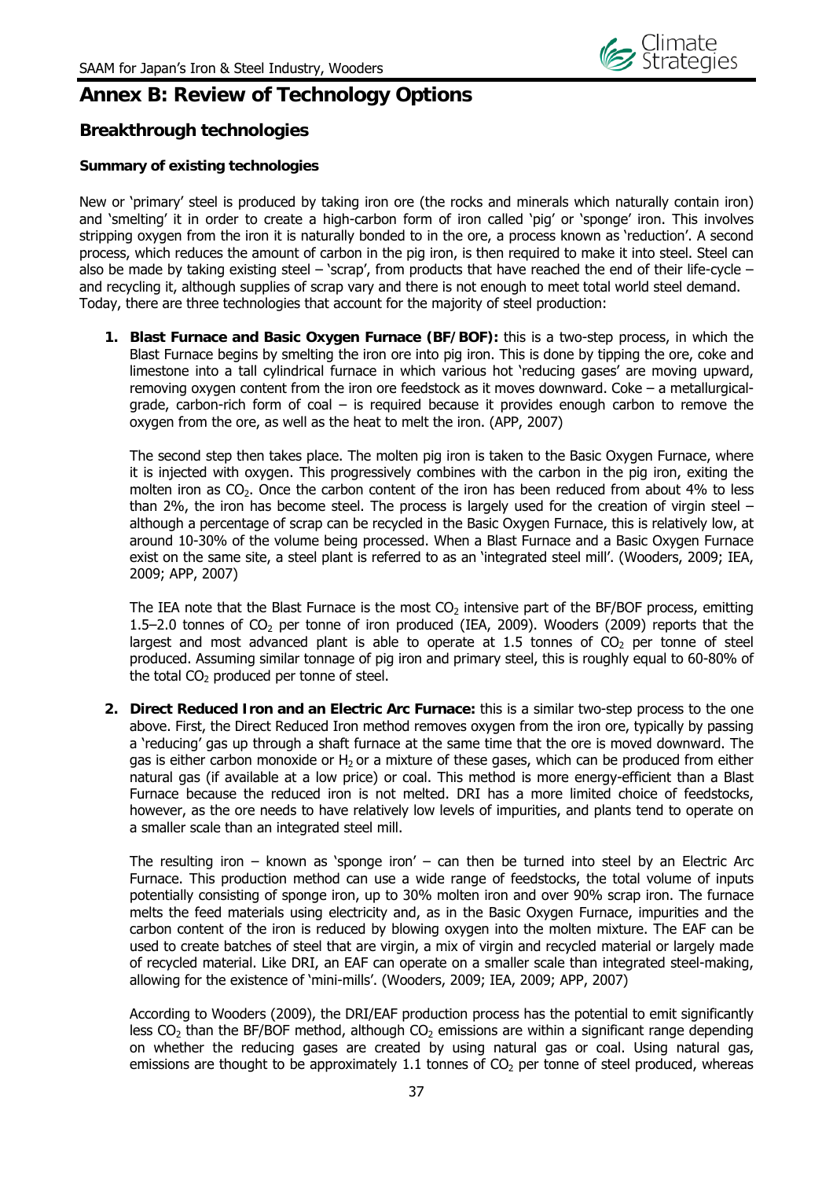# Annex B: Review of Technology Options

## Breakthrough technologies

### Summary of existing technologies

New or 'primary' steel is produced by taking iron ore (the rocks and minerals which naturally contain iron) and 'smelting' it in order to create a high-carbon form of iron called 'pig' or 'sponge' iron. This involves stripping oxygen from the iron it is naturally bonded to in the ore, a process known as 'reduction'. A second process, which reduces the amount of carbon in the pig iron, is then required to make it into steel. Steel can also be made by taking existing steel – 'scrap', from products that have reached the end of their life-cycle – and recycling it, although supplies of scrap vary and there is not enough to meet total world steel demand. Today, there are three technologies that account for the majority of steel production:

1. **Blast Furnace and Basic Oxygen Furnace (BF/BOF):** this is a two-step process, in which the Blast Furnace begins by smelting the iron ore into pig iron. This is done by tipping the ore, coke and limestone into a tall cylindrical furnace in which various hot 'reducing gases' are moving upward, removing oxygen content from the iron ore feedstock as it moves downward. Coke – a metallurgical-grade, carbon-rich form of coal – is required because it provides enough carbon to remove the oxygen from the ore, as well as the heat to melt the iron. (APP, 2007)

   The second step then takes place. The molten pig iron is taken to the Basic Oxygen Furnace, where it is injected with oxygen. This progressively combines with the carbon in the pig iron, exiting the molten iron as $CO_2$. Once the carbon content of the iron has been reduced from about 4% to less than 2%, the iron has become steel. The process is largely used for the creation of virgin steel – although a percentage of scrap can be recycled in the Basic Oxygen Furnace, this is relatively low, at around 10-30% of the volume being processed. When a Blast Furnace and a Basic Oxygen Furnace exist on the same site, a steel plant is referred to as an 'integrated steel mill'. (Wooders, 2009; IEA, 2009; APP, 2007)

   The IEA note that the Blast Furnace is the most $CO_2$ intensive part of the BF/BOF process, emitting 1.5–2.0 tonnes of $CO_2$ per tonne of iron produced (IEA, 2009). Wooders (2009) reports that the largest and most advanced plant is able to operate at 1.5 tonnes of $CO_2$ per tonne of steel produced. Assuming similar tonnage of pig iron and primary steel, this is roughly equal to 60-80% of the total $CO_2$ produced per tonne of steel.

2. **Direct Reduced Iron and an Electric Arc Furnace:** this is a similar two-step process to the one above. First, the Direct Reduced Iron method removes oxygen from the iron ore, typically by passing a 'reducing' gas up through a shaft furnace at the same time that the ore is moved downward. The gas is either carbon monoxide or $H_2$ or a mixture of these gases, which can be produced from either natural gas (if available at a low price) or coal. This method is more energy-efficient than a Blast Furnace because the reduced iron is not melted. DRI has a more limited choice of feedstocks, however, as the ore needs to have relatively low levels of impurities, and plants tend to operate on a smaller scale than an integrated steel mill.

   The resulting iron – known as 'sponge iron' – can then be turned into steel by an Electric Arc Furnace. This production method can use a wide range of feedstocks, the total volume of inputs potentially consisting of sponge iron, up to 30% molten iron and over 90% scrap iron. The furnace melts the feed materials using electricity and, as in the Basic Oxygen Furnace, impurities and the carbon content of the iron is reduced by blowing oxygen into the molten mixture. The EAF can be used to create batches of steel that are virgin, a mix of virgin and recycled material or largely made of recycled material. Like DRI, an EAF can operate on a smaller scale than integrated steel-making, allowing for the existence of 'mini-mills'. (Wooders, 2009; IEA, 2009; APP, 2007)

   According to Wooders (2009), the DRI/EAF production process has the potential to emit significantly less $CO_2$ than the BF/BOF method, although $CO_2$ emissions are within a significant range depending on whether the reducing gases are created by using natural gas or coal. Using natural gas, emissions are thought to be approximately 1.1 tonnes of $CO_2$ per tonne of steel produced, whereas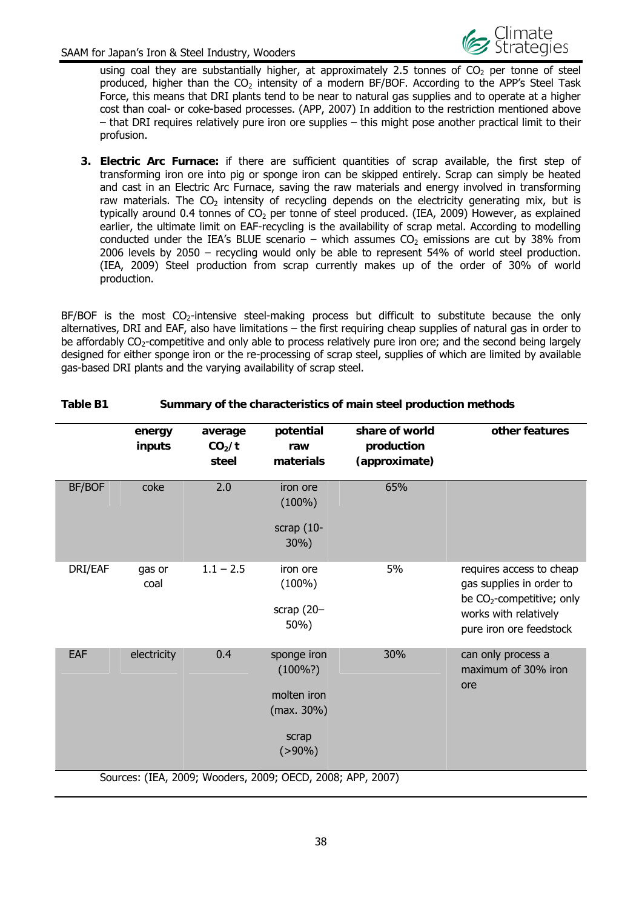using coal they are substantially higher, at approximately 2.5 tonnes of $CO_2$ per tonne of steel produced, higher than the $CO_2$ intensity of a modern BF/BOF. According to the APP's Steel Task Force, this means that DRI plants tend to be near to natural gas supplies and to operate at a higher cost than coal- or coke-based processes. (APP, 2007) In addition to the restriction mentioned above – that DRI requires relatively pure iron ore supplies – this might pose another practical limit to their profusion.

3. **Electric Arc Furnace:** if there are sufficient quantities of scrap available, the first step of transforming iron ore into pig or sponge iron can be skipped entirely. Scrap can simply be heated and cast in an Electric Arc Furnace, saving the raw materials and energy involved in transforming raw materials. The $CO_2$ intensity of recycling depends on the electricity generating mix, but is typically around 0.4 tonnes of $CO_2$ per tonne of steel produced. (IEA, 2009) However, as explained earlier, the ultimate limit on EAF-recycling is the availability of scrap metal. According to modelling conducted under the IEA's BLUE scenario – which assumes $CO_2$ emissions are cut by 38% from 2006 levels by 2050 – recycling would only be able to represent 54% of world steel production. (IEA, 2009) Steel production from scrap currently makes up of the order of 30% of world production.

BF/BOF is the most $CO_2$-intensive steel-making process but difficult to substitute because the only alternatives, DRI and EAF, also have limitations – the first requiring cheap supplies of natural gas in order to be affordably $CO_2$-competitive and only able to process relatively pure iron ore; and the second being largely designed for either sponge iron or the re-processing of scrap steel, supplies of which are limited by available gas-based DRI plants and the varying availability of scrap steel.

**Table B1 Summary of the characteristics of main steel production methods**

| | energy inputs | average $CO_2$/t steel | potential raw materials | share of world production (approximate) | other features |
|---|---|---|---|---|---|
| BF/BOF | coke | 2.0 | iron ore (100%)<br>scrap (10-30%) | 65% | |
| DRI/EAF | gas or coal | 1.1 – 2.5 | iron ore (100%)<br>scrap (20–50%) | 5% | requires access to cheap gas supplies in order to be $CO_2$-competitive; only works with relatively pure iron ore feedstock |
| EAF | electricity | 0.4 | sponge iron (100%?)<br>molten iron (max. 30%)<br>scrap (>90%) | 30% | can only process a maximum of 30% iron ore |

Sources: (IEA, 2009; Wooders, 2009; OECD, 2008; APP, 2007)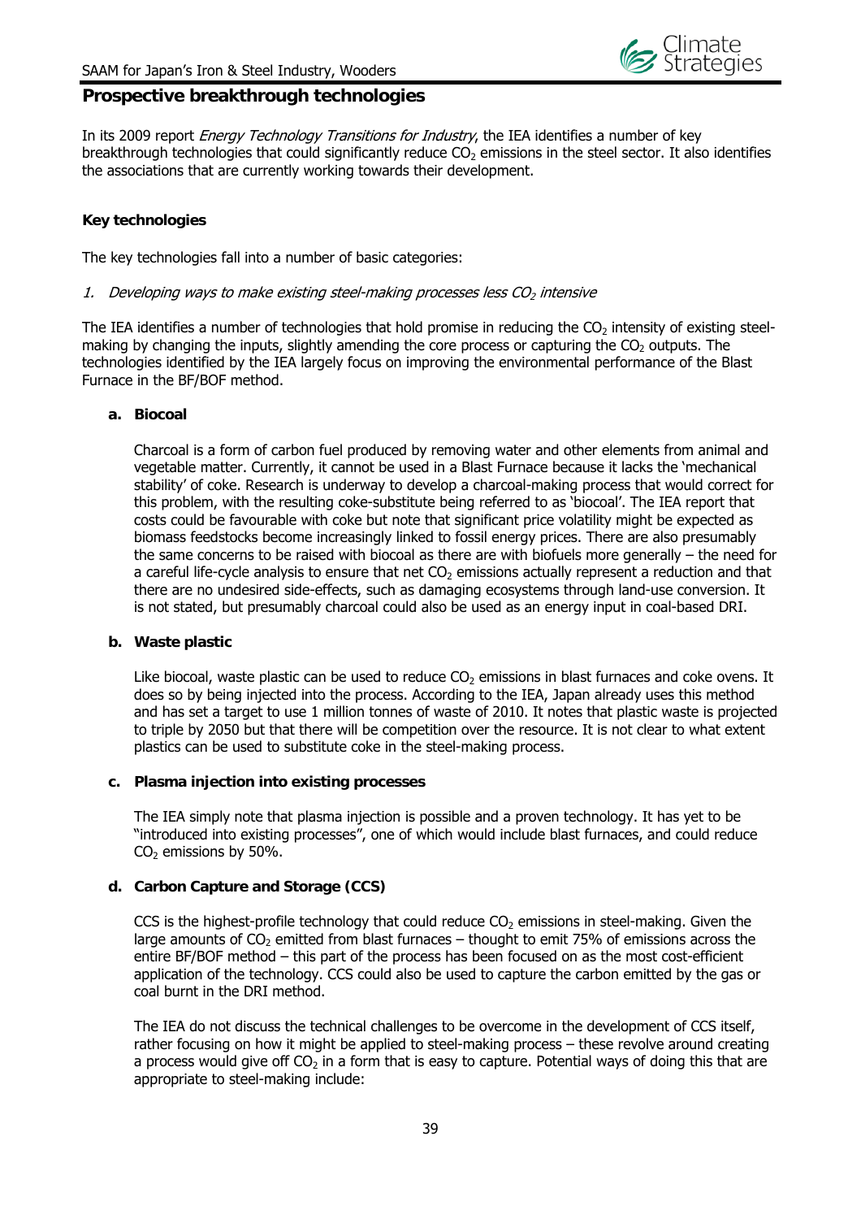## Prospective breakthrough technologies

In its 2009 report *Energy Technology Transitions for Industry*, the IEA identifies a number of key breakthrough technologies that could significantly reduce $CO_2$ emissions in the steel sector. It also identifies the associations that are currently working towards their development.

### Key technologies

The key technologies fall into a number of basic categories:

*1. Developing ways to make existing steel-making processes less $CO_2$ intensive*

The IEA identifies a number of technologies that hold promise in reducing the $CO_2$ intensity of existing steel-making by changing the inputs, slightly amending the core process or capturing the $CO_2$ outputs. The technologies identified by the IEA largely focus on improving the environmental performance of the Blast Furnace in the BF/BOF method.

**a. Biocoal**

Charcoal is a form of carbon fuel produced by removing water and other elements from animal and vegetable matter. Currently, it cannot be used in a Blast Furnace because it lacks the 'mechanical stability' of coke. Research is underway to develop a charcoal-making process that would correct for this problem, with the resulting coke-substitute being referred to as 'biocoal'. The IEA report that costs could be favourable with coke but note that significant price volatility might be expected as biomass feedstocks become increasingly linked to fossil energy prices. There are also presumably the same concerns to be raised with biocoal as there are with biofuels more generally – the need for a careful life-cycle analysis to ensure that net $CO_2$ emissions actually represent a reduction and that there are no undesired side-effects, such as damaging ecosystems through land-use conversion. It is not stated, but presumably charcoal could also be used as an energy input in coal-based DRI.

**b. Waste plastic**

Like biocoal, waste plastic can be used to reduce $CO_2$ emissions in blast furnaces and coke ovens. It does so by being injected into the process. According to the IEA, Japan already uses this method and has set a target to use 1 million tonnes of waste of 2010. It notes that plastic waste is projected to triple by 2050 but that there will be competition over the resource. It is not clear to what extent plastics can be used to substitute coke in the steel-making process.

**c. Plasma injection into existing processes**

The IEA simply note that plasma injection is possible and a proven technology. It has yet to be "introduced into existing processes", one of which would include blast furnaces, and could reduce $CO_2$ emissions by 50%.

**d. Carbon Capture and Storage (CCS)**

CCS is the highest-profile technology that could reduce $CO_2$ emissions in steel-making. Given the large amounts of $CO_2$ emitted from blast furnaces – thought to emit 75% of emissions across the entire BF/BOF method – this part of the process has been focused on as the most cost-efficient application of the technology. CCS could also be used to capture the carbon emitted by the gas or coal burnt in the DRI method.

The IEA do not discuss the technical challenges to be overcome in the development of CCS itself, rather focusing on how it might be applied to steel-making process – these revolve around creating a process would give off $CO_2$ in a form that is easy to capture. Potential ways of doing this that are appropriate to steel-making include: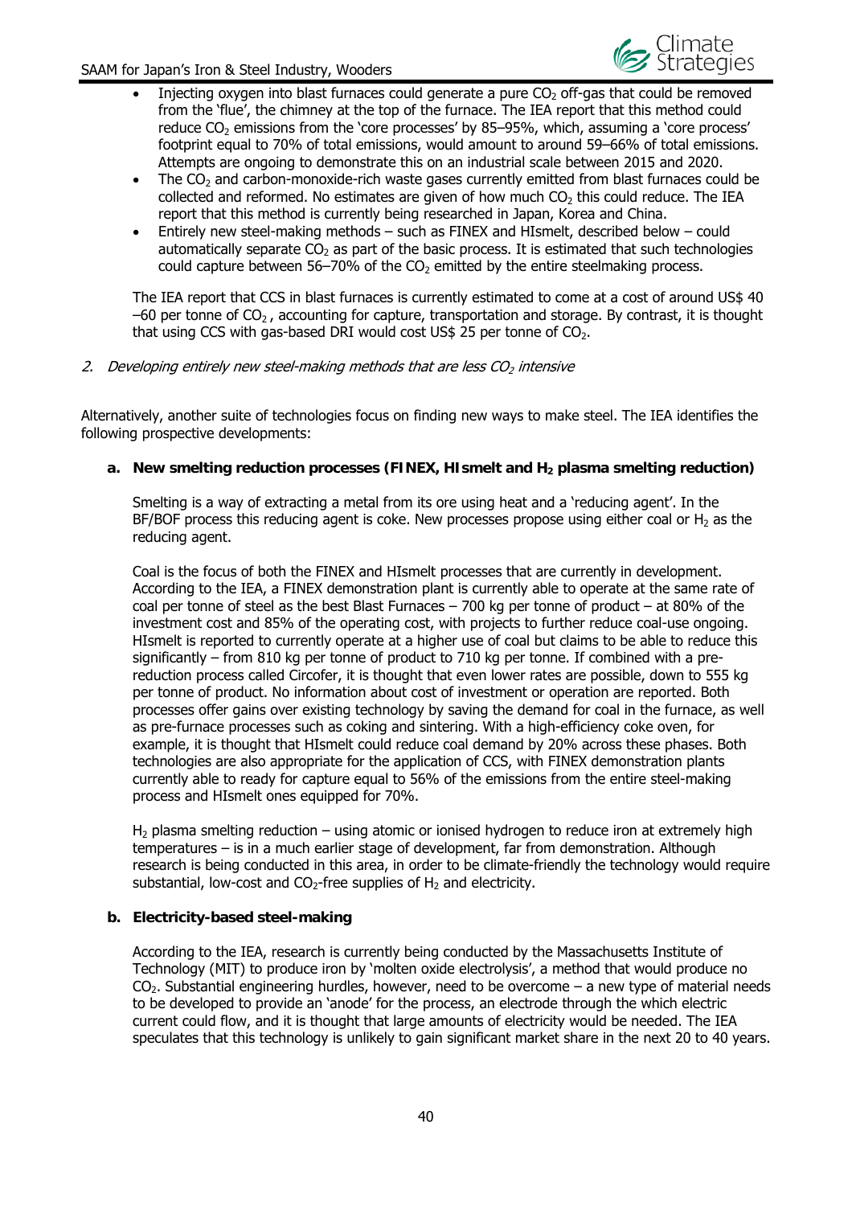- Injecting oxygen into blast furnaces could generate a pure $CO_2$ off-gas that could be removed from the 'flue', the chimney at the top of the furnace. The IEA report that this method could reduce $CO_2$ emissions from the 'core processes' by 85–95%, which, assuming a 'core process' footprint equal to 70% of total emissions, would amount to around 59–66% of total emissions. Attempts are ongoing to demonstrate this on an industrial scale between 2015 and 2020.
- The $CO_2$ and carbon-monoxide-rich waste gases currently emitted from blast furnaces could be collected and reformed. No estimates are given of how much $CO_2$ this could reduce. The IEA report that this method is currently being researched in Japan, Korea and China.
- Entirely new steel-making methods – such as FINEX and HIsmelt, described below – could automatically separate $CO_2$ as part of the basic process. It is estimated that such technologies could capture between 56–70% of the $CO_2$ emitted by the entire steelmaking process.

The IEA report that CCS in blast furnaces is currently estimated to come at a cost of around US$ 40 –60 per tonne of $CO_2$ , accounting for capture, transportation and storage. By contrast, it is thought that using CCS with gas-based DRI would cost US$ 25 per tonne of $CO_2$.

*2. Developing entirely new steel-making methods that are less $CO_2$ intensive*

Alternatively, another suite of technologies focus on finding new ways to make steel. The IEA identifies the following prospective developments:

**a. New smelting reduction processes (FINEX, HIsmelt and $H_2$ plasma smelting reduction)**

Smelting is a way of extracting a metal from its ore using heat and a 'reducing agent'. In the BF/BOF process this reducing agent is coke. New processes propose using either coal or $H_2$ as the reducing agent.

Coal is the focus of both the FINEX and HIsmelt processes that are currently in development. According to the IEA, a FINEX demonstration plant is currently able to operate at the same rate of coal per tonne of steel as the best Blast Furnaces – 700 kg per tonne of product – at 80% of the investment cost and 85% of the operating cost, with projects to further reduce coal-use ongoing. HIsmelt is reported to currently operate at a higher use of coal but claims to be able to reduce this significantly – from 810 kg per tonne of product to 710 kg per tonne. If combined with a pre-reduction process called Circofer, it is thought that even lower rates are possible, down to 555 kg per tonne of product. No information about cost of investment or operation are reported. Both processes offer gains over existing technology by saving the demand for coal in the furnace, as well as pre-furnace processes such as coking and sintering. With a high-efficiency coke oven, for example, it is thought that HIsmelt could reduce coal demand by 20% across these phases. Both technologies are also appropriate for the application of CCS, with FINEX demonstration plants currently able to ready for capture equal to 56% of the emissions from the entire steel-making process and HIsmelt ones equipped for 70%.

$H_2$ plasma smelting reduction – using atomic or ionised hydrogen to reduce iron at extremely high temperatures – is in a much earlier stage of development, far from demonstration. Although research is being conducted in this area, in order to be climate-friendly the technology would require substantial, low-cost and $CO_2$-free supplies of $H_2$ and electricity.

**b. Electricity-based steel-making**

According to the IEA, research is currently being conducted by the Massachusetts Institute of Technology (MIT) to produce iron by 'molten oxide electrolysis', a method that would produce no $CO_2$. Substantial engineering hurdles, however, need to be overcome – a new type of material needs to be developed to provide an 'anode' for the process, an electrode through the which electric current could flow, and it is thought that large amounts of electricity would be needed. The IEA speculates that this technology is unlikely to gain significant market share in the next 20 to 40 years.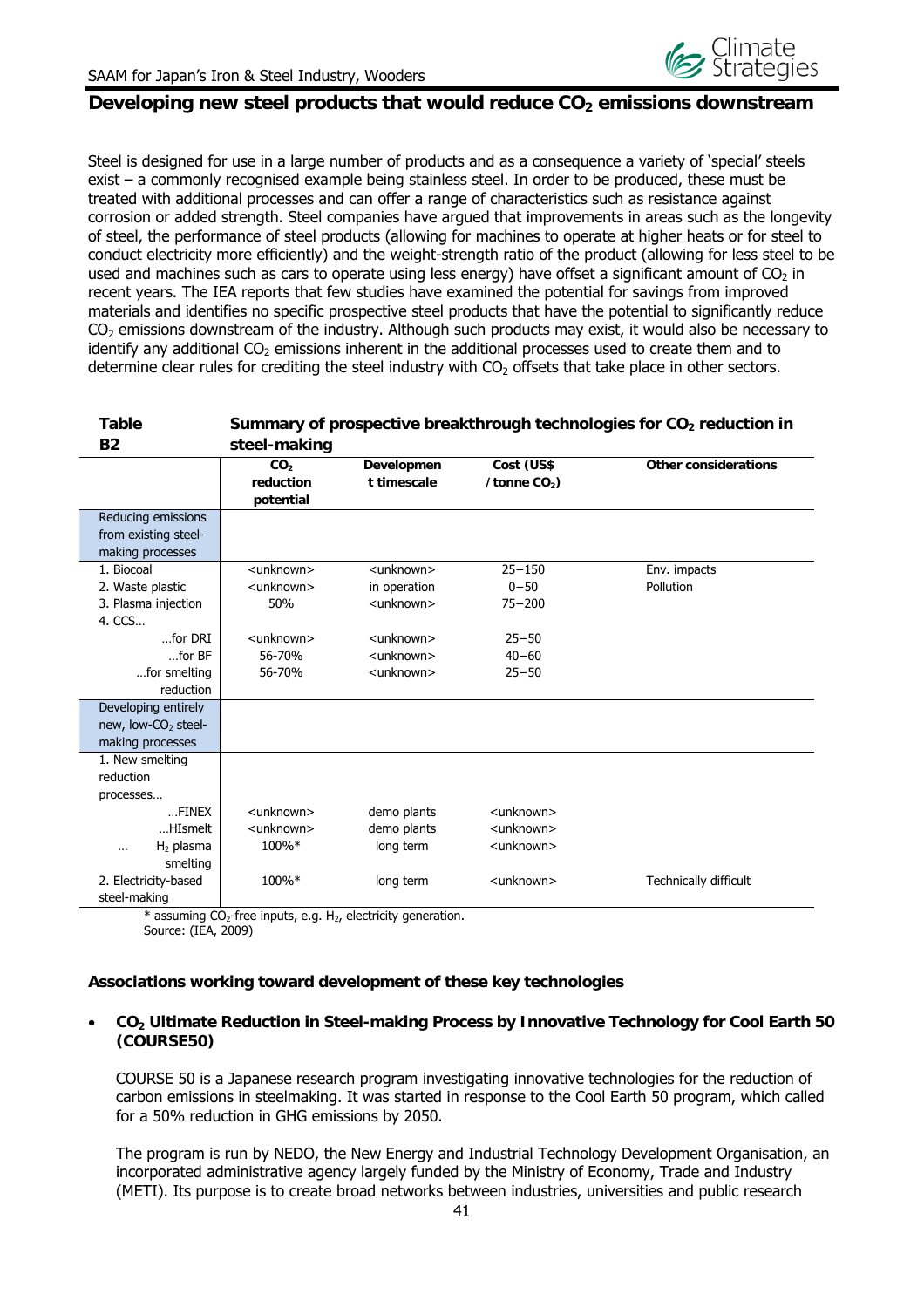## Developing new steel products that would reduce $CO_2$ emissions downstream

Steel is designed for use in a large number of products and as a consequence a variety of 'special' steels exist – a commonly recognised example being stainless steel. In order to be produced, these must be treated with additional processes and can offer a range of characteristics such as resistance against corrosion or added strength. Steel companies have argued that improvements in areas such as the longevity of steel, the performance of steel products (allowing for machines to operate at higher heats or for steel to conduct electricity more efficiently) and the weight-strength ratio of the product (allowing for less steel to be used and machines such as cars to operate using less energy) have offset a significant amount of $CO_2$ in recent years. The IEA reports that few studies have examined the potential for savings from improved materials and identifies no specific prospective steel products that have the potential to significantly reduce $CO_2$ emissions downstream of the industry. Although such products may exist, it would also be necessary to identify any additional $CO_2$ emissions inherent in the additional processes used to create them and to determine clear rules for crediting the steel industry with $CO_2$ offsets that take place in other sectors.

**Table B2 Summary of prospective breakthrough technologies for $CO_2$ reduction in steel-making**

| | $CO_2$ reduction potential | Development timescale | Cost (US$ / tonne $CO_2$) | Other considerations |
|---|---|---|---|---|
| Reducing emissions from existing steel-making processes | | | | |
| 1. Biocoal | <unknown> | <unknown> | 25–150 | Env. impacts |
| 2. Waste plastic | <unknown> | in operation | 0–50 | Pollution |
| 3. Plasma injection | 50% | <unknown> | 75–200 | |
| 4. CCS… | | | | |
| …for DRI | <unknown> | <unknown> | 25–50 | |
| …for BF | 56-70% | <unknown> | 40–60 | |
| …for smelting reduction | 56-70% | <unknown> | 25–50 | |
| Developing entirely new, low-$CO_2$ steel-making processes | | | | |
| 1. New smelting reduction processes… | | | | |
| …FINEX | <unknown> | demo plants | <unknown> | |
| …HIsmelt | <unknown> | demo plants | <unknown> | |
| … $H_2$ plasma smelting | 100%* | long term | <unknown> | |
| 2. Electricity-based steel-making | 100%* | long term | <unknown> | Technically difficult |

\* assuming $CO_2$-free inputs, e.g. $H_2$, electricity generation.
Source: (IEA, 2009)

### Associations working toward development of these key technologies

- **$CO_2$ Ultimate Reduction in Steel-making Process by Innovative Technology for Cool Earth 50 (COURSE50)**

  COURSE 50 is a Japanese research program investigating innovative technologies for the reduction of carbon emissions in steelmaking. It was started in response to the Cool Earth 50 program, which called for a 50% reduction in GHG emissions by 2050.

  The program is run by NEDO, the New Energy and Industrial Technology Development Organisation, an incorporated administrative agency largely funded by the Ministry of Economy, Trade and Industry (METI). Its purpose is to create broad networks between industries, universities and public research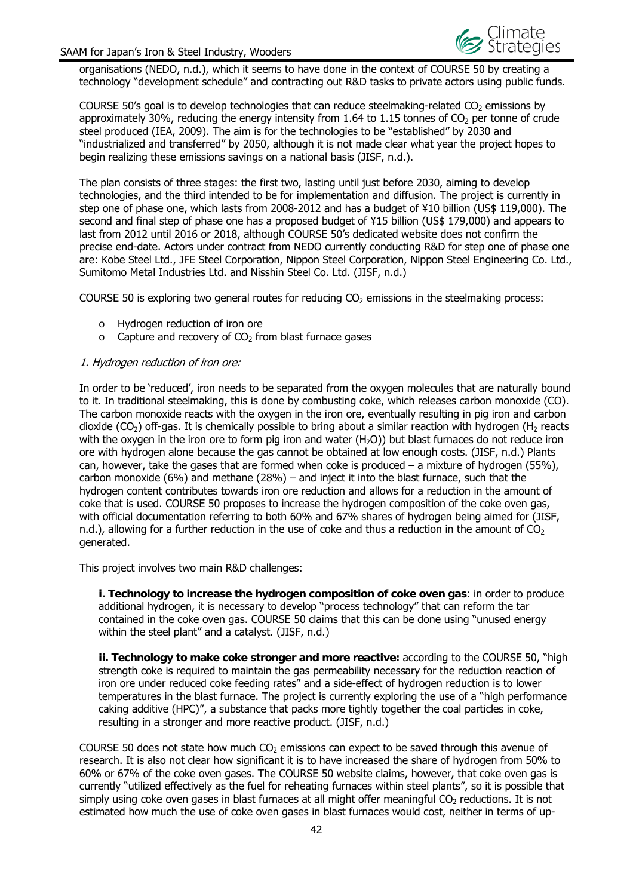organisations (NEDO, n.d.), which it seems to have done in the context of COURSE 50 by creating a technology "development schedule" and contracting out R&D tasks to private actors using public funds.

COURSE 50's goal is to develop technologies that can reduce steelmaking-related $CO_2$ emissions by approximately 30%, reducing the energy intensity from 1.64 to 1.15 tonnes of $CO_2$ per tonne of crude steel produced (IEA, 2009). The aim is for the technologies to be "established" by 2030 and "industrialized and transferred" by 2050, although it is not made clear what year the project hopes to begin realizing these emissions savings on a national basis (JISF, n.d.).

The plan consists of three stages: the first two, lasting until just before 2030, aiming to develop technologies, and the third intended to be for implementation and diffusion. The project is currently in step one of phase one, which lasts from 2008-2012 and has a budget of ¥10 billion (US$ 119,000). The second and final step of phase one has a proposed budget of ¥15 billion (US$ 179,000) and appears to last from 2012 until 2016 or 2018, although COURSE 50's dedicated website does not confirm the precise end-date. Actors under contract from NEDO currently conducting R&D for step one of phase one are: Kobe Steel Ltd., JFE Steel Corporation, Nippon Steel Corporation, Nippon Steel Engineering Co. Ltd., Sumitomo Metal Industries Ltd. and Nisshin Steel Co. Ltd. (JISF, n.d.)

COURSE 50 is exploring two general routes for reducing $CO_2$ emissions in the steelmaking process:

- Hydrogen reduction of iron ore
- Capture and recovery of $CO_2$ from blast furnace gases

*1. Hydrogen reduction of iron ore:*

In order to be 'reduced', iron needs to be separated from the oxygen molecules that are naturally bound to it. In traditional steelmaking, this is done by combusting coke, which releases carbon monoxide (CO). The carbon monoxide reacts with the oxygen in the iron ore, eventually resulting in pig iron and carbon dioxide ($CO_2$) off-gas. It is chemically possible to bring about a similar reaction with hydrogen ($H_2$ reacts with the oxygen in the iron ore to form pig iron and water ($H_2O$)) but blast furnaces do not reduce iron ore with hydrogen alone because the gas cannot be obtained at low enough costs. (JISF, n.d.) Plants can, however, take the gases that are formed when coke is produced – a mixture of hydrogen (55%), carbon monoxide (6%) and methane (28%) – and inject it into the blast furnace, such that the hydrogen content contributes towards iron ore reduction and allows for a reduction in the amount of coke that is used. COURSE 50 proposes to increase the hydrogen composition of the coke oven gas, with official documentation referring to both 60% and 67% shares of hydrogen being aimed for (JISF, n.d.), allowing for a further reduction in the use of coke and thus a reduction in the amount of $CO_2$ generated.

This project involves two main R&D challenges:

> **i. Technology to increase the hydrogen composition of coke oven gas**: in order to produce additional hydrogen, it is necessary to develop "process technology" that can reform the tar contained in the coke oven gas. COURSE 50 claims that this can be done using "unused energy within the steel plant" and a catalyst. (JISF, n.d.)
>
> **ii. Technology to make coke stronger and more reactive:** according to the COURSE 50, "high strength coke is required to maintain the gas permeability necessary for the reduction reaction of iron ore under reduced coke feeding rates" and a side-effect of hydrogen reduction is to lower temperatures in the blast furnace. The project is currently exploring the use of a "high performance caking additive (HPC)", a substance that packs more tightly together the coal particles in coke, resulting in a stronger and more reactive product. (JISF, n.d.)

COURSE 50 does not state how much $CO_2$ emissions can expect to be saved through this avenue of research. It is also not clear how significant it is to have increased the share of hydrogen from 50% to 60% or 67% of the coke oven gases. The COURSE 50 website claims, however, that coke oven gas is currently "utilized effectively as the fuel for reheating furnaces within steel plants", so it is possible that simply using coke oven gases in blast furnaces at all might offer meaningful $CO_2$ reductions. It is not estimated how much the use of coke oven gases in blast furnaces would cost, neither in terms of up-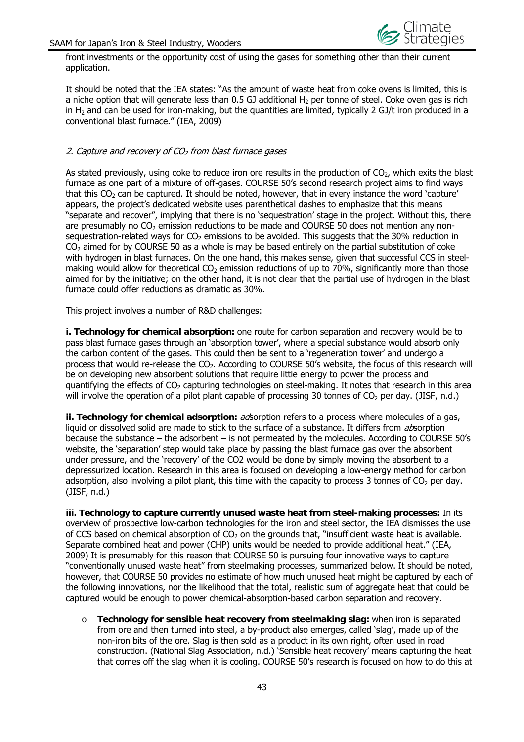front investments or the opportunity cost of using the gases for something other than their current application.

It should be noted that the IEA states: "As the amount of waste heat from coke ovens is limited, this is a niche option that will generate less than 0.5 GJ additional $H_2$ per tonne of steel. Coke oven gas is rich in $H_2$ and can be used for iron-making, but the quantities are limited, typically 2 GJ/t iron produced in a conventional blast furnace." (IEA, 2009)

*2. Capture and recovery of $CO_2$ from blast furnace gases*

As stated previously, using coke to reduce iron ore results in the production of $CO_2$, which exits the blast furnace as one part of a mixture of off-gases. COURSE 50's second research project aims to find ways that this $CO_2$ can be captured. It should be noted, however, that in every instance the word 'capture' appears, the project's dedicated website uses parenthetical dashes to emphasize that this means "separate and recover", implying that there is no 'sequestration' stage in the project. Without this, there are presumably no $CO_2$ emission reductions to be made and COURSE 50 does not mention any non-sequestration-related ways for $CO_2$ emissions to be avoided. This suggests that the 30% reduction in $CO_2$ aimed for by COURSE 50 as a whole is may be based entirely on the partial substitution of coke with hydrogen in blast furnaces. On the one hand, this makes sense, given that successful CCS in steel-making would allow for theoretical $CO_2$ emission reductions of up to 70%, significantly more than those aimed for by the initiative; on the other hand, it is not clear that the partial use of hydrogen in the blast furnace could offer reductions as dramatic as 30%.

This project involves a number of R&D challenges:

**i. Technology for chemical absorption:** one route for carbon separation and recovery would be to pass blast furnace gases through an 'absorption tower', where a special substance would absorb only the carbon content of the gases. This could then be sent to a 'regeneration tower' and undergo a process that would re-release the $CO_2$. According to COURSE 50's website, the focus of this research will be on developing new absorbent solutions that require little energy to power the process and quantifying the effects of $CO_2$ capturing technologies on steel-making. It notes that research in this area will involve the operation of a pilot plant capable of processing 30 tonnes of $CO_2$ per day. (JISF, n.d.)

**ii. Technology for chemical adsorption:** *ad*sorption refers to a process where molecules of a gas, liquid or dissolved solid are made to stick to the surface of a substance. It differs from *ab*sorption because the substance – the adsorbent – is not permeated by the molecules. According to COURSE 50's website, the 'separation' step would take place by passing the blast furnace gas over the absorbent under pressure, and the 'recovery' of the CO2 would be done by simply moving the absorbent to a depressurized location. Research in this area is focused on developing a low-energy method for carbon adsorption, also involving a pilot plant, this time with the capacity to process 3 tonnes of $CO_2$ per day. (JISF, n.d.)

**iii. Technology to capture currently unused waste heat from steel-making processes:** In its overview of prospective low-carbon technologies for the iron and steel sector, the IEA dismisses the use of CCS based on chemical absorption of $CO_2$ on the grounds that, "insufficient waste heat is available. Separate combined heat and power (CHP) units would be needed to provide additional heat." (IEA, 2009) It is presumably for this reason that COURSE 50 is pursuing four innovative ways to capture "conventionally unused waste heat" from steelmaking processes, summarized below. It should be noted, however, that COURSE 50 provides no estimate of how much unused heat might be captured by each of the following innovations, nor the likelihood that the total, realistic sum of aggregate heat that could be captured would be enough to power chemical-absorption-based carbon separation and recovery.

- **Technology for sensible heat recovery from steelmaking slag:** when iron is separated from ore and then turned into steel, a by-product also emerges, called 'slag', made up of the non-iron bits of the ore. Slag is then sold as a product in its own right, often used in road construction. (National Slag Association, n.d.) 'Sensible heat recovery' means capturing the heat that comes off the slag when it is cooling. COURSE 50's research is focused on how to do this at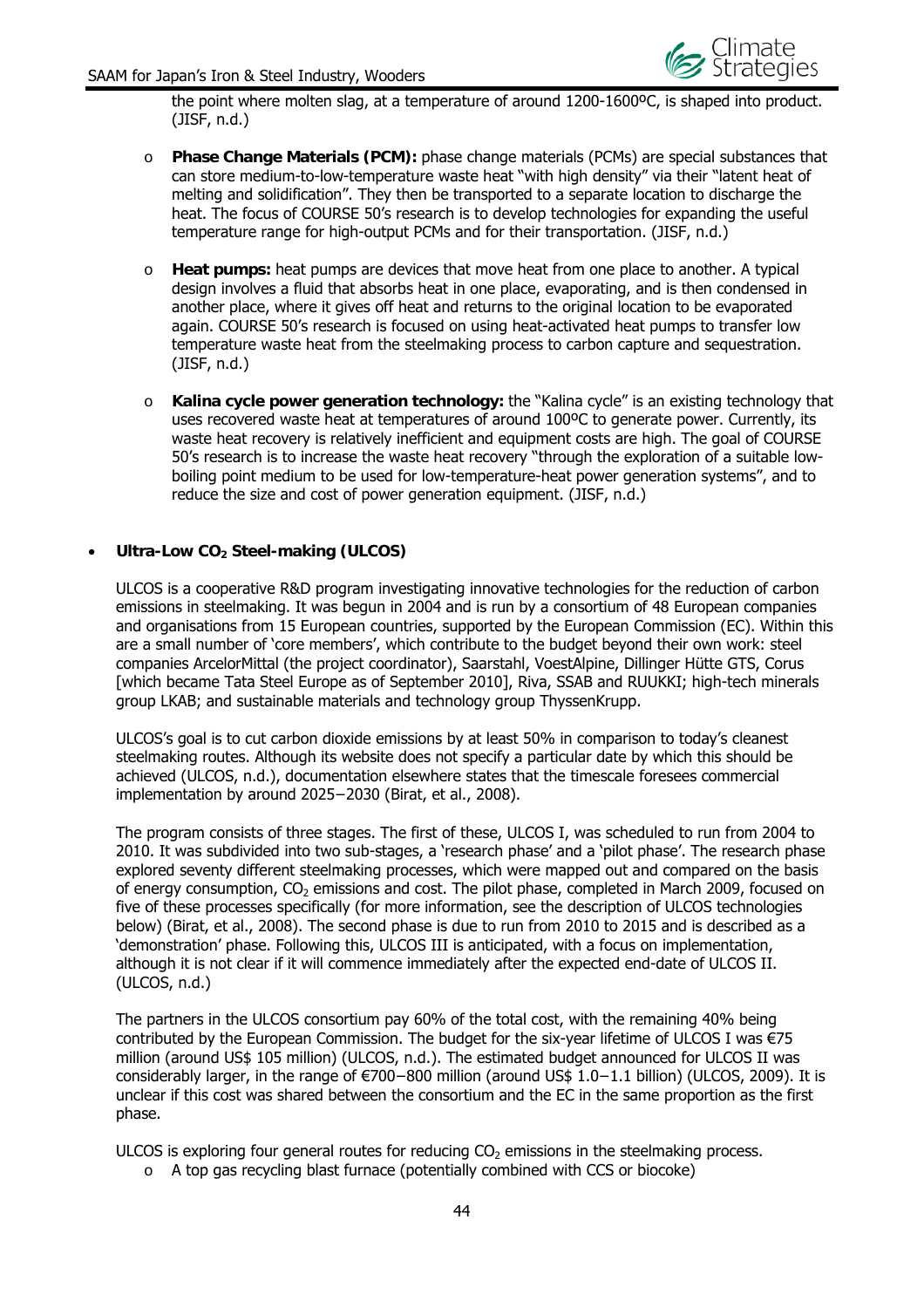the point where molten slag, at a temperature of around 1200-1600ºC, is shaped into product. (JISF, n.d.)

- **Phase Change Materials (PCM):** phase change materials (PCMs) are special substances that can store medium-to-low-temperature waste heat "with high density" via their "latent heat of melting and solidification". They then be transported to a separate location to discharge the heat. The focus of COURSE 50's research is to develop technologies for expanding the useful temperature range for high-output PCMs and for their transportation. (JISF, n.d.)

- **Heat pumps:** heat pumps are devices that move heat from one place to another. A typical design involves a fluid that absorbs heat in one place, evaporating, and is then condensed in another place, where it gives off heat and returns to the original location to be evaporated again. COURSE 50's research is focused on using heat-activated heat pumps to transfer low temperature waste heat from the steelmaking process to carbon capture and sequestration. (JISF, n.d.)

- **Kalina cycle power generation technology:** the "Kalina cycle" is an existing technology that uses recovered waste heat at temperatures of around 100ºC to generate power. Currently, its waste heat recovery is relatively inefficient and equipment costs are high. The goal of COURSE 50's research is to increase the waste heat recovery "through the exploration of a suitable low-boiling point medium to be used for low-temperature-heat power generation systems", and to reduce the size and cost of power generation equipment. (JISF, n.d.)

- **Ultra-Low $CO_2$ Steel-making (ULCOS)**

  ULCOS is a cooperative R&D program investigating innovative technologies for the reduction of carbon emissions in steelmaking. It was begun in 2004 and is run by a consortium of 48 European companies and organisations from 15 European countries, supported by the European Commission (EC). Within this are a small number of 'core members', which contribute to the budget beyond their own work: steel companies ArcelorMittal (the project coordinator), Saarstahl, VoestAlpine, Dillinger Hütte GTS, Corus [which became Tata Steel Europe as of September 2010], Riva, SSAB and RUUKKI; high-tech minerals group LKAB; and sustainable materials and technology group ThyssenKrupp.

  ULCOS's goal is to cut carbon dioxide emissions by at least 50% in comparison to today's cleanest steelmaking routes. Although its website does not specify a particular date by which this should be achieved (ULCOS, n.d.), documentation elsewhere states that the timescale foresees commercial implementation by around 2025−2030 (Birat, et al., 2008).

  The program consists of three stages. The first of these, ULCOS I, was scheduled to run from 2004 to 2010. It was subdivided into two sub-stages, a 'research phase' and a 'pilot phase'. The research phase explored seventy different steelmaking processes, which were mapped out and compared on the basis of energy consumption, $CO_2$ emissions and cost. The pilot phase, completed in March 2009, focused on five of these processes specifically (for more information, see the description of ULCOS technologies below) (Birat, et al., 2008). The second phase is due to run from 2010 to 2015 and is described as a 'demonstration' phase. Following this, ULCOS III is anticipated, with a focus on implementation, although it is not clear if it will commence immediately after the expected end-date of ULCOS II. (ULCOS, n.d.)

  The partners in the ULCOS consortium pay 60% of the total cost, with the remaining 40% being contributed by the European Commission. The budget for the six-year lifetime of ULCOS I was €75 million (around US$ 105 million) (ULCOS, n.d.). The estimated budget announced for ULCOS II was considerably larger, in the range of €700−800 million (around US$ 1.0−1.1 billion) (ULCOS, 2009). It is unclear if this cost was shared between the consortium and the EC in the same proportion as the first phase.

  ULCOS is exploring four general routes for reducing $CO_2$ emissions in the steelmaking process.
  - A top gas recycling blast furnace (potentially combined with CCS or biocoke)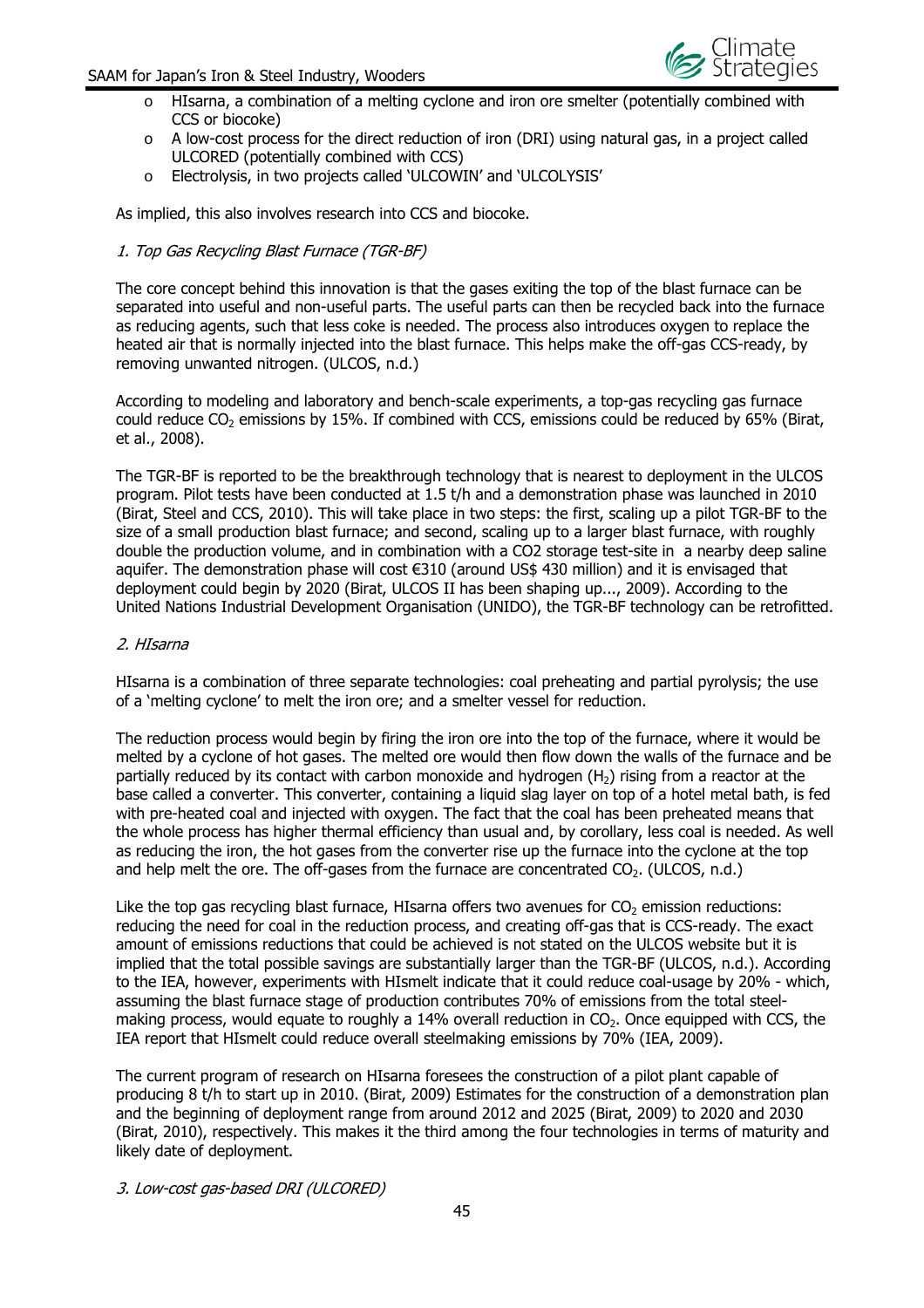- HIsarna, a combination of a melting cyclone and iron ore smelter (potentially combined with CCS or biocoke)
- A low-cost process for the direct reduction of iron (DRI) using natural gas, in a project called ULCORED (potentially combined with CCS)
- Electrolysis, in two projects called 'ULCOWIN' and 'ULCOLYSIS'

As implied, this also involves research into CCS and biocoke.

*1. Top Gas Recycling Blast Furnace (TGR-BF)*

The core concept behind this innovation is that the gases exiting the top of the blast furnace can be separated into useful and non-useful parts. The useful parts can then be recycled back into the furnace as reducing agents, such that less coke is needed. The process also introduces oxygen to replace the heated air that is normally injected into the blast furnace. This helps make the off-gas CCS-ready, by removing unwanted nitrogen. (ULCOS, n.d.)

According to modeling and laboratory and bench-scale experiments, a top-gas recycling gas furnace could reduce $CO_2$ emissions by 15%. If combined with CCS, emissions could be reduced by 65% (Birat, et al., 2008).

The TGR-BF is reported to be the breakthrough technology that is nearest to deployment in the ULCOS program. Pilot tests have been conducted at 1.5 t/h and a demonstration phase was launched in 2010 (Birat, Steel and CCS, 2010). This will take place in two steps: the first, scaling up a pilot TGR-BF to the size of a small production blast furnace; and second, scaling up to a larger blast furnace, with roughly double the production volume, and in combination with a CO2 storage test-site in a nearby deep saline aquifer. The demonstration phase will cost €310 (around US$ 430 million) and it is envisaged that deployment could begin by 2020 (Birat, ULCOS II has been shaping up..., 2009). According to the United Nations Industrial Development Organisation (UNIDO), the TGR-BF technology can be retrofitted.

*2. HIsarna*

HIsarna is a combination of three separate technologies: coal preheating and partial pyrolysis; the use of a 'melting cyclone' to melt the iron ore; and a smelter vessel for reduction.

The reduction process would begin by firing the iron ore into the top of the furnace, where it would be melted by a cyclone of hot gases. The melted ore would then flow down the walls of the furnace and be partially reduced by its contact with carbon monoxide and hydrogen ($H_2$) rising from a reactor at the base called a converter. This converter, containing a liquid slag layer on top of a hotel metal bath, is fed with pre-heated coal and injected with oxygen. The fact that the coal has been preheated means that the whole process has higher thermal efficiency than usual and, by corollary, less coal is needed. As well as reducing the iron, the hot gases from the converter rise up the furnace into the cyclone at the top and help melt the ore. The off-gases from the furnace are concentrated $CO_2$. (ULCOS, n.d.)

Like the top gas recycling blast furnace, HIsarna offers two avenues for $CO_2$ emission reductions: reducing the need for coal in the reduction process, and creating off-gas that is CCS-ready. The exact amount of emissions reductions that could be achieved is not stated on the ULCOS website but it is implied that the total possible savings are substantially larger than the TGR-BF (ULCOS, n.d.). According to the IEA, however, experiments with HIsmelt indicate that it could reduce coal-usage by 20% - which, assuming the blast furnace stage of production contributes 70% of emissions from the total steel-making process, would equate to roughly a 14% overall reduction in $CO_2$. Once equipped with CCS, the IEA report that HIsmelt could reduce overall steelmaking emissions by 70% (IEA, 2009).

The current program of research on HIsarna foresees the construction of a pilot plant capable of producing 8 t/h to start up in 2010. (Birat, 2009) Estimates for the construction of a demonstration plan and the beginning of deployment range from around 2012 and 2025 (Birat, 2009) to 2020 and 2030 (Birat, 2010), respectively. This makes it the third among the four technologies in terms of maturity and likely date of deployment.

*3. Low-cost gas-based DRI (ULCORED)*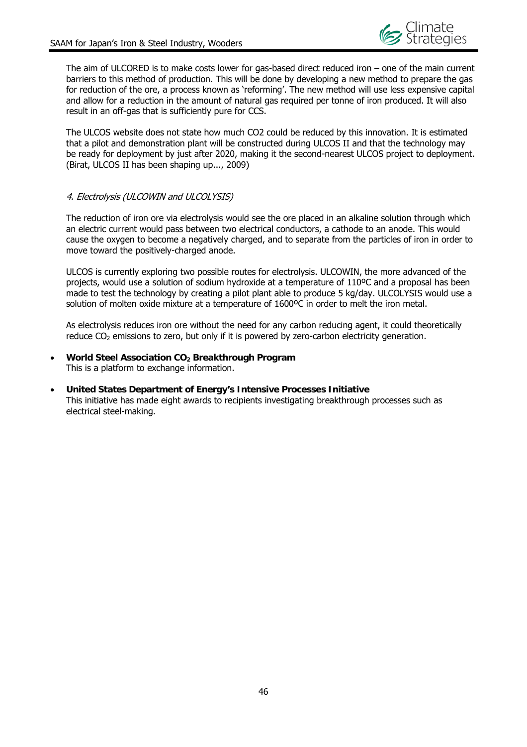The aim of ULCORED is to make costs lower for gas-based direct reduced iron – one of the main current barriers to this method of production. This will be done by developing a new method to prepare the gas for reduction of the ore, a process known as 'reforming'. The new method will use less expensive capital and allow for a reduction in the amount of natural gas required per tonne of iron produced. It will also result in an off-gas that is sufficiently pure for CCS.

The ULCOS website does not state how much CO2 could be reduced by this innovation. It is estimated that a pilot and demonstration plant will be constructed during ULCOS II and that the technology may be ready for deployment by just after 2020, making it the second-nearest ULCOS project to deployment. (Birat, ULCOS II has been shaping up..., 2009)

*4. Electrolysis (ULCOWIN and ULCOLYSIS)*

The reduction of iron ore via electrolysis would see the ore placed in an alkaline solution through which an electric current would pass between two electrical conductors, a cathode to an anode. This would cause the oxygen to become a negatively charged, and to separate from the particles of iron in order to move toward the positively-charged anode.

ULCOS is currently exploring two possible routes for electrolysis. ULCOWIN, the more advanced of the projects, would use a solution of sodium hydroxide at a temperature of 110ºC and a proposal has been made to test the technology by creating a pilot plant able to produce 5 kg/day. ULCOLYSIS would use a solution of molten oxide mixture at a temperature of 1600ºC in order to melt the iron metal.

As electrolysis reduces iron ore without the need for any carbon reducing agent, it could theoretically reduce $CO_2$ emissions to zero, but only if it is powered by zero-carbon electricity generation.

- **World Steel Association $CO_2$ Breakthrough Program**
  This is a platform to exchange information.

- **United States Department of Energy's Intensive Processes Initiative**
  This initiative has made eight awards to recipients investigating breakthrough processes such as electrical steel-making.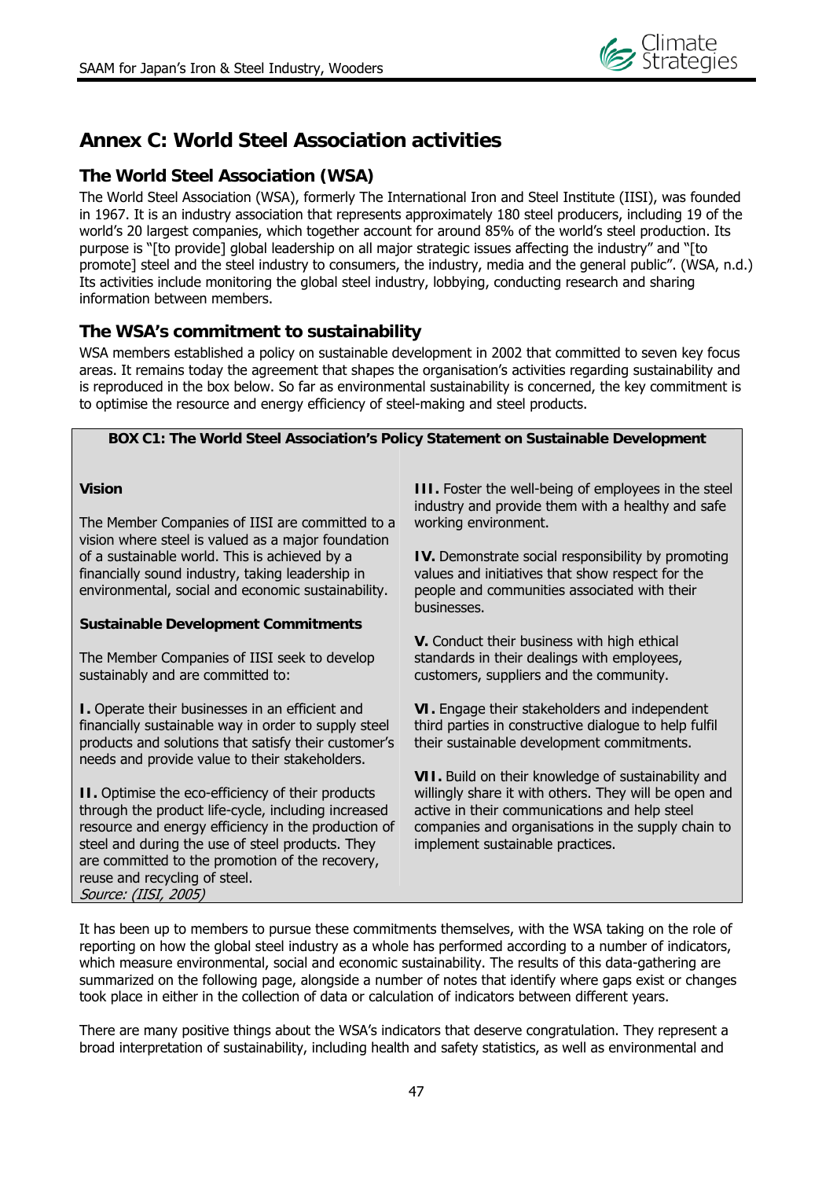# Annex C: World Steel Association activities

## The World Steel Association (WSA)

The World Steel Association (WSA), formerly The International Iron and Steel Institute (IISI), was founded in 1967. It is an industry association that represents approximately 180 steel producers, including 19 of the world's 20 largest companies, which together account for around 85% of the world's steel production. Its purpose is "[to provide] global leadership on all major strategic issues affecting the industry" and "[to promote] steel and the steel industry to consumers, the industry, media and the general public". (WSA, n.d.) Its activities include monitoring the global steel industry, lobbying, conducting research and sharing information between members.

## The WSA's commitment to sustainability

WSA members established a policy on sustainable development in 2002 that committed to seven key focus areas. It remains today the agreement that shapes the organisation's activities regarding sustainability and is reproduced in the box below. So far as environmental sustainability is concerned, the key commitment is to optimise the resource and energy efficiency of steel-making and steel products.

**BOX C1: The World Steel Association's Policy Statement on Sustainable Development**

**Vision**

The Member Companies of IISI are committed to a vision where steel is valued as a major foundation of a sustainable world. This is achieved by a financially sound industry, taking leadership in environmental, social and economic sustainability.

**Sustainable Development Commitments**

The Member Companies of IISI seek to develop sustainably and are committed to:

**I.** Operate their businesses in an efficient and financially sustainable way in order to supply steel products and solutions that satisfy their customer's needs and provide value to their stakeholders.

**II.** Optimise the eco-efficiency of their products through the product life-cycle, including increased resource and energy efficiency in the production of steel and during the use of steel products. They are committed to the promotion of the recovery, reuse and recycling of steel.

**III.** Foster the well-being of employees in the steel industry and provide them with a healthy and safe working environment.

**IV.** Demonstrate social responsibility by promoting values and initiatives that show respect for the people and communities associated with their businesses.

**V.** Conduct their business with high ethical standards in their dealings with employees, customers, suppliers and the community.

**VI.** Engage their stakeholders and independent third parties in constructive dialogue to help fulfil their sustainable development commitments.

**VII.** Build on their knowledge of sustainability and willingly share it with others. They will be open and active in their communications and help steel companies and organisations in the supply chain to implement sustainable practices.

*Source: (IISI, 2005)*

It has been up to members to pursue these commitments themselves, with the WSA taking on the role of reporting on how the global steel industry as a whole has performed according to a number of indicators, which measure environmental, social and economic sustainability. The results of this data-gathering are summarized on the following page, alongside a number of notes that identify where gaps exist or changes took place in either in the collection of data or calculation of indicators between different years.

There are many positive things about the WSA's indicators that deserve congratulation. They represent a broad interpretation of sustainability, including health and safety statistics, as well as environmental and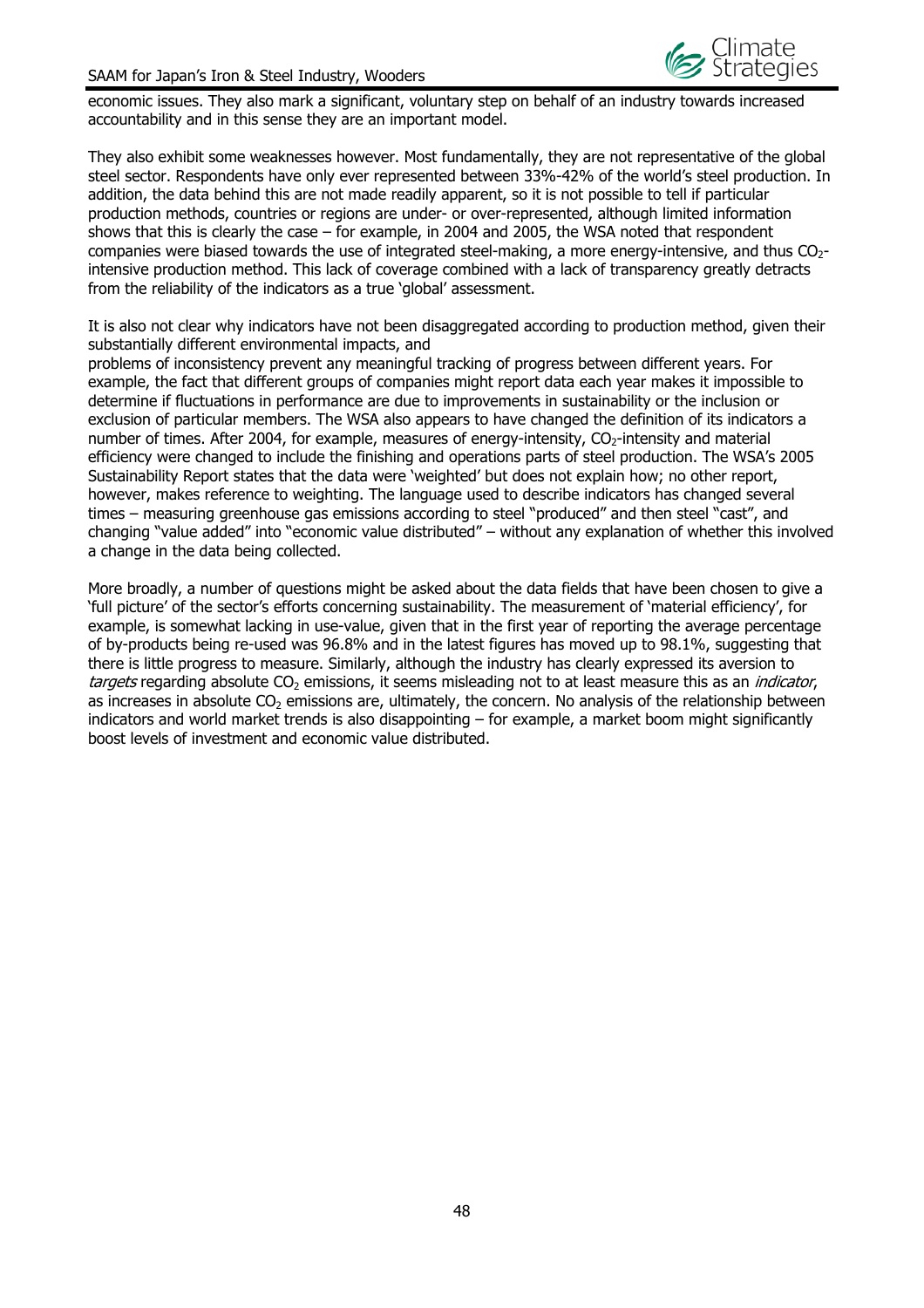economic issues. They also mark a significant, voluntary step on behalf of an industry towards increased accountability and in this sense they are an important model.

They also exhibit some weaknesses however. Most fundamentally, they are not representative of the global steel sector. Respondents have only ever represented between 33%-42% of the world's steel production. In addition, the data behind this are not made readily apparent, so it is not possible to tell if particular production methods, countries or regions are under- or over-represented, although limited information shows that this is clearly the case – for example, in 2004 and 2005, the WSA noted that respondent companies were biased towards the use of integrated steel-making, a more energy-intensive, and thus $CO_2$-intensive production method. This lack of coverage combined with a lack of transparency greatly detracts from the reliability of the indicators as a true 'global' assessment.

It is also not clear why indicators have not been disaggregated according to production method, given their substantially different environmental impacts, and
problems of inconsistency prevent any meaningful tracking of progress between different years. For example, the fact that different groups of companies might report data each year makes it impossible to determine if fluctuations in performance are due to improvements in sustainability or the inclusion or exclusion of particular members. The WSA also appears to have changed the definition of its indicators a number of times. After 2004, for example, measures of energy-intensity, $CO_2$-intensity and material efficiency were changed to include the finishing and operations parts of steel production. The WSA's 2005 Sustainability Report states that the data were 'weighted' but does not explain how; no other report, however, makes reference to weighting. The language used to describe indicators has changed several times – measuring greenhouse gas emissions according to steel "produced" and then steel "cast", and changing "value added" into "economic value distributed" – without any explanation of whether this involved a change in the data being collected.

More broadly, a number of questions might be asked about the data fields that have been chosen to give a 'full picture' of the sector's efforts concerning sustainability. The measurement of 'material efficiency', for example, is somewhat lacking in use-value, given that in the first year of reporting the average percentage of by-products being re-used was 96.8% and in the latest figures has moved up to 98.1%, suggesting that there is little progress to measure. Similarly, although the industry has clearly expressed its aversion to *targets* regarding absolute $CO_2$ emissions, it seems misleading not to at least measure this as an *indicator*, as increases in absolute $CO_2$ emissions are, ultimately, the concern. No analysis of the relationship between indicators and world market trends is also disappointing – for example, a market boom might significantly boost levels of investment and economic value distributed.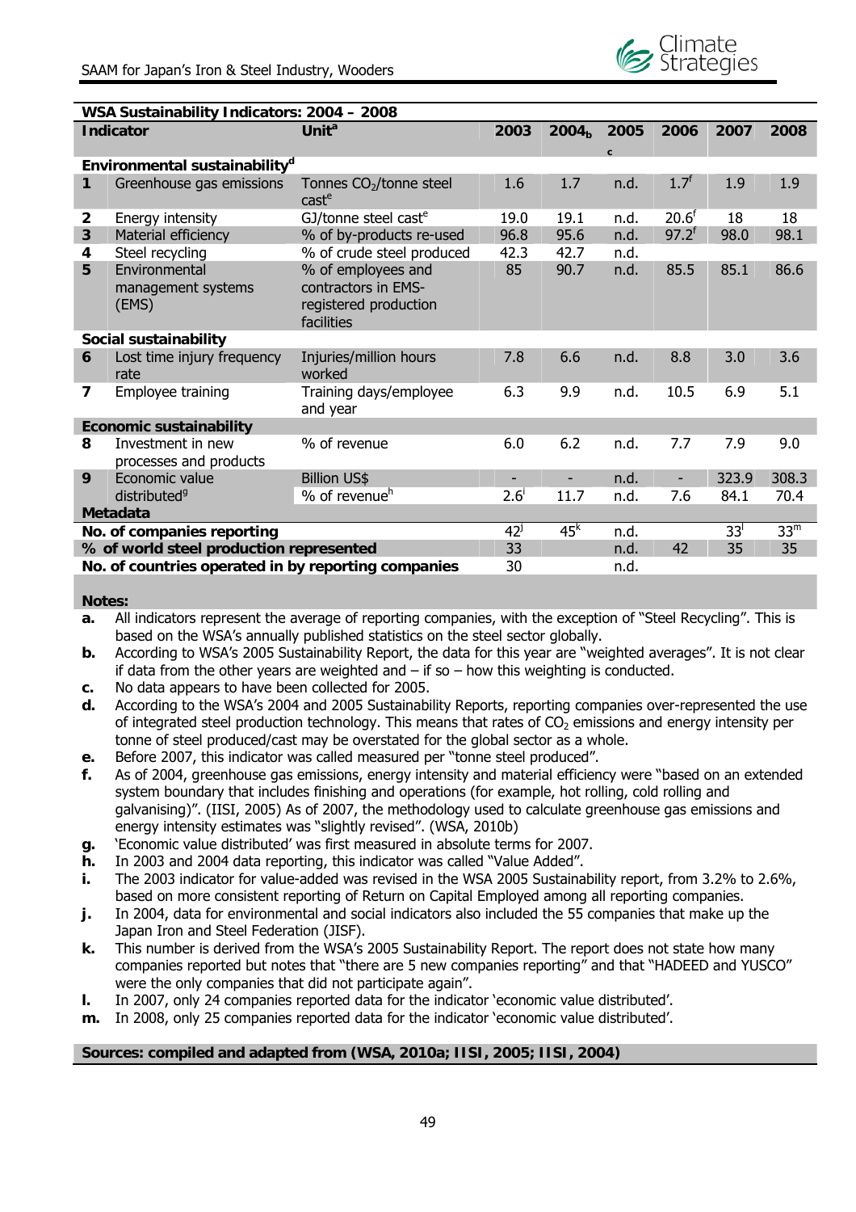| WSA Sustainability Indicators: 2004 – 2008 | | | | | | | | |
|---|---|---|---|---|---|---|---|---|
| **Indicator** | | **Unit**[a] | **2003** | **2004**[b] | **2005**[c] | **2006** | **2007** | **2008** |
| **Environmental sustainability**[d] | | | | | | | | |
| **1** | Greenhouse gas emissions | Tonnes $CO_2$/tonne steel cast[e] | 1.6 | 1.7 | n.d. | 1.7[f] | 1.9 | 1.9 |
| **2** | Energy intensity | GJ/tonne steel cast[e] | 19.0 | 19.1 | n.d. | 20.6[f] | 18 | 18 |
| **3** | Material efficiency | % of by-products re-used | 96.8 | 95.6 | n.d. | 97.2[f] | 98.0 | 98.1 |
| **4** | Steel recycling | % of crude steel produced | 42.3 | 42.7 | n.d. | | | |
| **5** | Environmental management systems (EMS) | % of employees and contractors in EMS-registered production facilities | 85 | 90.7 | n.d. | 85.5 | 85.1 | 86.6 |
| **Social sustainability** | | | | | | | | |
| **6** | Lost time injury frequency rate | Injuries/million hours worked | 7.8 | 6.6 | n.d. | 8.8 | 3.0 | 3.6 |
| **7** | Employee training | Training days/employee and year | 6.3 | 9.9 | n.d. | 10.5 | 6.9 | 5.1 |
| **Economic sustainability** | | | | | | | | |
| **8** | Investment in new processes and products | % of revenue | 6.0 | 6.2 | n.d. | 7.7 | 7.9 | 9.0 |
| **9** | Economic value distributed[g] | Billion US$ | - | - | n.d. | - | 323.9 | 308.3 |
| | | % of revenue[h] | 2.6[i] | 11.7 | n.d. | 7.6 | 84.1 | 70.4 |
| **Metadata** | | | | | | | | |
| **No. of companies reporting** | | | 42[j] | 45[k] | n.d. | | 33[l] | 33[m] |
| **% of world steel production represented** | | | 33 | | n.d. | 42 | 35 | 35 |
| **No. of countries operated in by reporting companies** | | | 30 | | n.d. | | | |

**Notes:**

- **a.** All indicators represent the average of reporting companies, with the exception of "Steel Recycling". This is based on the WSA's annually published statistics on the steel sector globally.
- **b.** According to WSA's 2005 Sustainability Report, the data for this year are "weighted averages". It is not clear if data from the other years are weighted and – if so – how this weighting is conducted.
- **c.** No data appears to have been collected for 2005.
- **d.** According to the WSA's 2004 and 2005 Sustainability Reports, reporting companies over-represented the use of integrated steel production technology. This means that rates of $CO_2$ emissions and energy intensity per tonne of steel produced/cast may be overstated for the global sector as a whole.
- **e.** Before 2007, this indicator was called measured per "tonne steel produced".
- **f.** As of 2004, greenhouse gas emissions, energy intensity and material efficiency were "based on an extended system boundary that includes finishing and operations (for example, hot rolling, cold rolling and galvanising)". (IISI, 2005) As of 2007, the methodology used to calculate greenhouse gas emissions and energy intensity estimates was "slightly revised". (WSA, 2010b)
- **g.** 'Economic value distributed' was first measured in absolute terms for 2007.
- **h.** In 2003 and 2004 data reporting, this indicator was called "Value Added".
- **i.** The 2003 indicator for value-added was revised in the WSA 2005 Sustainability report, from 3.2% to 2.6%, based on more consistent reporting of Return on Capital Employed among all reporting companies.
- **j.** In 2004, data for environmental and social indicators also included the 55 companies that make up the Japan Iron and Steel Federation (JISF).
- **k.** This number is derived from the WSA's 2005 Sustainability Report. The report does not state how many companies reported but notes that "there are 5 new companies reporting" and that "HADEED and YUSCO" were the only companies that did not participate again".
- **l.** In 2007, only 24 companies reported data for the indicator 'economic value distributed'.
- **m.** In 2008, only 25 companies reported data for the indicator 'economic value distributed'.

**Sources: compiled and adapted from (WSA, 2010a; IISI, 2005; IISI, 2004)**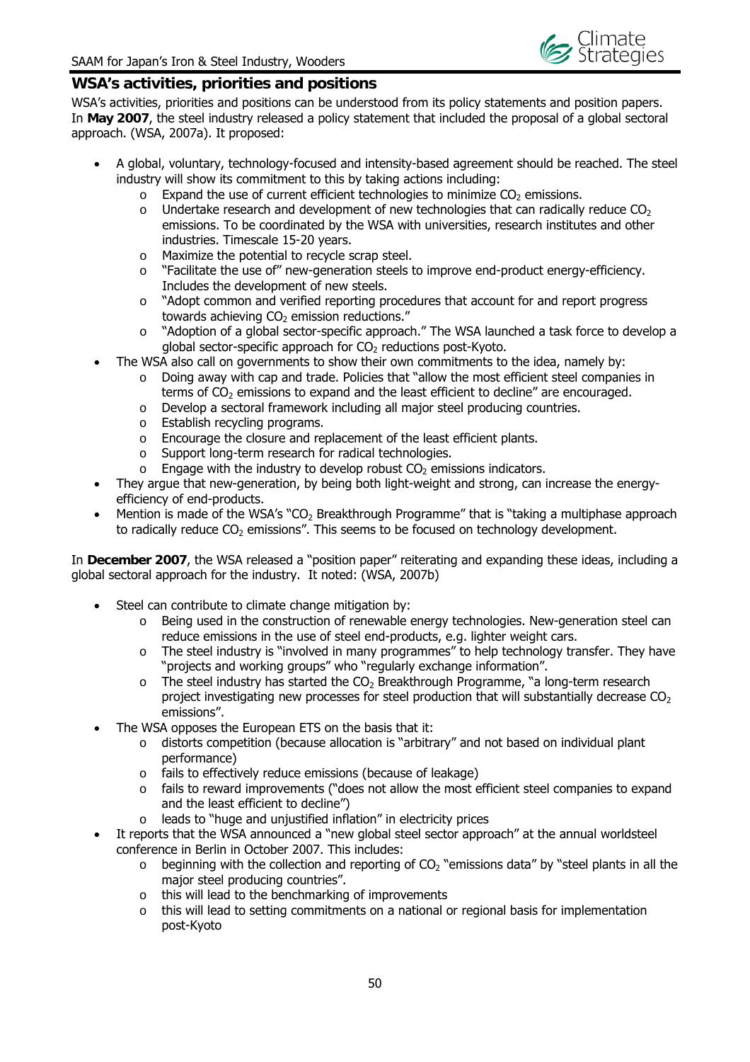## WSA's activities, priorities and positions

WSA's activities, priorities and positions can be understood from its policy statements and position papers. In **May 2007**, the steel industry released a policy statement that included the proposal of a global sectoral approach. (WSA, 2007a). It proposed:

- A global, voluntary, technology-focused and intensity-based agreement should be reached. The steel industry will show its commitment to this by taking actions including:
  - Expand the use of current efficient technologies to minimize $CO_2$ emissions.
  - Undertake research and development of new technologies that can radically reduce $CO_2$ emissions. To be coordinated by the WSA with universities, research institutes and other industries. Timescale 15-20 years.
  - Maximize the potential to recycle scrap steel.
  - "Facilitate the use of" new-generation steels to improve end-product energy-efficiency. Includes the development of new steels.
  - "Adopt common and verified reporting procedures that account for and report progress towards achieving $CO_2$ emission reductions."
  - "Adoption of a global sector-specific approach." The WSA launched a task force to develop a global sector-specific approach for $CO_2$ reductions post-Kyoto.
- The WSA also call on governments to show their own commitments to the idea, namely by:
  - Doing away with cap and trade. Policies that "allow the most efficient steel companies in terms of $CO_2$ emissions to expand and the least efficient to decline" are encouraged.
  - Develop a sectoral framework including all major steel producing countries.
  - Establish recycling programs.
  - Encourage the closure and replacement of the least efficient plants.
  - Support long-term research for radical technologies.
  - Engage with the industry to develop robust $CO_2$ emissions indicators.
- They argue that new-generation, by being both light-weight and strong, can increase the energy-efficiency of end-products.
- Mention is made of the WSA's "$CO_2$ Breakthrough Programme" that is "taking a multiphase approach to radically reduce $CO_2$ emissions". This seems to be focused on technology development.

In **December 2007**, the WSA released a "position paper" reiterating and expanding these ideas, including a global sectoral approach for the industry. It noted: (WSA, 2007b)

- Steel can contribute to climate change mitigation by:
  - Being used in the construction of renewable energy technologies. New-generation steel can reduce emissions in the use of steel end-products, e.g. lighter weight cars.
  - The steel industry is "involved in many programmes" to help technology transfer. They have "projects and working groups" who "regularly exchange information".
  - The steel industry has started the $CO_2$ Breakthrough Programme, "a long-term research project investigating new processes for steel production that will substantially decrease $CO_2$ emissions".
- The WSA opposes the European ETS on the basis that it:
  - distorts competition (because allocation is "arbitrary" and not based on individual plant performance)
  - fails to effectively reduce emissions (because of leakage)
  - fails to reward improvements ("does not allow the most efficient steel companies to expand and the least efficient to decline")
  - leads to "huge and unjustified inflation" in electricity prices
- It reports that the WSA announced a "new global steel sector approach" at the annual worldsteel conference in Berlin in October 2007. This includes:
  - beginning with the collection and reporting of $CO_2$ "emissions data" by "steel plants in all the major steel producing countries".
  - this will lead to the benchmarking of improvements
  - this will lead to setting commitments on a national or regional basis for implementation post-Kyoto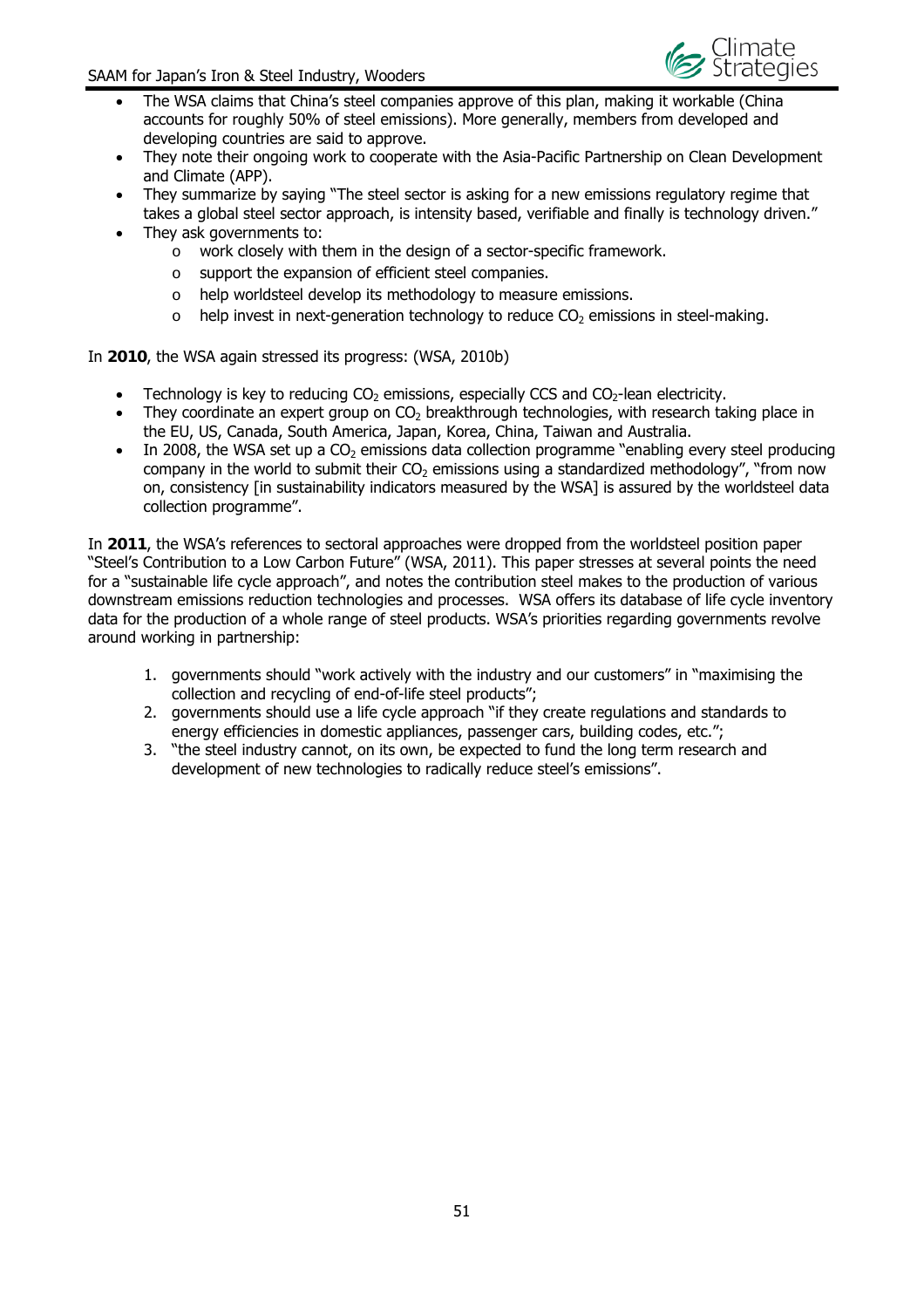- The WSA claims that China's steel companies approve of this plan, making it workable (China accounts for roughly 50% of steel emissions). More generally, members from developed and developing countries are said to approve.
- They note their ongoing work to cooperate with the Asia-Pacific Partnership on Clean Development and Climate (APP).
- They summarize by saying "The steel sector is asking for a new emissions regulatory regime that takes a global steel sector approach, is intensity based, verifiable and finally is technology driven."
- They ask governments to:
  - work closely with them in the design of a sector-specific framework.
  - support the expansion of efficient steel companies.
  - help worldsteel develop its methodology to measure emissions.
  - help invest in next-generation technology to reduce $CO_2$ emissions in steel-making.

In **2010**, the WSA again stressed its progress: (WSA, 2010b)

- Technology is key to reducing $CO_2$ emissions, especially CCS and $CO_2$-lean electricity.
- They coordinate an expert group on $CO_2$ breakthrough technologies, with research taking place in the EU, US, Canada, South America, Japan, Korea, China, Taiwan and Australia.
- In 2008, the WSA set up a $CO_2$ emissions data collection programme "enabling every steel producing company in the world to submit their $CO_2$ emissions using a standardized methodology", "from now on, consistency [in sustainability indicators measured by the WSA] is assured by the worldsteel data collection programme".

In **2011**, the WSA's references to sectoral approaches were dropped from the worldsteel position paper "Steel's Contribution to a Low Carbon Future" (WSA, 2011). This paper stresses at several points the need for a "sustainable life cycle approach", and notes the contribution steel makes to the production of various downstream emissions reduction technologies and processes. WSA offers its database of life cycle inventory data for the production of a whole range of steel products. WSA's priorities regarding governments revolve around working in partnership:

1. governments should "work actively with the industry and our customers" in "maximising the collection and recycling of end-of-life steel products";
2. governments should use a life cycle approach "if they create regulations and standards to energy efficiencies in domestic appliances, passenger cars, building codes, etc.";
3. "the steel industry cannot, on its own, be expected to fund the long term research and development of new technologies to radically reduce steel's emissions".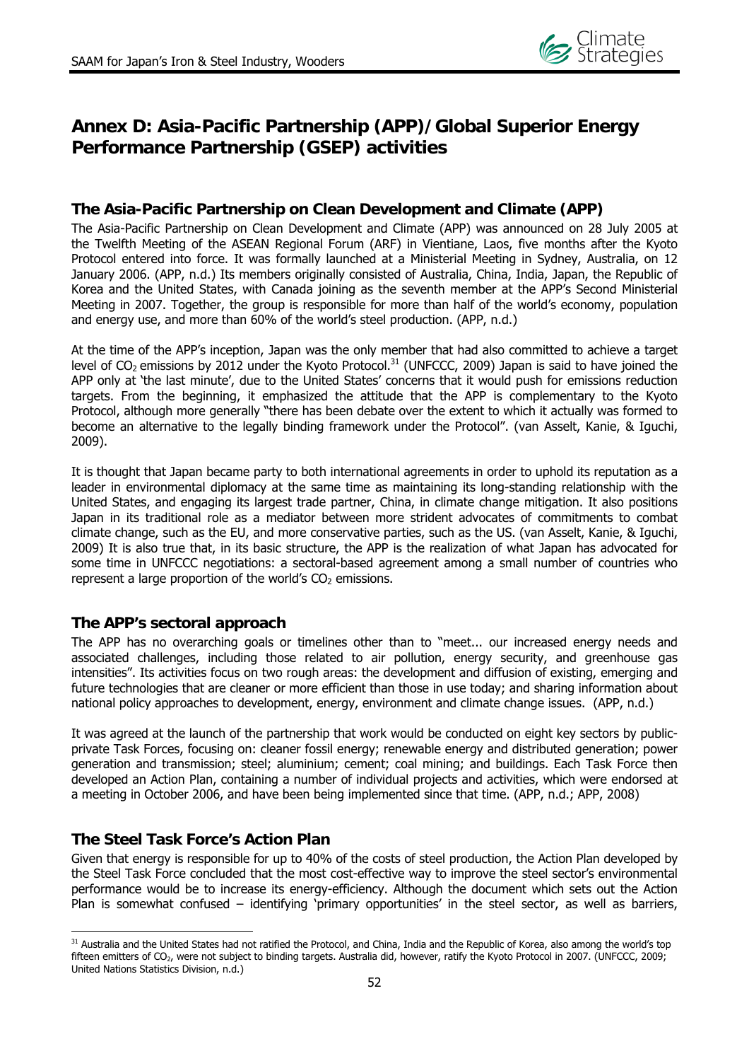# Annex D: Asia-Pacific Partnership (APP)/Global Superior Energy Performance Partnership (GSEP) activities

## The Asia-Pacific Partnership on Clean Development and Climate (APP)

The Asia-Pacific Partnership on Clean Development and Climate (APP) was announced on 28 July 2005 at the Twelfth Meeting of the ASEAN Regional Forum (ARF) in Vientiane, Laos, five months after the Kyoto Protocol entered into force. It was formally launched at a Ministerial Meeting in Sydney, Australia, on 12 January 2006. (APP, n.d.) Its members originally consisted of Australia, China, India, Japan, the Republic of Korea and the United States, with Canada joining as the seventh member at the APP's Second Ministerial Meeting in 2007. Together, the group is responsible for more than half of the world's economy, population and energy use, and more than 60% of the world's steel production. (APP, n.d.)

At the time of the APP's inception, Japan was the only member that had also committed to achieve a target level of $CO_2$ emissions by 2012 under the Kyoto Protocol.[31] (UNFCCC, 2009) Japan is said to have joined the APP only at 'the last minute', due to the United States' concerns that it would push for emissions reduction targets. From the beginning, it emphasized the attitude that the APP is complementary to the Kyoto Protocol, although more generally "there has been debate over the extent to which it actually was formed to become an alternative to the legally binding framework under the Protocol". (van Asselt, Kanie, & Iguchi, 2009).

It is thought that Japan became party to both international agreements in order to uphold its reputation as a leader in environmental diplomacy at the same time as maintaining its long-standing relationship with the United States, and engaging its largest trade partner, China, in climate change mitigation. It also positions Japan in its traditional role as a mediator between more strident advocates of commitments to combat climate change, such as the EU, and more conservative parties, such as the US. (van Asselt, Kanie, & Iguchi, 2009) It is also true that, in its basic structure, the APP is the realization of what Japan has advocated for some time in UNFCCC negotiations: a sectoral-based agreement among a small number of countries who represent a large proportion of the world's $CO_2$ emissions.

## The APP's sectoral approach

The APP has no overarching goals or timelines other than to "meet... our increased energy needs and associated challenges, including those related to air pollution, energy security, and greenhouse gas intensities". Its activities focus on two rough areas: the development and diffusion of existing, emerging and future technologies that are cleaner or more efficient than those in use today; and sharing information about national policy approaches to development, energy, environment and climate change issues. (APP, n.d.)

It was agreed at the launch of the partnership that work would be conducted on eight key sectors by public-private Task Forces, focusing on: cleaner fossil energy; renewable energy and distributed generation; power generation and transmission; steel; aluminium; cement; coal mining; and buildings. Each Task Force then developed an Action Plan, containing a number of individual projects and activities, which were endorsed at a meeting in October 2006, and have been being implemented since that time. (APP, n.d.; APP, 2008)

## The Steel Task Force's Action Plan

Given that energy is responsible for up to 40% of the costs of steel production, the Action Plan developed by the Steel Task Force concluded that the most cost-effective way to improve the steel sector's environmental performance would be to increase its energy-efficiency. Although the document which sets out the Action Plan is somewhat confused – identifying 'primary opportunities' in the steel sector, as well as barriers,

---

[31] Australia and the United States had not ratified the Protocol, and China, India and the Republic of Korea, also among the world's top fifteen emitters of $CO_2$, were not subject to binding targets. Australia did, however, ratify the Kyoto Protocol in 2007. (UNFCCC, 2009; United Nations Statistics Division, n.d.)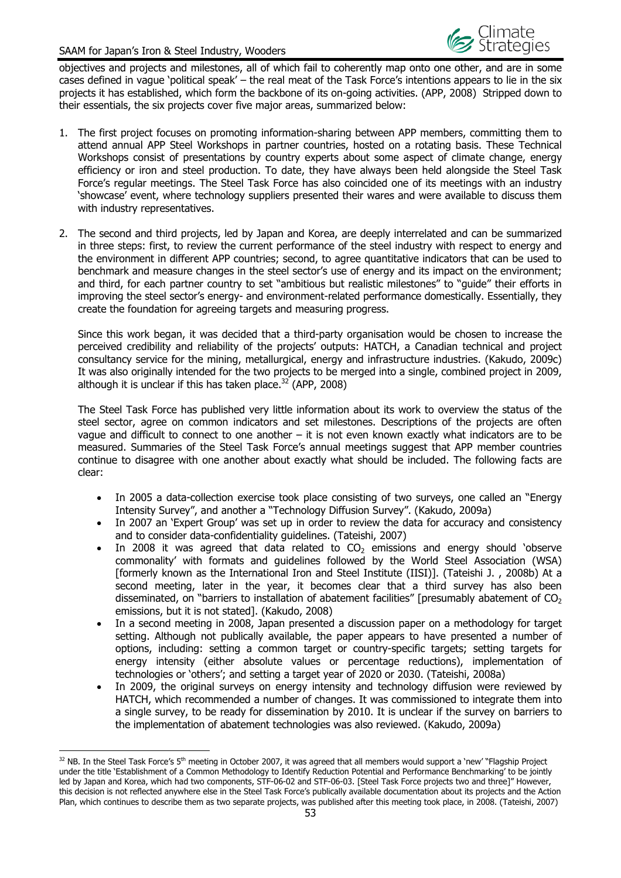objectives and projects and milestones, all of which fail to coherently map onto one other, and are in some cases defined in vague 'political speak' – the real meat of the Task Force's intentions appears to lie in the six projects it has established, which form the backbone of its on-going activities. (APP, 2008) Stripped down to their essentials, the six projects cover five major areas, summarized below:

1. The first project focuses on promoting information-sharing between APP members, committing them to attend annual APP Steel Workshops in partner countries, hosted on a rotating basis. These Technical Workshops consist of presentations by country experts about some aspect of climate change, energy efficiency or iron and steel production. To date, they have always been held alongside the Steel Task Force's regular meetings. The Steel Task Force has also coincided one of its meetings with an industry 'showcase' event, where technology suppliers presented their wares and were available to discuss them with industry representatives.

2. The second and third projects, led by Japan and Korea, are deeply interrelated and can be summarized in three steps: first, to review the current performance of the steel industry with respect to energy and the environment in different APP countries; second, to agree quantitative indicators that can be used to benchmark and measure changes in the steel sector's use of energy and its impact on the environment; and third, for each partner country to set "ambitious but realistic milestones" to "guide" their efforts in improving the steel sector's energy- and environment-related performance domestically. Essentially, they create the foundation for agreeing targets and measuring progress.

   Since this work began, it was decided that a third-party organisation would be chosen to increase the perceived credibility and reliability of the projects' outputs: HATCH, a Canadian technical and project consultancy service for the mining, metallurgical, energy and infrastructure industries. (Kakudo, 2009c) It was also originally intended for the two projects to be merged into a single, combined project in 2009, although it is unclear if this has taken place.[32] (APP, 2008)

   The Steel Task Force has published very little information about its work to overview the status of the steel sector, agree on common indicators and set milestones. Descriptions of the projects are often vague and difficult to connect to one another – it is not even known exactly what indicators are to be measured. Summaries of the Steel Task Force's annual meetings suggest that APP member countries continue to disagree with one another about exactly what should be included. The following facts are clear:

   - In 2005 a data-collection exercise took place consisting of two surveys, one called an "Energy Intensity Survey", and another a "Technology Diffusion Survey". (Kakudo, 2009a)
   - In 2007 an 'Expert Group' was set up in order to review the data for accuracy and consistency and to consider data-confidentiality guidelines. (Tateishi, 2007)
   - In 2008 it was agreed that data related to $CO_2$ emissions and energy should 'observe commonality' with formats and guidelines followed by the World Steel Association (WSA) [formerly known as the International Iron and Steel Institute (IISI)]. (Tateishi J. , 2008b) At a second meeting, later in the year, it becomes clear that a third survey has also been disseminated, on "barriers to installation of abatement facilities" [presumably abatement of $CO_2$ emissions, but it is not stated]. (Kakudo, 2008)
   - In a second meeting in 2008, Japan presented a discussion paper on a methodology for target setting. Although not publically available, the paper appears to have presented a number of options, including: setting a common target or country-specific targets; setting targets for energy intensity (either absolute values or percentage reductions), implementation of technologies or 'others'; and setting a target year of 2020 or 2030. (Tateishi, 2008a)
   - In 2009, the original surveys on energy intensity and technology diffusion were reviewed by HATCH, which recommended a number of changes. It was commissioned to integrate them into a single survey, to be ready for dissemination by 2010. It is unclear if the survey on barriers to the implementation of abatement technologies was also reviewed. (Kakudo, 2009a)

[32] NB. In the Steel Task Force's 5th meeting in October 2007, it was agreed that all members would support a 'new' "Flagship Project under the title 'Establishment of a Common Methodology to Identify Reduction Potential and Performance Benchmarking' to be jointly led by Japan and Korea, which had two components, STF-06-02 and STF-06-03. [Steel Task Force projects two and three]" However, this decision is not reflected anywhere else in the Steel Task Force's publically available documentation about its projects and the Action Plan, which continues to describe them as two separate projects, was published after this meeting took place, in 2008. (Tateishi, 2007)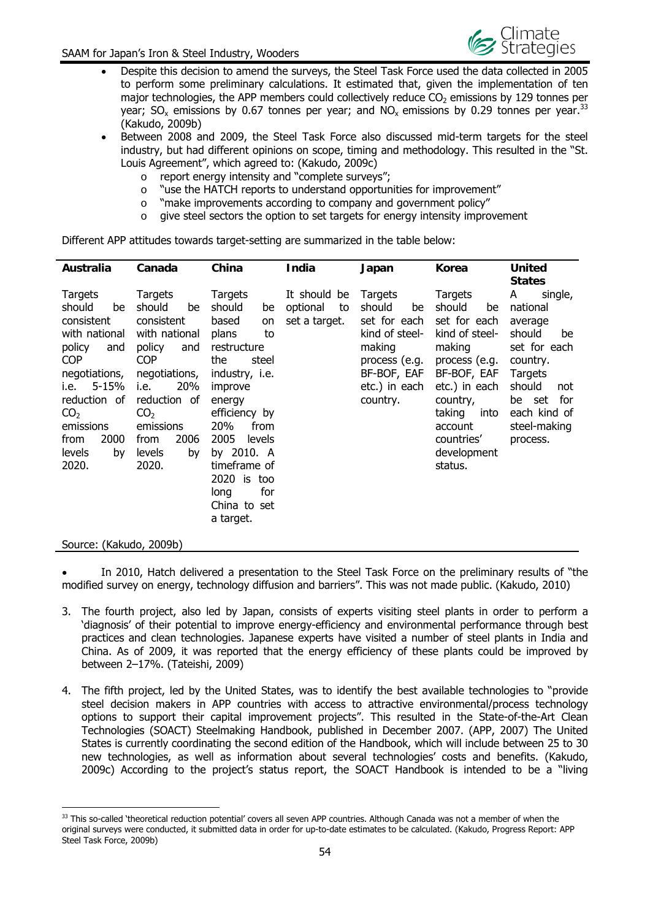- Despite this decision to amend the surveys, the Steel Task Force used the data collected in 2005 to perform some preliminary calculations. It estimated that, given the implementation of ten major technologies, the APP members could collectively reduce $CO_2$ emissions by 129 tonnes per year; $SO_x$ emissions by 0.67 tonnes per year; and $NO_x$ emissions by 0.29 tonnes per year.[33] (Kakudo, 2009b)
- Between 2008 and 2009, the Steel Task Force also discussed mid-term targets for the steel industry, but had different opinions on scope, timing and methodology. This resulted in the "St. Louis Agreement", which agreed to: (Kakudo, 2009c)
  - report energy intensity and "complete surveys";
  - "use the HATCH reports to understand opportunities for improvement"
  - "make improvements according to company and government policy"
  - give steel sectors the option to set targets for energy intensity improvement

Different APP attitudes towards target-setting are summarized in the table below:

| Australia | Canada | China | India | Japan | Korea | United States |
|---|---|---|---|---|---|---|
| Targets should be consistent with national policy and COP negotiations, i.e. 5-15% reduction of $CO_2$ emissions from 2000 levels by 2020. | Targets should be consistent with national policy and COP negotiations, i.e. 20% reduction of $CO_2$ emissions from 2006 levels by 2020. | Targets should be based on plans to restructure the steel industry, i.e. improve energy efficiency by 20% from 2005 levels by 2010. A timeframe of 2020 is too long for China to set a target. | It should be optional to set a target. | Targets should be set for each kind of steel-making process (e.g. BF-BOF, EAF etc.) in each country. | Targets should be set for each kind of steel-making process (e.g. BF-BOF, EAF etc.) in each country, taking into account countries' development status. | A single, national average should be set for each country. Targets should not be set for each kind of steel-making process. |

Source: (Kakudo, 2009b)

- In 2010, Hatch delivered a presentation to the Steel Task Force on the preliminary results of "the modified survey on energy, technology diffusion and barriers". This was not made public. (Kakudo, 2010)

3. The fourth project, also led by Japan, consists of experts visiting steel plants in order to perform a 'diagnosis' of their potential to improve energy-efficiency and environmental performance through best practices and clean technologies. Japanese experts have visited a number of steel plants in India and China. As of 2009, it was reported that the energy efficiency of these plants could be improved by between 2–17%. (Tateishi, 2009)

4. The fifth project, led by the United States, was to identify the best available technologies to "provide steel decision makers in APP countries with access to attractive environmental/process technology options to support their capital improvement projects". This resulted in the State-of-the-Art Clean Technologies (SOACT) Steelmaking Handbook, published in December 2007. (APP, 2007) The United States is currently coordinating the second edition of the Handbook, which will include between 25 to 30 new technologies, as well as information about several technologies' costs and benefits. (Kakudo, 2009c) According to the project's status report, the SOACT Handbook is intended to be a "living

[33] This so-called 'theoretical reduction potential' covers all seven APP countries. Although Canada was not a member of when the original surveys were conducted, it submitted data in order for up-to-date estimates to be calculated. (Kakudo, Progress Report: APP Steel Task Force, 2009b)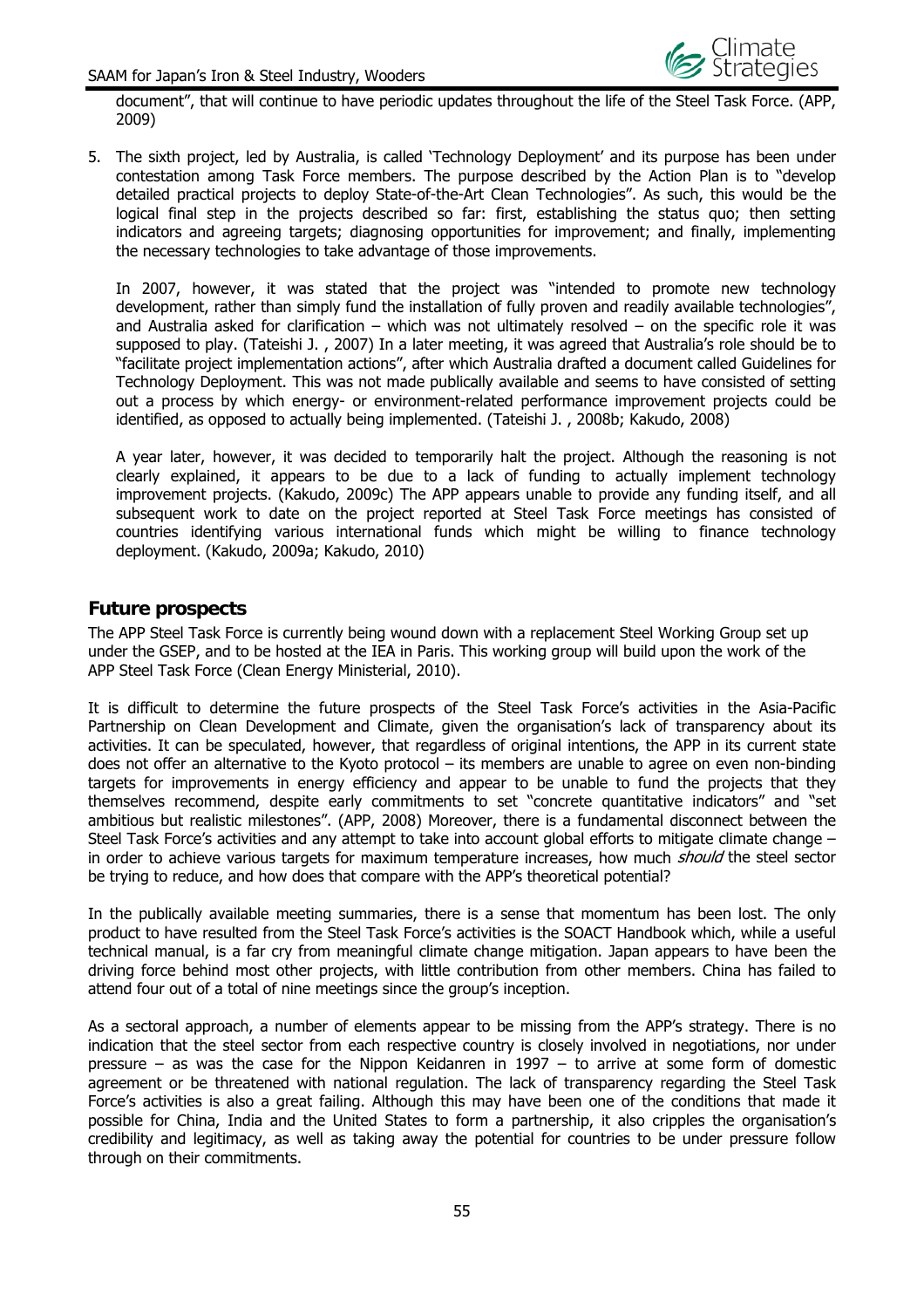document", that will continue to have periodic updates throughout the life of the Steel Task Force. (APP, 2009)

5. The sixth project, led by Australia, is called 'Technology Deployment' and its purpose has been under contestation among Task Force members. The purpose described by the Action Plan is to "develop detailed practical projects to deploy State-of-the-Art Clean Technologies". As such, this would be the logical final step in the projects described so far: first, establishing the status quo; then setting indicators and agreeing targets; diagnosing opportunities for improvement; and finally, implementing the necessary technologies to take advantage of those improvements.

   In 2007, however, it was stated that the project was "intended to promote new technology development, rather than simply fund the installation of fully proven and readily available technologies", and Australia asked for clarification – which was not ultimately resolved – on the specific role it was supposed to play. (Tateishi J. , 2007) In a later meeting, it was agreed that Australia's role should be to "facilitate project implementation actions", after which Australia drafted a document called Guidelines for Technology Deployment. This was not made publically available and seems to have consisted of setting out a process by which energy- or environment-related performance improvement projects could be identified, as opposed to actually being implemented. (Tateishi J. , 2008b; Kakudo, 2008)

   A year later, however, it was decided to temporarily halt the project. Although the reasoning is not clearly explained, it appears to be due to a lack of funding to actually implement technology improvement projects. (Kakudo, 2009c) The APP appears unable to provide any funding itself, and all subsequent work to date on the project reported at Steel Task Force meetings has consisted of countries identifying various international funds which might be willing to finance technology deployment. (Kakudo, 2009a; Kakudo, 2010)

## Future prospects

The APP Steel Task Force is currently being wound down with a replacement Steel Working Group set up under the GSEP, and to be hosted at the IEA in Paris. This working group will build upon the work of the APP Steel Task Force (Clean Energy Ministerial, 2010).

It is difficult to determine the future prospects of the Steel Task Force's activities in the Asia-Pacific Partnership on Clean Development and Climate, given the organisation's lack of transparency about its activities. It can be speculated, however, that regardless of original intentions, the APP in its current state does not offer an alternative to the Kyoto protocol – its members are unable to agree on even non-binding targets for improvements in energy efficiency and appear to be unable to fund the projects that they themselves recommend, despite early commitments to set "concrete quantitative indicators" and "set ambitious but realistic milestones". (APP, 2008) Moreover, there is a fundamental disconnect between the Steel Task Force's activities and any attempt to take into account global efforts to mitigate climate change – in order to achieve various targets for maximum temperature increases, how much *should* the steel sector be trying to reduce, and how does that compare with the APP's theoretical potential?

In the publically available meeting summaries, there is a sense that momentum has been lost. The only product to have resulted from the Steel Task Force's activities is the SOACT Handbook which, while a useful technical manual, is a far cry from meaningful climate change mitigation. Japan appears to have been the driving force behind most other projects, with little contribution from other members. China has failed to attend four out of a total of nine meetings since the group's inception.

As a sectoral approach, a number of elements appear to be missing from the APP's strategy. There is no indication that the steel sector from each respective country is closely involved in negotiations, nor under pressure – as was the case for the Nippon Keidanren in 1997 – to arrive at some form of domestic agreement or be threatened with national regulation. The lack of transparency regarding the Steel Task Force's activities is also a great failing. Although this may have been one of the conditions that made it possible for China, India and the United States to form a partnership, it also cripples the organisation's credibility and legitimacy, as well as taking away the potential for countries to be under pressure follow through on their commitments.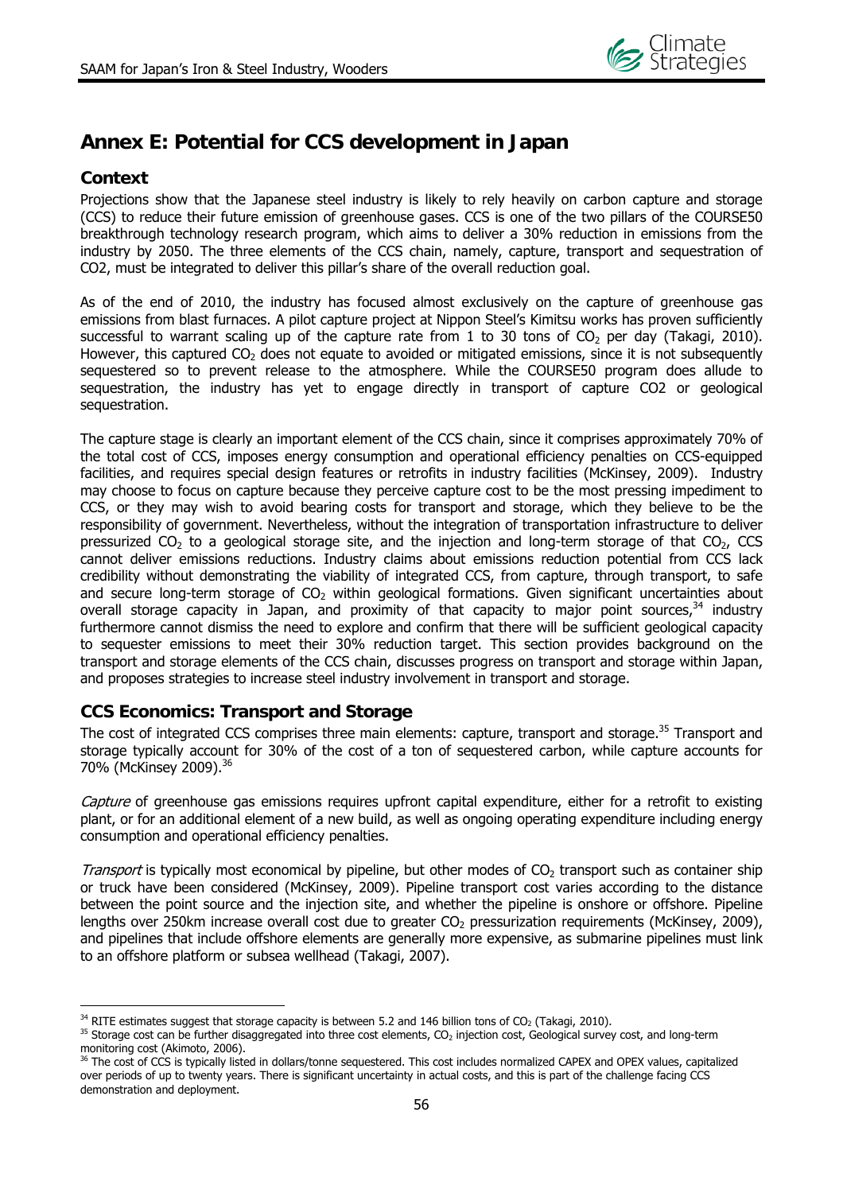# Annex E: Potential for CCS development in Japan

## Context

Projections show that the Japanese steel industry is likely to rely heavily on carbon capture and storage (CCS) to reduce their future emission of greenhouse gases. CCS is one of the two pillars of the COURSE50 breakthrough technology research program, which aims to deliver a 30% reduction in emissions from the industry by 2050. The three elements of the CCS chain, namely, capture, transport and sequestration of CO2, must be integrated to deliver this pillar's share of the overall reduction goal.

As of the end of 2010, the industry has focused almost exclusively on the capture of greenhouse gas emissions from blast furnaces. A pilot capture project at Nippon Steel's Kimitsu works has proven sufficiently successful to warrant scaling up of the capture rate from 1 to 30 tons of $CO_2$ per day (Takagi, 2010). However, this captured $CO_2$ does not equate to avoided or mitigated emissions, since it is not subsequently sequestered so to prevent release to the atmosphere. While the COURSE50 program does allude to sequestration, the industry has yet to engage directly in transport of capture CO2 or geological sequestration.

The capture stage is clearly an important element of the CCS chain, since it comprises approximately 70% of the total cost of CCS, imposes energy consumption and operational efficiency penalties on CCS-equipped facilities, and requires special design features or retrofits in industry facilities (McKinsey, 2009). Industry may choose to focus on capture because they perceive capture cost to be the most pressing impediment to CCS, or they may wish to avoid bearing costs for transport and storage, which they believe to be the responsibility of government. Nevertheless, without the integration of transportation infrastructure to deliver pressurized $CO_2$ to a geological storage site, and the injection and long-term storage of that $CO_2$, CCS cannot deliver emissions reductions. Industry claims about emissions reduction potential from CCS lack credibility without demonstrating the viability of integrated CCS, from capture, through transport, to safe and secure long-term storage of $CO_2$ within geological formations. Given significant uncertainties about overall storage capacity in Japan, and proximity of that capacity to major point sources,[34] industry furthermore cannot dismiss the need to explore and confirm that there will be sufficient geological capacity to sequester emissions to meet their 30% reduction target. This section provides background on the transport and storage elements of the CCS chain, discusses progress on transport and storage within Japan, and proposes strategies to increase steel industry involvement in transport and storage.

## CCS Economics: Transport and Storage

The cost of integrated CCS comprises three main elements: capture, transport and storage.[35] Transport and storage typically account for 30% of the cost of a ton of sequestered carbon, while capture accounts for 70% (McKinsey 2009).[36]

*Capture* of greenhouse gas emissions requires upfront capital expenditure, either for a retrofit to existing plant, or for an additional element of a new build, as well as ongoing operating expenditure including energy consumption and operational efficiency penalties.

*Transport* is typically most economical by pipeline, but other modes of $CO_2$ transport such as container ship or truck have been considered (McKinsey, 2009). Pipeline transport cost varies according to the distance between the point source and the injection site, and whether the pipeline is onshore or offshore. Pipeline lengths over 250km increase overall cost due to greater $CO_2$ pressurization requirements (McKinsey, 2009), and pipelines that include offshore elements are generally more expensive, as submarine pipelines must link to an offshore platform or subsea wellhead (Takagi, 2007).

---

[34] RITE estimates suggest that storage capacity is between 5.2 and 146 billion tons of $CO_2$ (Takagi, 2010).

[35] Storage cost can be further disaggregated into three cost elements, $CO_2$ injection cost, Geological survey cost, and long-term monitoring cost (Akimoto, 2006).

[36] The cost of CCS is typically listed in dollars/tonne sequestered. This cost includes normalized CAPEX and OPEX values, capitalized over periods of up to twenty years. There is significant uncertainty in actual costs, and this is part of the challenge facing CCS demonstration and deployment.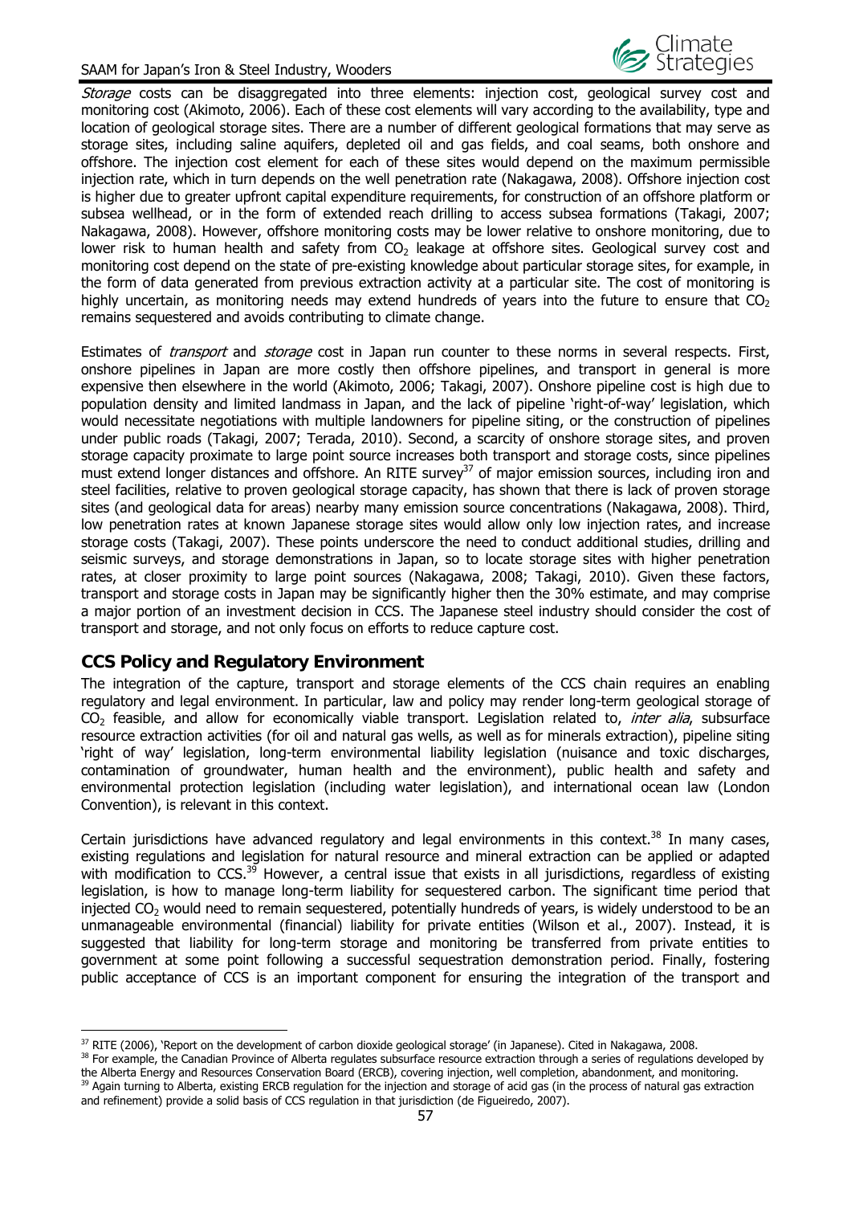*Storage* costs can be disaggregated into three elements: injection cost, geological survey cost and monitoring cost (Akimoto, 2006). Each of these cost elements will vary according to the availability, type and location of geological storage sites. There are a number of different geological formations that may serve as storage sites, including saline aquifers, depleted oil and gas fields, and coal seams, both onshore and offshore. The injection cost element for each of these sites would depend on the maximum permissible injection rate, which in turn depends on the well penetration rate (Nakagawa, 2008). Offshore injection cost is higher due to greater upfront capital expenditure requirements, for construction of an offshore platform or subsea wellhead, or in the form of extended reach drilling to access subsea formations (Takagi, 2007; Nakagawa, 2008). However, offshore monitoring costs may be lower relative to onshore monitoring, due to lower risk to human health and safety from $CO_2$ leakage at offshore sites. Geological survey cost and monitoring cost depend on the state of pre-existing knowledge about particular storage sites, for example, in the form of data generated from previous extraction activity at a particular site. The cost of monitoring is highly uncertain, as monitoring needs may extend hundreds of years into the future to ensure that $CO_2$ remains sequestered and avoids contributing to climate change.

Estimates of *transport* and *storage* cost in Japan run counter to these norms in several respects. First, onshore pipelines in Japan are more costly then offshore pipelines, and transport in general is more expensive then elsewhere in the world (Akimoto, 2006; Takagi, 2007). Onshore pipeline cost is high due to population density and limited landmass in Japan, and the lack of pipeline 'right-of-way' legislation, which would necessitate negotiations with multiple landowners for pipeline siting, or the construction of pipelines under public roads (Takagi, 2007; Terada, 2010). Second, a scarcity of onshore storage sites, and proven storage capacity proximate to large point source increases both transport and storage costs, since pipelines must extend longer distances and offshore. An RITE survey[37] of major emission sources, including iron and steel facilities, relative to proven geological storage capacity, has shown that there is lack of proven storage sites (and geological data for areas) nearby many emission source concentrations (Nakagawa, 2008). Third, low penetration rates at known Japanese storage sites would allow only low injection rates, and increase storage costs (Takagi, 2007). These points underscore the need to conduct additional studies, drilling and seismic surveys, and storage demonstrations in Japan, so to locate storage sites with higher penetration rates, at closer proximity to large point sources (Nakagawa, 2008; Takagi, 2010). Given these factors, transport and storage costs in Japan may be significantly higher then the 30% estimate, and may comprise a major portion of an investment decision in CCS. The Japanese steel industry should consider the cost of transport and storage, and not only focus on efforts to reduce capture cost.

## CCS Policy and Regulatory Environment

The integration of the capture, transport and storage elements of the CCS chain requires an enabling regulatory and legal environment. In particular, law and policy may render long-term geological storage of $CO_2$ feasible, and allow for economically viable transport. Legislation related to, *inter alia*, subsurface resource extraction activities (for oil and natural gas wells, as well as for minerals extraction), pipeline siting 'right of way' legislation, long-term environmental liability legislation (nuisance and toxic discharges, contamination of groundwater, human health and the environment), public health and safety and environmental protection legislation (including water legislation), and international ocean law (London Convention), is relevant in this context.

Certain jurisdictions have advanced regulatory and legal environments in this context.[38] In many cases, existing regulations and legislation for natural resource and mineral extraction can be applied or adapted with modification to CCS.[39] However, a central issue that exists in all jurisdictions, regardless of existing legislation, is how to manage long-term liability for sequestered carbon. The significant time period that injected $CO_2$ would need to remain sequestered, potentially hundreds of years, is widely understood to be an unmanageable environmental (financial) liability for private entities (Wilson et al., 2007). Instead, it is suggested that liability for long-term storage and monitoring be transferred from private entities to government at some point following a successful sequestration demonstration period. Finally, fostering public acceptance of CCS is an important component for ensuring the integration of the transport and

[37] RITE (2006), 'Report on the development of carbon dioxide geological storage' (in Japanese). Cited in Nakagawa, 2008.

[38] For example, the Canadian Province of Alberta regulates subsurface resource extraction through a series of regulations developed by the Alberta Energy and Resources Conservation Board (ERCB), covering injection, well completion, abandonment, and monitoring.

[39] Again turning to Alberta, existing ERCB regulation for the injection and storage of acid gas (in the process of natural gas extraction and refinement) provide a solid basis of CCS regulation in that jurisdiction (de Figueiredo, 2007).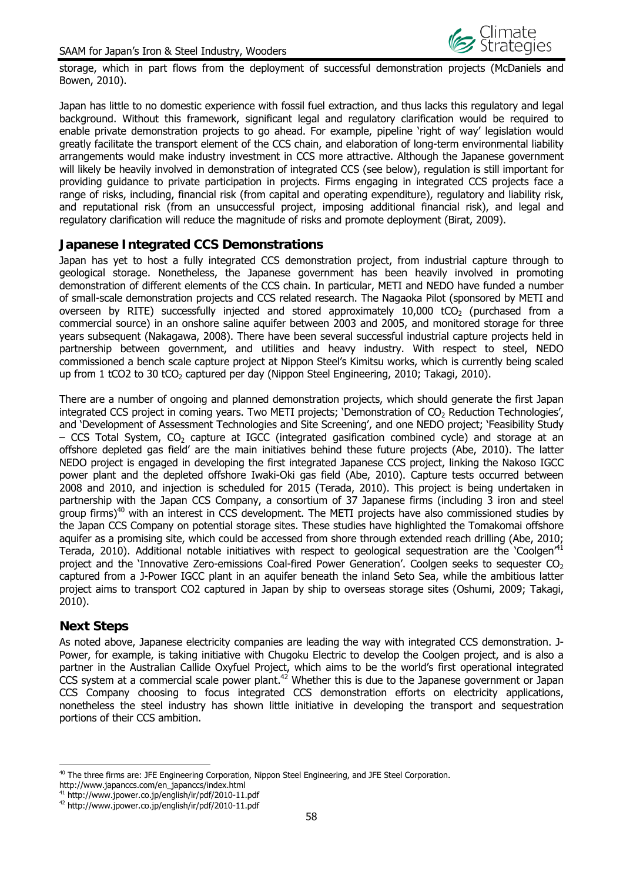storage, which in part flows from the deployment of successful demonstration projects (McDaniels and Bowen, 2010).

Japan has little to no domestic experience with fossil fuel extraction, and thus lacks this regulatory and legal background. Without this framework, significant legal and regulatory clarification would be required to enable private demonstration projects to go ahead. For example, pipeline 'right of way' legislation would greatly facilitate the transport element of the CCS chain, and elaboration of long-term environmental liability arrangements would make industry investment in CCS more attractive. Although the Japanese government will likely be heavily involved in demonstration of integrated CCS (see below), regulation is still important for providing guidance to private participation in projects. Firms engaging in integrated CCS projects face a range of risks, including, financial risk (from capital and operating expenditure), regulatory and liability risk, and reputational risk (from an unsuccessful project, imposing additional financial risk), and legal and regulatory clarification will reduce the magnitude of risks and promote deployment (Birat, 2009).

## Japanese Integrated CCS Demonstrations

Japan has yet to host a fully integrated CCS demonstration project, from industrial capture through to geological storage. Nonetheless, the Japanese government has been heavily involved in promoting demonstration of different elements of the CCS chain. In particular, METI and NEDO have funded a number of small-scale demonstration projects and CCS related research. The Nagaoka Pilot (sponsored by METI and overseen by RITE) successfully injected and stored approximately 10,000 $tCO_2$ (purchased from a commercial source) in an onshore saline aquifer between 2003 and 2005, and monitored storage for three years subsequent (Nakagawa, 2008). There have been several successful industrial capture projects held in partnership between government, and utilities and heavy industry. With respect to steel, NEDO commissioned a bench scale capture project at Nippon Steel's Kimitsu works, which is currently being scaled up from 1 tCO2 to 30 $tCO_2$ captured per day (Nippon Steel Engineering, 2010; Takagi, 2010).

There are a number of ongoing and planned demonstration projects, which should generate the first Japan integrated CCS project in coming years. Two METI projects; 'Demonstration of $CO_2$ Reduction Technologies', and 'Development of Assessment Technologies and Site Screening', and one NEDO project; 'Feasibility Study – CCS Total System, $CO_2$ capture at IGCC (integrated gasification combined cycle) and storage at an offshore depleted gas field' are the main initiatives behind these future projects (Abe, 2010). The latter NEDO project is engaged in developing the first integrated Japanese CCS project, linking the Nakoso IGCC power plant and the depleted offshore Iwaki-Oki gas field (Abe, 2010). Capture tests occurred between 2008 and 2010, and injection is scheduled for 2015 (Terada, 2010). This project is being undertaken in partnership with the Japan CCS Company, a consortium of 37 Japanese firms (including 3 iron and steel group firms)[40] with an interest in CCS development. The METI projects have also commissioned studies by the Japan CCS Company on potential storage sites. These studies have highlighted the Tomakomai offshore aquifer as a promising site, which could be accessed from shore through extended reach drilling (Abe, 2010; Terada, 2010). Additional notable initiatives with respect to geological sequestration are the 'Coolgen'[41] project and the 'Innovative Zero-emissions Coal-fired Power Generation'. Coolgen seeks to sequester $CO_2$ captured from a J-Power IGCC plant in an aquifer beneath the inland Seto Sea, while the ambitious latter project aims to transport CO2 captured in Japan by ship to overseas storage sites (Oshumi, 2009; Takagi, 2010).

## Next Steps

As noted above, Japanese electricity companies are leading the way with integrated CCS demonstration. J-Power, for example, is taking initiative with Chugoku Electric to develop the Coolgen project, and is also a partner in the Australian Callide Oxyfuel Project, which aims to be the world's first operational integrated CCS system at a commercial scale power plant.[42] Whether this is due to the Japanese government or Japan CCS Company choosing to focus integrated CCS demonstration efforts on electricity applications, nonetheless the steel industry has shown little initiative in developing the transport and sequestration portions of their CCS ambition.

---

[40] The three firms are: JFE Engineering Corporation, Nippon Steel Engineering, and JFE Steel Corporation. http://www.japanccs.com/en_japanccs/index.html

[41] http://www.jpower.co.jp/english/ir/pdf/2010-11.pdf

[42] http://www.jpower.co.jp/english/ir/pdf/2010-11.pdf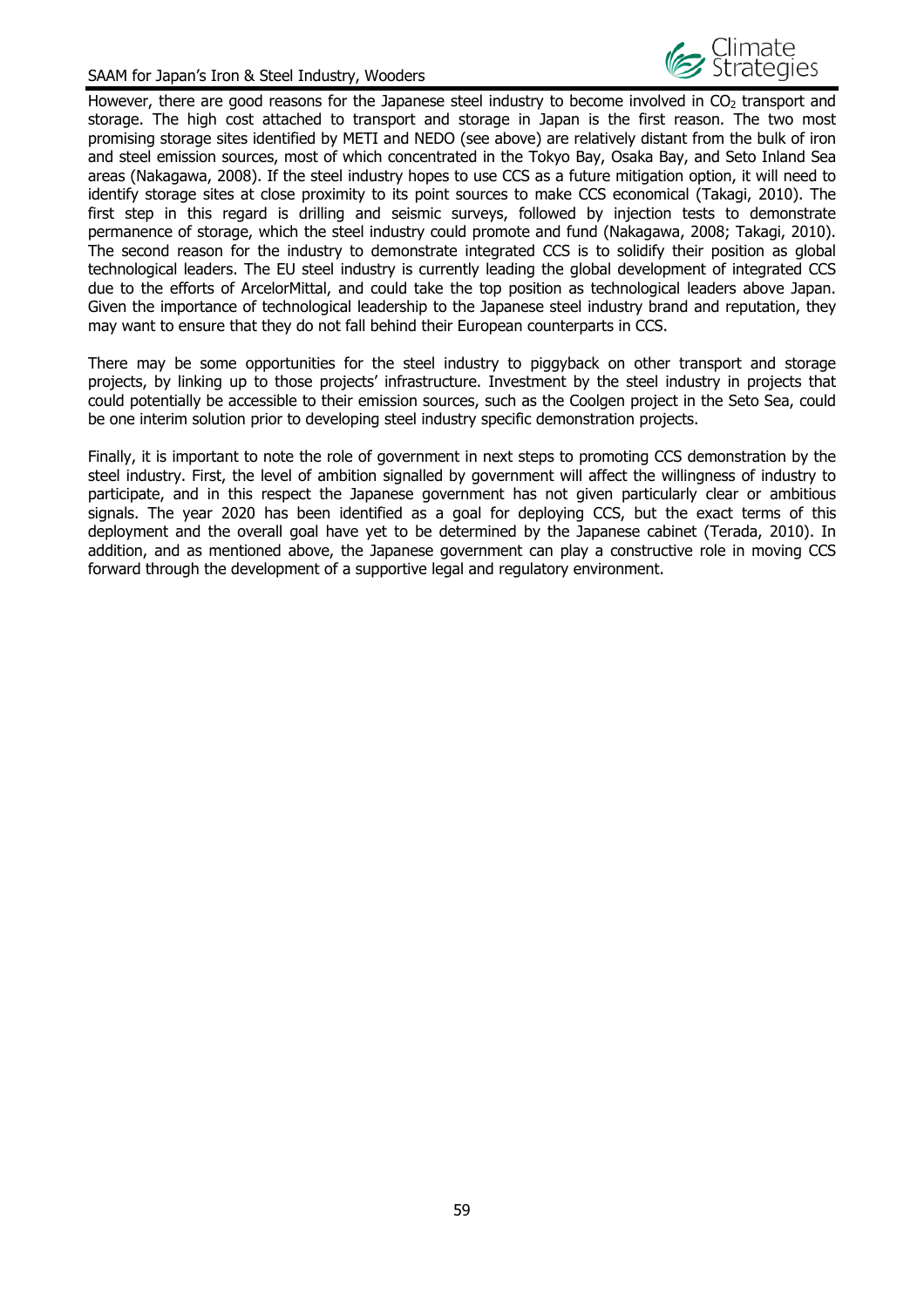However, there are good reasons for the Japanese steel industry to become involved in $CO_2$ transport and storage. The high cost attached to transport and storage in Japan is the first reason. The two most promising storage sites identified by METI and NEDO (see above) are relatively distant from the bulk of iron and steel emission sources, most of which concentrated in the Tokyo Bay, Osaka Bay, and Seto Inland Sea areas (Nakagawa, 2008). If the steel industry hopes to use CCS as a future mitigation option, it will need to identify storage sites at close proximity to its point sources to make CCS economical (Takagi, 2010). The first step in this regard is drilling and seismic surveys, followed by injection tests to demonstrate permanence of storage, which the steel industry could promote and fund (Nakagawa, 2008; Takagi, 2010). The second reason for the industry to demonstrate integrated CCS is to solidify their position as global technological leaders. The EU steel industry is currently leading the global development of integrated CCS due to the efforts of ArcelorMittal, and could take the top position as technological leaders above Japan. Given the importance of technological leadership to the Japanese steel industry brand and reputation, they may want to ensure that they do not fall behind their European counterparts in CCS.

There may be some opportunities for the steel industry to piggyback on other transport and storage projects, by linking up to those projects' infrastructure. Investment by the steel industry in projects that could potentially be accessible to their emission sources, such as the Coolgen project in the Seto Sea, could be one interim solution prior to developing steel industry specific demonstration projects.

Finally, it is important to note the role of government in next steps to promoting CCS demonstration by the steel industry. First, the level of ambition signalled by government will affect the willingness of industry to participate, and in this respect the Japanese government has not given particularly clear or ambitious signals. The year 2020 has been identified as a goal for deploying CCS, but the exact terms of this deployment and the overall goal have yet to be determined by the Japanese cabinet (Terada, 2010). In addition, and as mentioned above, the Japanese government can play a constructive role in moving CCS forward through the development of a supportive legal and regulatory environment.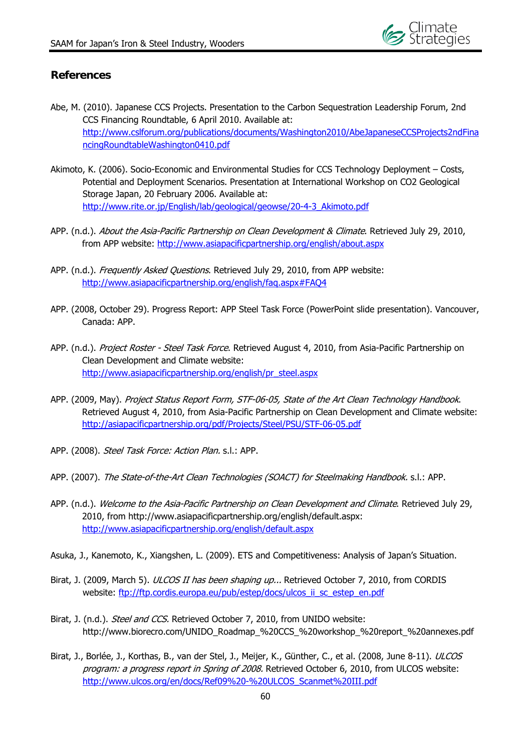## References

Abe, M. (2010). Japanese CCS Projects. Presentation to the Carbon Sequestration Leadership Forum, 2nd CCS Financing Roundtable, 6 April 2010. Available at: http://www.cslforum.org/publications/documents/Washington2010/AbeJapaneseCCSProjects2ndFinancingRoundtableWashington0410.pdf

Akimoto, K. (2006). Socio-Economic and Environmental Studies for CCS Technology Deployment – Costs, Potential and Deployment Scenarios. Presentation at International Workshop on CO2 Geological Storage Japan, 20 February 2006. Available at: http://www.rite.or.jp/English/lab/geological/geowse/20-4-3_Akimoto.pdf

APP. (n.d.). *About the Asia-Pacific Partnership on Clean Development & Climate*. Retrieved July 29, 2010, from APP website: http://www.asiapacificpartnership.org/english/about.aspx

APP. (n.d.). *Frequently Asked Questions*. Retrieved July 29, 2010, from APP website: http://www.asiapacificpartnership.org/english/faq.aspx#FAQ4

APP. (2008, October 29). Progress Report: APP Steel Task Force (PowerPoint slide presentation). Vancouver, Canada: APP.

APP. (n.d.). *Project Roster - Steel Task Force*. Retrieved August 4, 2010, from Asia-Pacific Partnership on Clean Development and Climate website: http://www.asiapacificpartnership.org/english/pr_steel.aspx

APP. (2009, May). *Project Status Report Form, STF-06-05, State of the Art Clean Technology Handbook*. Retrieved August 4, 2010, from Asia-Pacific Partnership on Clean Development and Climate website: http://asiapacificpartnership.org/pdf/Projects/Steel/PSU/STF-06-05.pdf

APP. (2008). *Steel Task Force: Action Plan.* s.l.: APP.

APP. (2007). *The State-of-the-Art Clean Technologies (SOACT) for Steelmaking Handbook.* s.l.: APP.

APP. (n.d.). *Welcome to the Asia-Pacific Partnership on Clean Development and Climate*. Retrieved July 29, 2010, from http://www.asiapacificpartnership.org/english/default.aspx: http://www.asiapacificpartnership.org/english/default.aspx

Asuka, J., Kanemoto, K., Xiangshen, L. (2009). ETS and Competitiveness: Analysis of Japan's Situation.

Birat, J. (2009, March 5). *ULCOS II has been shaping up...* Retrieved October 7, 2010, from CORDIS website: ftp://ftp.cordis.europa.eu/pub/estep/docs/ulcos_ii_sc_estep_en.pdf

Birat, J. (n.d.). *Steel and CCS*. Retrieved October 7, 2010, from UNIDO website: http://www.biorecro.com/UNIDO_Roadmap_%20CCS_%20workshop_%20report_%20annexes.pdf

Birat, J., Borlée, J., Korthas, B., van der Stel, J., Meijer, K., Günther, C., et al. (2008, June 8-11). *ULCOS program: a progress report in Spring of 2008.* Retrieved October 6, 2010, from ULCOS website: http://www.ulcos.org/en/docs/Ref09%20-%20ULCOS_Scanmet%20III.pdf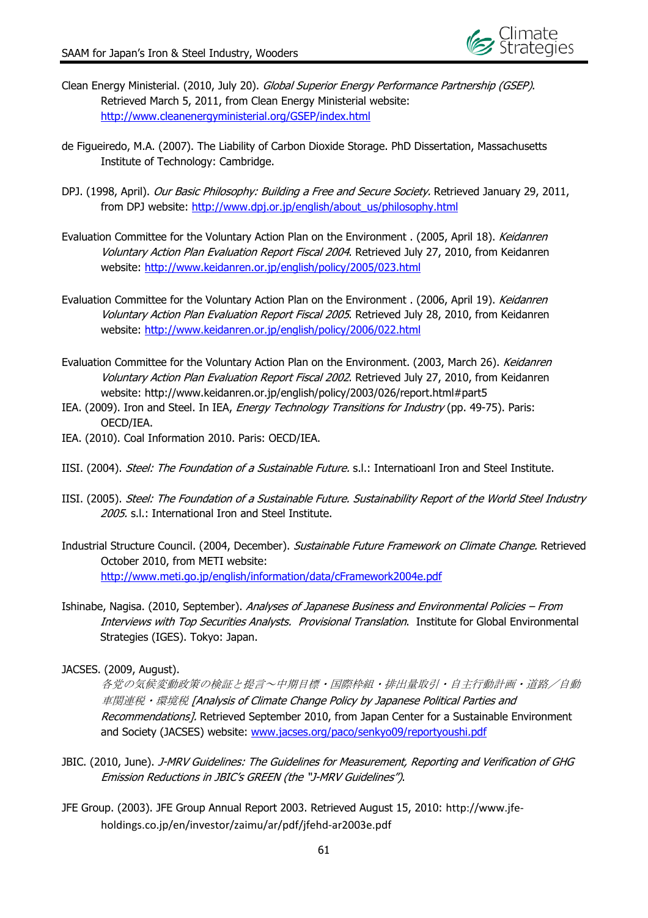Clean Energy Ministerial. (2010, July 20). *Global Superior Energy Performance Partnership (GSEP)*. Retrieved March 5, 2011, from Clean Energy Ministerial website: http://www.cleanenergyministerial.org/GSEP/index.html

de Figueiredo, M.A. (2007). The Liability of Carbon Dioxide Storage. PhD Dissertation, Massachusetts Institute of Technology: Cambridge.

DPJ. (1998, April). *Our Basic Philosophy: Building a Free and Secure Society.* Retrieved January 29, 2011, from DPJ website: http://www.dpj.or.jp/english/about_us/philosophy.html

Evaluation Committee for the Voluntary Action Plan on the Environment . (2005, April 18). *Keidanren Voluntary Action Plan Evaluation Report Fiscal 2004*. Retrieved July 27, 2010, from Keidanren website: http://www.keidanren.or.jp/english/policy/2005/023.html

Evaluation Committee for the Voluntary Action Plan on the Environment . (2006, April 19). *Keidanren Voluntary Action Plan Evaluation Report Fiscal 2005*. Retrieved July 28, 2010, from Keidanren website: http://www.keidanren.or.jp/english/policy/2006/022.html

Evaluation Committee for the Voluntary Action Plan on the Environment. (2003, March 26). *Keidanren Voluntary Action Plan Evaluation Report Fiscal 2002*. Retrieved July 27, 2010, from Keidanren website: http://www.keidanren.or.jp/english/policy/2003/026/report.html#part5

IEA. (2009). Iron and Steel. In IEA, *Energy Technology Transitions for Industry* (pp. 49-75). Paris: OECD/IEA.

IEA. (2010). Coal Information 2010. Paris: OECD/IEA.

IISI. (2004). *Steel: The Foundation of a Sustainable Future.* s.l.: Internatioanl Iron and Steel Institute.

IISI. (2005). *Steel: The Foundation of a Sustainable Future. Sustainability Report of the World Steel Industry 2005.* s.l.: International Iron and Steel Institute.

Industrial Structure Council. (2004, December). *Sustainable Future Framework on Climate Change.* Retrieved October 2010, from METI website: http://www.meti.go.jp/english/information/data/cFramework2004e.pdf

Ishinabe, Nagisa. (2010, September). *Analyses of Japanese Business and Environmental Policies – From Interviews with Top Securities Analysts. Provisional Translation*. Institute for Global Environmental Strategies (IGES). Tokyo: Japan.

JACSES. (2009, August). *各党の気候変動政策の検証と提言～中期目標・国際枠組・排出量取引・自主行動計画・道路／自動車関連税・環境税 [Analysis of Climate Change Policy by Japanese Political Parties and Recommendations]*. Retrieved September 2010, from Japan Center for a Sustainable Environment and Society (JACSES) website: www.jacses.org/paco/senkyo09/reportyoushi.pdf

JBIC. (2010, June). *J-MRV Guidelines: The Guidelines for Measurement, Reporting and Verification of GHG Emission Reductions in JBIC's GREEN (the "J-MRV Guidelines")*.

JFE Group. (2003). JFE Group Annual Report 2003. Retrieved August 15, 2010: http://www.jfe-holdings.co.jp/en/investor/zaimu/ar/pdf/jfehd-ar2003e.pdf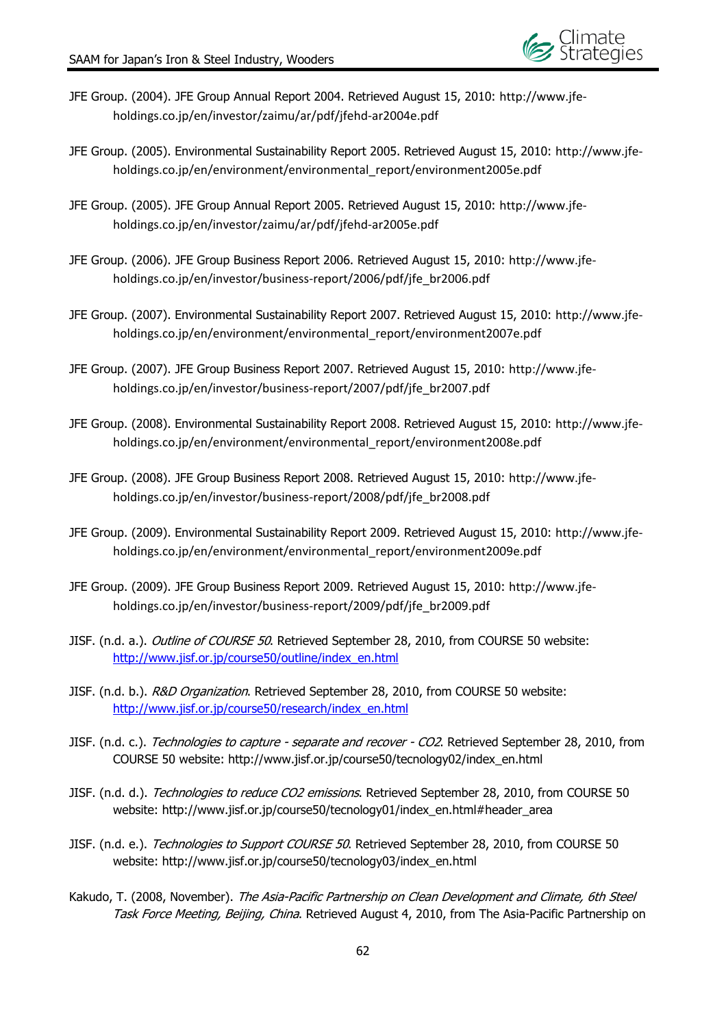JFE Group. (2004). JFE Group Annual Report 2004. Retrieved August 15, 2010: http://www.jfe-holdings.co.jp/en/investor/zaimu/ar/pdf/jfehd-ar2004e.pdf

JFE Group. (2005). Environmental Sustainability Report 2005. Retrieved August 15, 2010: http://www.jfe-holdings.co.jp/en/environment/environmental_report/environment2005e.pdf

JFE Group. (2005). JFE Group Annual Report 2005. Retrieved August 15, 2010: http://www.jfe-holdings.co.jp/en/investor/zaimu/ar/pdf/jfehd-ar2005e.pdf

JFE Group. (2006). JFE Group Business Report 2006. Retrieved August 15, 2010: http://www.jfe-holdings.co.jp/en/investor/business-report/2006/pdf/jfe_br2006.pdf

JFE Group. (2007). Environmental Sustainability Report 2007. Retrieved August 15, 2010: http://www.jfe-holdings.co.jp/en/environment/environmental_report/environment2007e.pdf

JFE Group. (2007). JFE Group Business Report 2007. Retrieved August 15, 2010: http://www.jfe-holdings.co.jp/en/investor/business-report/2007/pdf/jfe_br2007.pdf

JFE Group. (2008). Environmental Sustainability Report 2008. Retrieved August 15, 2010: http://www.jfe-holdings.co.jp/en/environment/environmental_report/environment2008e.pdf

JFE Group. (2008). JFE Group Business Report 2008. Retrieved August 15, 2010: http://www.jfe-holdings.co.jp/en/investor/business-report/2008/pdf/jfe_br2008.pdf

JFE Group. (2009). Environmental Sustainability Report 2009. Retrieved August 15, 2010: http://www.jfe-holdings.co.jp/en/environment/environmental_report/environment2009e.pdf

JFE Group. (2009). JFE Group Business Report 2009. Retrieved August 15, 2010: http://www.jfe-holdings.co.jp/en/investor/business-report/2009/pdf/jfe_br2009.pdf

JISF. (n.d. a.). *Outline of COURSE 50*. Retrieved September 28, 2010, from COURSE 50 website: http://www.jisf.or.jp/course50/outline/index_en.html

JISF. (n.d. b.). *R&D Organization*. Retrieved September 28, 2010, from COURSE 50 website: http://www.jisf.or.jp/course50/research/index_en.html

JISF. (n.d. c.). *Technologies to capture - separate and recover - CO2*. Retrieved September 28, 2010, from COURSE 50 website: http://www.jisf.or.jp/course50/tecnology02/index_en.html

JISF. (n.d. d.). *Technologies to reduce CO2 emissions*. Retrieved September 28, 2010, from COURSE 50 website: http://www.jisf.or.jp/course50/tecnology01/index_en.html#header_area

JISF. (n.d. e.). *Technologies to Support COURSE 50*. Retrieved September 28, 2010, from COURSE 50 website: http://www.jisf.or.jp/course50/tecnology03/index_en.html

Kakudo, T. (2008, November). *The Asia-Pacific Partnership on Clean Development and Climate, 6th Steel Task Force Meeting, Beijing, China*. Retrieved August 4, 2010, from The Asia-Pacific Partnership on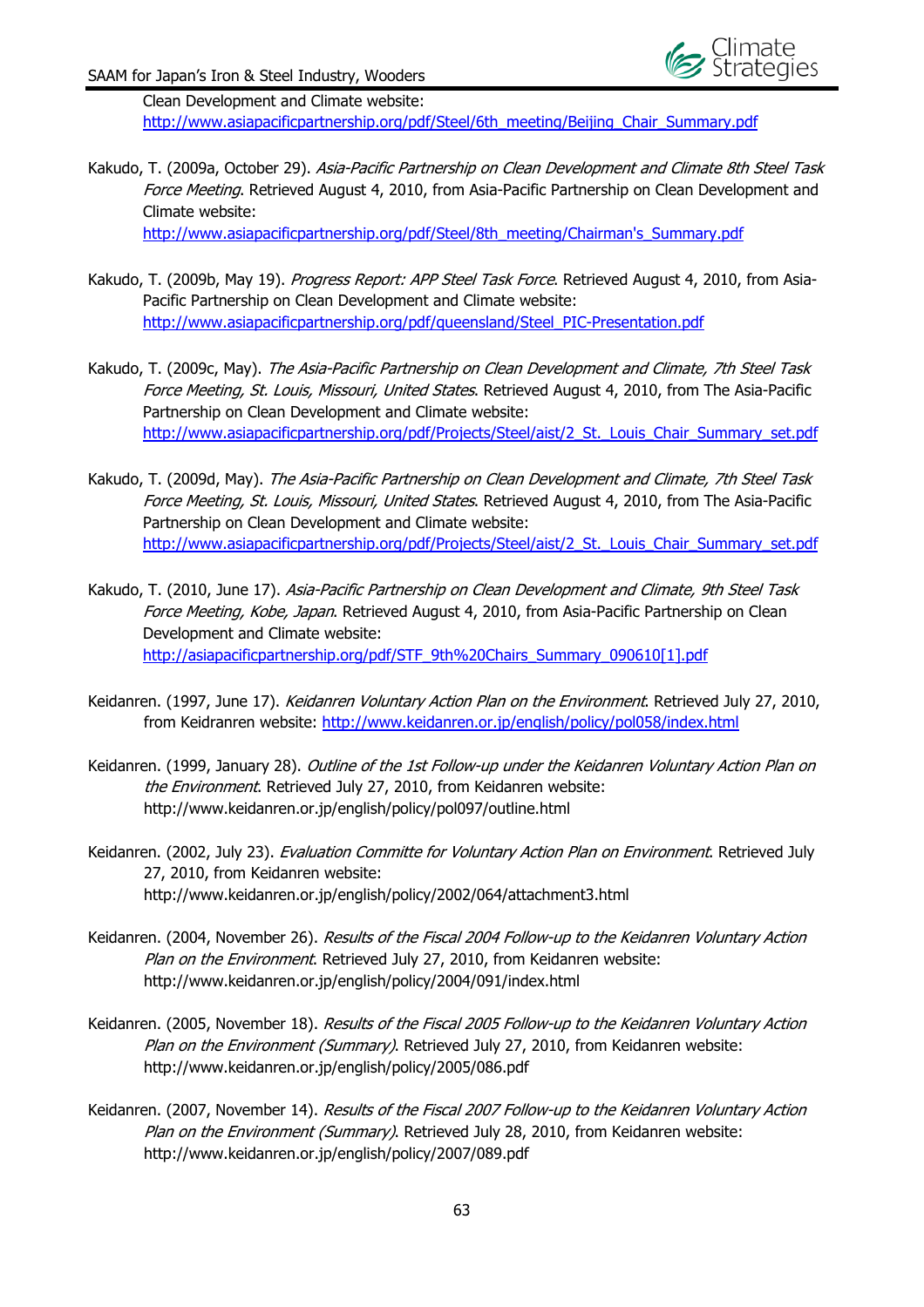Clean Development and Climate website: http://www.asiapacificpartnership.org/pdf/Steel/6th_meeting/Beijing_Chair_Summary.pdf

Kakudo, T. (2009a, October 29). *Asia-Pacific Partnership on Clean Development and Climate 8th Steel Task Force Meeting*. Retrieved August 4, 2010, from Asia-Pacific Partnership on Clean Development and Climate website: http://www.asiapacificpartnership.org/pdf/Steel/8th_meeting/Chairman's_Summary.pdf

Kakudo, T. (2009b, May 19). *Progress Report: APP Steel Task Force*. Retrieved August 4, 2010, from Asia-Pacific Partnership on Clean Development and Climate website: http://www.asiapacificpartnership.org/pdf/queensland/Steel_PIC-Presentation.pdf

Kakudo, T. (2009c, May). *The Asia-Pacific Partnership on Clean Development and Climate, 7th Steel Task Force Meeting, St. Louis, Missouri, United States*. Retrieved August 4, 2010, from The Asia-Pacific Partnership on Clean Development and Climate website: http://www.asiapacificpartnership.org/pdf/Projects/Steel/aist/2_St._Louis_Chair_Summary_set.pdf

Kakudo, T. (2009d, May). *The Asia-Pacific Partnership on Clean Development and Climate, 7th Steel Task Force Meeting, St. Louis, Missouri, United States*. Retrieved August 4, 2010, from The Asia-Pacific Partnership on Clean Development and Climate website: http://www.asiapacificpartnership.org/pdf/Projects/Steel/aist/2_St._Louis_Chair_Summary_set.pdf

Kakudo, T. (2010, June 17). *Asia-Pacific Partnership on Clean Development and Climate, 9th Steel Task Force Meeting, Kobe, Japan*. Retrieved August 4, 2010, from Asia-Pacific Partnership on Clean Development and Climate website: http://asiapacificpartnership.org/pdf/STF_9th%20Chairs_Summary_090610[1].pdf

Keidanren. (1997, June 17). *Keidanren Voluntary Action Plan on the Environment*. Retrieved July 27, 2010, from Keidranren website: http://www.keidanren.or.jp/english/policy/pol058/index.html

Keidanren. (1999, January 28). *Outline of the 1st Follow-up under the Keidanren Voluntary Action Plan on the Environment*. Retrieved July 27, 2010, from Keidanren website: http://www.keidanren.or.jp/english/policy/pol097/outline.html

Keidanren. (2002, July 23). *Evaluation Committe for Voluntary Action Plan on Environment*. Retrieved July 27, 2010, from Keidanren website: http://www.keidanren.or.jp/english/policy/2002/064/attachment3.html

Keidanren. (2004, November 26). *Results of the Fiscal 2004 Follow-up to the Keidanren Voluntary Action Plan on the Environment*. Retrieved July 27, 2010, from Keidanren website: http://www.keidanren.or.jp/english/policy/2004/091/index.html

Keidanren. (2005, November 18). *Results of the Fiscal 2005 Follow-up to the Keidanren Voluntary Action Plan on the Environment (Summary)*. Retrieved July 27, 2010, from Keidanren website: http://www.keidanren.or.jp/english/policy/2005/086.pdf

Keidanren. (2007, November 14). *Results of the Fiscal 2007 Follow-up to the Keidanren Voluntary Action Plan on the Environment (Summary)*. Retrieved July 28, 2010, from Keidanren website: http://www.keidanren.or.jp/english/policy/2007/089.pdf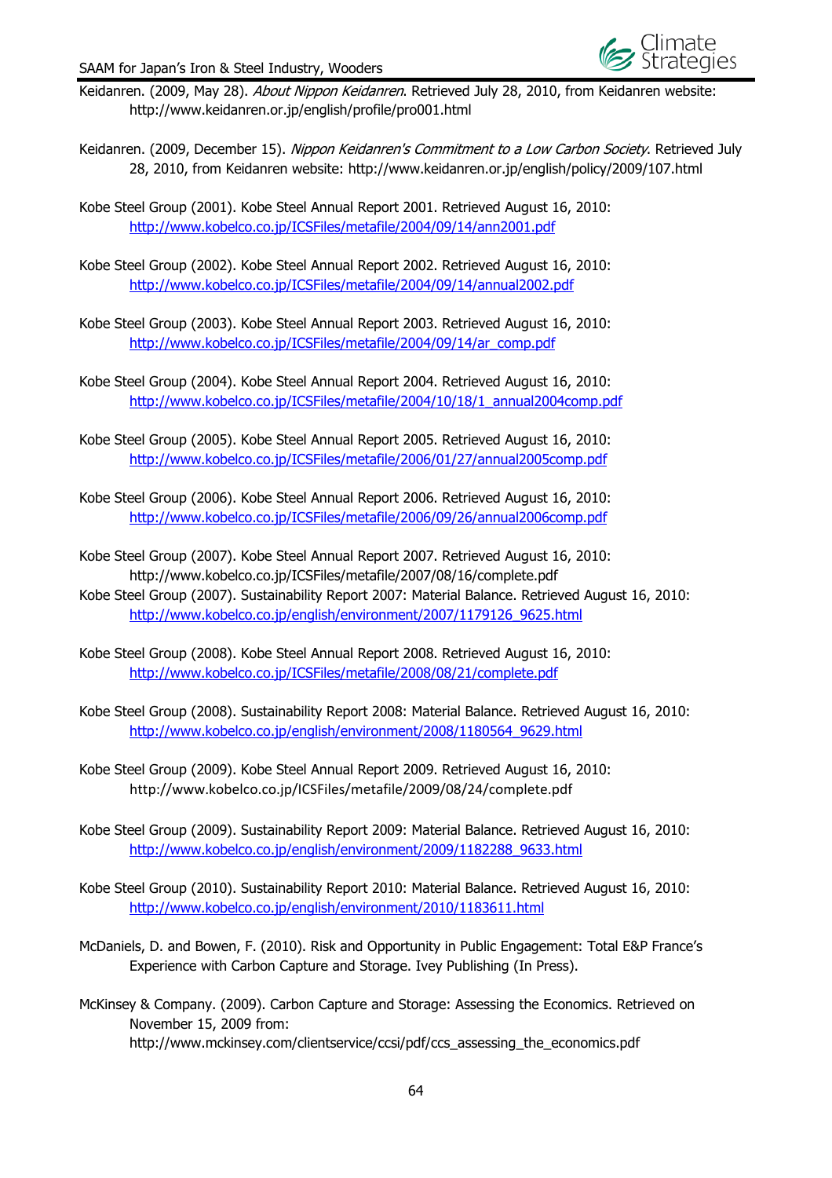Keidanren. (2009, May 28). *About Nippon Keidanren*. Retrieved July 28, 2010, from Keidanren website: http://www.keidanren.or.jp/english/profile/pro001.html

Keidanren. (2009, December 15). *Nippon Keidanren's Commitment to a Low Carbon Society*. Retrieved July 28, 2010, from Keidanren website: http://www.keidanren.or.jp/english/policy/2009/107.html

Kobe Steel Group (2001). Kobe Steel Annual Report 2001. Retrieved August 16, 2010: http://www.kobelco.co.jp/ICSFiles/metafile/2004/09/14/ann2001.pdf

Kobe Steel Group (2002). Kobe Steel Annual Report 2002. Retrieved August 16, 2010: http://www.kobelco.co.jp/ICSFiles/metafile/2004/09/14/annual2002.pdf

Kobe Steel Group (2003). Kobe Steel Annual Report 2003. Retrieved August 16, 2010: http://www.kobelco.co.jp/ICSFiles/metafile/2004/09/14/ar_comp.pdf

Kobe Steel Group (2004). Kobe Steel Annual Report 2004. Retrieved August 16, 2010: http://www.kobelco.co.jp/ICSFiles/metafile/2004/10/18/1_annual2004comp.pdf

Kobe Steel Group (2005). Kobe Steel Annual Report 2005. Retrieved August 16, 2010: http://www.kobelco.co.jp/ICSFiles/metafile/2006/01/27/annual2005comp.pdf

Kobe Steel Group (2006). Kobe Steel Annual Report 2006. Retrieved August 16, 2010: http://www.kobelco.co.jp/ICSFiles/metafile/2006/09/26/annual2006comp.pdf

Kobe Steel Group (2007). Kobe Steel Annual Report 2007. Retrieved August 16, 2010: http://www.kobelco.co.jp/ICSFiles/metafile/2007/08/16/complete.pdf

Kobe Steel Group (2007). Sustainability Report 2007: Material Balance. Retrieved August 16, 2010: http://www.kobelco.co.jp/english/environment/2007/1179126_9625.html

Kobe Steel Group (2008). Kobe Steel Annual Report 2008. Retrieved August 16, 2010: http://www.kobelco.co.jp/ICSFiles/metafile/2008/08/21/complete.pdf

Kobe Steel Group (2008). Sustainability Report 2008: Material Balance. Retrieved August 16, 2010: http://www.kobelco.co.jp/english/environment/2008/1180564_9629.html

Kobe Steel Group (2009). Kobe Steel Annual Report 2009. Retrieved August 16, 2010: http://www.kobelco.co.jp/ICSFiles/metafile/2009/08/24/complete.pdf

Kobe Steel Group (2009). Sustainability Report 2009: Material Balance. Retrieved August 16, 2010: http://www.kobelco.co.jp/english/environment/2009/1182288_9633.html

Kobe Steel Group (2010). Sustainability Report 2010: Material Balance. Retrieved August 16, 2010: http://www.kobelco.co.jp/english/environment/2010/1183611.html

McDaniels, D. and Bowen, F. (2010). Risk and Opportunity in Public Engagement: Total E&P France's Experience with Carbon Capture and Storage. Ivey Publishing (In Press).

McKinsey & Company. (2009). Carbon Capture and Storage: Assessing the Economics. Retrieved on November 15, 2009 from: http://www.mckinsey.com/clientservice/ccsi/pdf/ccs_assessing_the_economics.pdf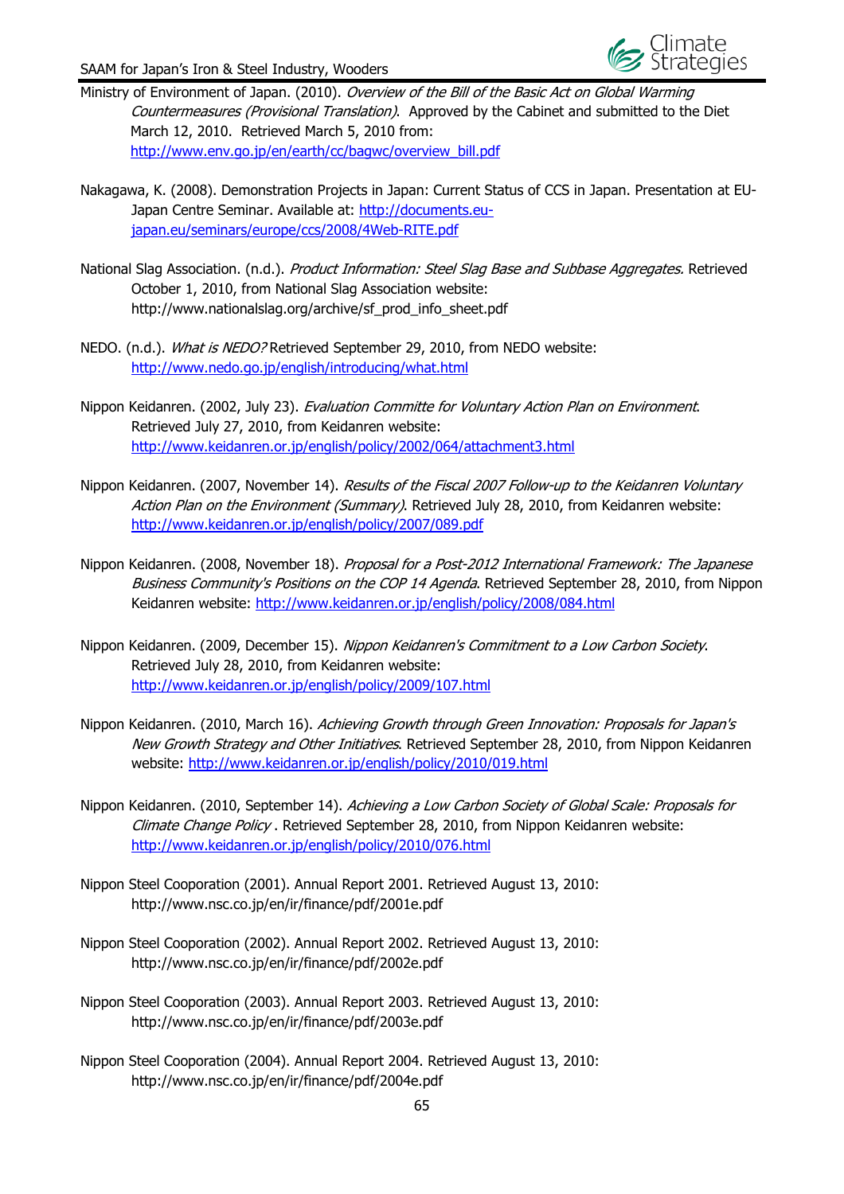Ministry of Environment of Japan. (2010). *Overview of the Bill of the Basic Act on Global Warming Countermeasures (Provisional Translation)*. Approved by the Cabinet and submitted to the Diet March 12, 2010. Retrieved March 5, 2010 from: http://www.env.go.jp/en/earth/cc/bagwc/overview_bill.pdf

Nakagawa, K. (2008). Demonstration Projects in Japan: Current Status of CCS in Japan. Presentation at EU-Japan Centre Seminar. Available at: http://documents.eu-japan.eu/seminars/europe/ccs/2008/4Web-RITE.pdf

National Slag Association. (n.d.). *Product Information: Steel Slag Base and Subbase Aggregates.* Retrieved October 1, 2010, from National Slag Association website: http://www.nationalslag.org/archive/sf_prod_info_sheet.pdf

NEDO. (n.d.). *What is NEDO?* Retrieved September 29, 2010, from NEDO website: http://www.nedo.go.jp/english/introducing/what.html

Nippon Keidanren. (2002, July 23). *Evaluation Committe for Voluntary Action Plan on Environment*. Retrieved July 27, 2010, from Keidanren website: http://www.keidanren.or.jp/english/policy/2002/064/attachment3.html

Nippon Keidanren. (2007, November 14). *Results of the Fiscal 2007 Follow-up to the Keidanren Voluntary Action Plan on the Environment (Summary)*. Retrieved July 28, 2010, from Keidanren website: http://www.keidanren.or.jp/english/policy/2007/089.pdf

Nippon Keidanren. (2008, November 18). *Proposal for a Post-2012 International Framework: The Japanese Business Community's Positions on the COP 14 Agenda*. Retrieved September 28, 2010, from Nippon Keidanren website: http://www.keidanren.or.jp/english/policy/2008/084.html

Nippon Keidanren. (2009, December 15). *Nippon Keidanren's Commitment to a Low Carbon Society*. Retrieved July 28, 2010, from Keidanren website: http://www.keidanren.or.jp/english/policy/2009/107.html

Nippon Keidanren. (2010, March 16). *Achieving Growth through Green Innovation: Proposals for Japan's New Growth Strategy and Other Initiatives*. Retrieved September 28, 2010, from Nippon Keidanren website: http://www.keidanren.or.jp/english/policy/2010/019.html

Nippon Keidanren. (2010, September 14). *Achieving a Low Carbon Society of Global Scale: Proposals for Climate Change Policy* . Retrieved September 28, 2010, from Nippon Keidanren website: http://www.keidanren.or.jp/english/policy/2010/076.html

Nippon Steel Cooporation (2001). Annual Report 2001. Retrieved August 13, 2010: http://www.nsc.co.jp/en/ir/finance/pdf/2001e.pdf

Nippon Steel Cooporation (2002). Annual Report 2002. Retrieved August 13, 2010: http://www.nsc.co.jp/en/ir/finance/pdf/2002e.pdf

Nippon Steel Cooporation (2003). Annual Report 2003. Retrieved August 13, 2010: http://www.nsc.co.jp/en/ir/finance/pdf/2003e.pdf

Nippon Steel Cooporation (2004). Annual Report 2004. Retrieved August 13, 2010: http://www.nsc.co.jp/en/ir/finance/pdf/2004e.pdf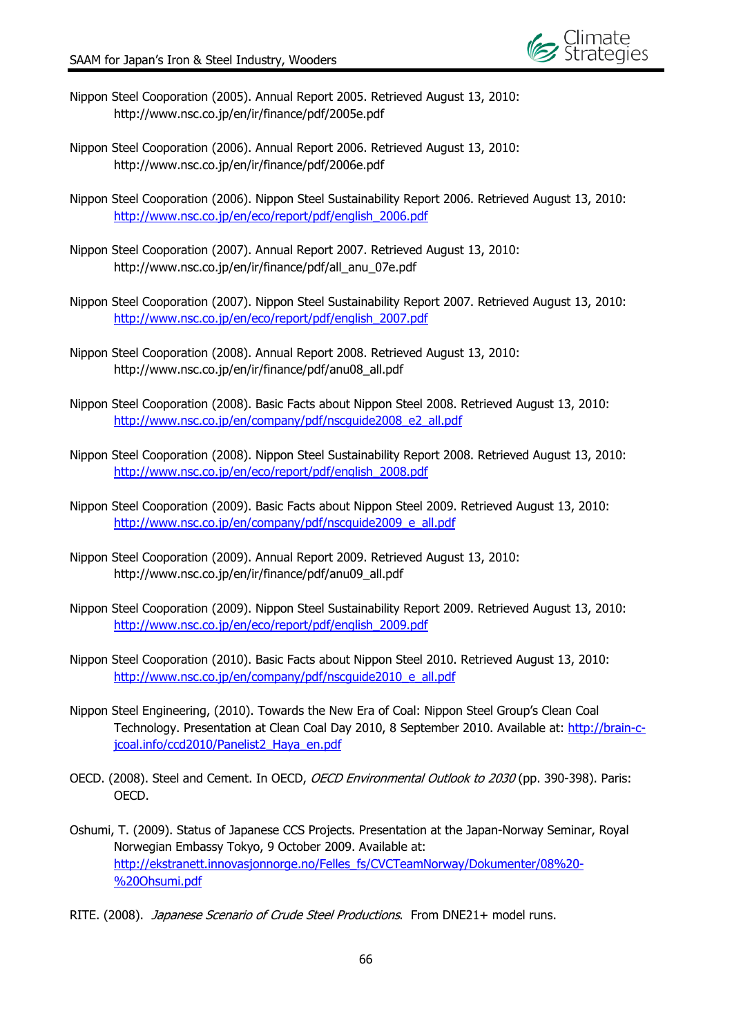Nippon Steel Cooporation (2005). Annual Report 2005. Retrieved August 13, 2010: http://www.nsc.co.jp/en/ir/finance/pdf/2005e.pdf

Nippon Steel Cooporation (2006). Annual Report 2006. Retrieved August 13, 2010: http://www.nsc.co.jp/en/ir/finance/pdf/2006e.pdf

Nippon Steel Cooporation (2006). Nippon Steel Sustainability Report 2006. Retrieved August 13, 2010: http://www.nsc.co.jp/en/eco/report/pdf/english_2006.pdf

Nippon Steel Cooporation (2007). Annual Report 2007. Retrieved August 13, 2010: http://www.nsc.co.jp/en/ir/finance/pdf/all_anu_07e.pdf

Nippon Steel Cooporation (2007). Nippon Steel Sustainability Report 2007. Retrieved August 13, 2010: http://www.nsc.co.jp/en/eco/report/pdf/english_2007.pdf

Nippon Steel Cooporation (2008). Annual Report 2008. Retrieved August 13, 2010: http://www.nsc.co.jp/en/ir/finance/pdf/anu08_all.pdf

Nippon Steel Cooporation (2008). Basic Facts about Nippon Steel 2008. Retrieved August 13, 2010: http://www.nsc.co.jp/en/company/pdf/nscguide2008_e2_all.pdf

Nippon Steel Cooporation (2008). Nippon Steel Sustainability Report 2008. Retrieved August 13, 2010: http://www.nsc.co.jp/en/eco/report/pdf/english_2008.pdf

Nippon Steel Cooporation (2009). Basic Facts about Nippon Steel 2009. Retrieved August 13, 2010: http://www.nsc.co.jp/en/company/pdf/nscguide2009_e_all.pdf

Nippon Steel Cooporation (2009). Annual Report 2009. Retrieved August 13, 2010: http://www.nsc.co.jp/en/ir/finance/pdf/anu09_all.pdf

Nippon Steel Cooporation (2009). Nippon Steel Sustainability Report 2009. Retrieved August 13, 2010: http://www.nsc.co.jp/en/eco/report/pdf/english_2009.pdf

Nippon Steel Cooporation (2010). Basic Facts about Nippon Steel 2010. Retrieved August 13, 2010: http://www.nsc.co.jp/en/company/pdf/nscguide2010_e_all.pdf

Nippon Steel Engineering, (2010). Towards the New Era of Coal: Nippon Steel Group's Clean Coal Technology. Presentation at Clean Coal Day 2010, 8 September 2010. Available at: http://brain-c-jcoal.info/ccd2010/Panelist2_Haya_en.pdf

OECD. (2008). Steel and Cement. In OECD, *OECD Environmental Outlook to 2030* (pp. 390-398). Paris: OECD.

Oshumi, T. (2009). Status of Japanese CCS Projects. Presentation at the Japan-Norway Seminar, Royal Norwegian Embassy Tokyo, 9 October 2009. Available at: http://ekstranett.innovasjonnorge.no/Felles_fs/CVCTeamNorway/Dokumenter/08%20-%20Ohsumi.pdf

RITE. (2008). *Japanese Scenario of Crude Steel Productions*. From DNE21+ model runs.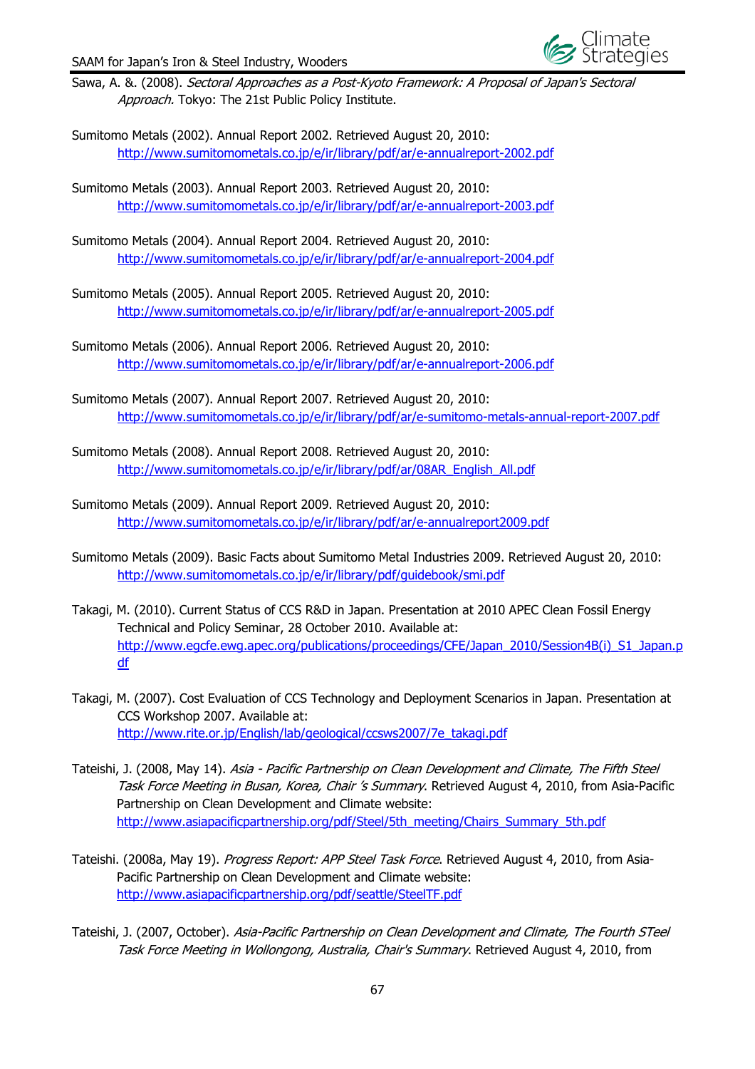Sawa, A. &. (2008). *Sectoral Approaches as a Post-Kyoto Framework: A Proposal of Japan's Sectoral Approach.* Tokyo: The 21st Public Policy Institute.

Sumitomo Metals (2002). Annual Report 2002. Retrieved August 20, 2010: http://www.sumitomometals.co.jp/e/ir/library/pdf/ar/e-annualreport-2002.pdf

Sumitomo Metals (2003). Annual Report 2003. Retrieved August 20, 2010: http://www.sumitomometals.co.jp/e/ir/library/pdf/ar/e-annualreport-2003.pdf

Sumitomo Metals (2004). Annual Report 2004. Retrieved August 20, 2010: http://www.sumitomometals.co.jp/e/ir/library/pdf/ar/e-annualreport-2004.pdf

Sumitomo Metals (2005). Annual Report 2005. Retrieved August 20, 2010: http://www.sumitomometals.co.jp/e/ir/library/pdf/ar/e-annualreport-2005.pdf

Sumitomo Metals (2006). Annual Report 2006. Retrieved August 20, 2010: http://www.sumitomometals.co.jp/e/ir/library/pdf/ar/e-annualreport-2006.pdf

Sumitomo Metals (2007). Annual Report 2007. Retrieved August 20, 2010: http://www.sumitomometals.co.jp/e/ir/library/pdf/ar/e-sumitomo-metals-annual-report-2007.pdf

Sumitomo Metals (2008). Annual Report 2008. Retrieved August 20, 2010: http://www.sumitomometals.co.jp/e/ir/library/pdf/ar/08AR_English_All.pdf

Sumitomo Metals (2009). Annual Report 2009. Retrieved August 20, 2010: http://www.sumitomometals.co.jp/e/ir/library/pdf/ar/e-annualreport2009.pdf

Sumitomo Metals (2009). Basic Facts about Sumitomo Metal Industries 2009. Retrieved August 20, 2010: http://www.sumitomometals.co.jp/e/ir/library/pdf/guidebook/smi.pdf

Takagi, M. (2010). Current Status of CCS R&D in Japan. Presentation at 2010 APEC Clean Fossil Energy Technical and Policy Seminar, 28 October 2010. Available at: http://www.egcfe.ewg.apec.org/publications/proceedings/CFE/Japan_2010/Session4B(i)_S1_Japan.pdf

Takagi, M. (2007). Cost Evaluation of CCS Technology and Deployment Scenarios in Japan. Presentation at CCS Workshop 2007. Available at: http://www.rite.or.jp/English/lab/geological/ccsws2007/7e_takagi.pdf

Tateishi, J. (2008, May 14). *Asia - Pacific Partnership on Clean Development and Climate, The Fifth Steel Task Force Meeting in Busan, Korea, Chair 's Summary.* Retrieved August 4, 2010, from Asia-Pacific Partnership on Clean Development and Climate website: http://www.asiapacificpartnership.org/pdf/Steel/5th_meeting/Chairs_Summary_5th.pdf

Tateishi. (2008a, May 19). *Progress Report: APP Steel Task Force.* Retrieved August 4, 2010, from Asia-Pacific Partnership on Clean Development and Climate website: http://www.asiapacificpartnership.org/pdf/seattle/SteelTF.pdf

Tateishi, J. (2007, October). *Asia-Pacific Partnership on Clean Development and Climate, The Fourth STeel Task Force Meeting in Wollongong, Australia, Chair's Summary.* Retrieved August 4, 2010, from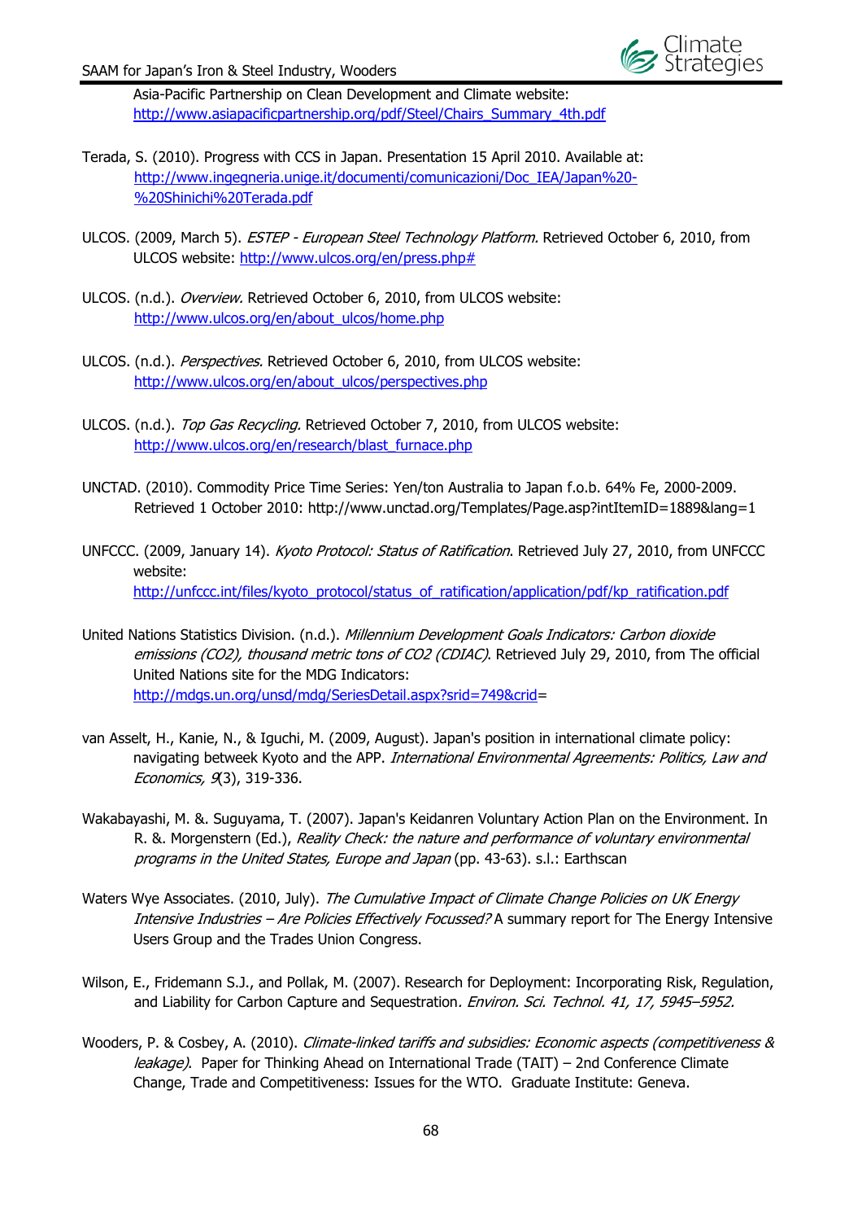Asia-Pacific Partnership on Clean Development and Climate website: http://www.asiapacificpartnership.org/pdf/Steel/Chairs_Summary_4th.pdf

Terada, S. (2010). Progress with CCS in Japan. Presentation 15 April 2010. Available at: http://www.ingegneria.unige.it/documenti/comunicazioni/Doc_IEA/Japan%20-%20Shinichi%20Terada.pdf

ULCOS. (2009, March 5). *ESTEP - European Steel Technology Platform.* Retrieved October 6, 2010, from ULCOS website: http://www.ulcos.org/en/press.php#

ULCOS. (n.d.). *Overview.* Retrieved October 6, 2010, from ULCOS website: http://www.ulcos.org/en/about_ulcos/home.php

ULCOS. (n.d.). *Perspectives.* Retrieved October 6, 2010, from ULCOS website: http://www.ulcos.org/en/about_ulcos/perspectives.php

ULCOS. (n.d.). *Top Gas Recycling.* Retrieved October 7, 2010, from ULCOS website: http://www.ulcos.org/en/research/blast_furnace.php

UNCTAD. (2010). Commodity Price Time Series: Yen/ton Australia to Japan f.o.b. 64% Fe, 2000-2009. Retrieved 1 October 2010: http://www.unctad.org/Templates/Page.asp?intItemID=1889&lang=1

UNFCCC. (2009, January 14). *Kyoto Protocol: Status of Ratification*. Retrieved July 27, 2010, from UNFCCC website: http://unfccc.int/files/kyoto_protocol/status_of_ratification/application/pdf/kp_ratification.pdf

United Nations Statistics Division. (n.d.). *Millennium Development Goals Indicators: Carbon dioxide emissions (CO2), thousand metric tons of CO2 (CDIAC)*. Retrieved July 29, 2010, from The official United Nations site for the MDG Indicators: http://mdgs.un.org/unsd/mdg/SeriesDetail.aspx?srid=749&crid=

van Asselt, H., Kanie, N., & Iguchi, M. (2009, August). Japan's position in international climate policy: navigating betweek Kyoto and the APP. *International Environmental Agreements: Politics, Law and Economics, 9*(3), 319-336.

Wakabayashi, M. &. Suguyama, T. (2007). Japan's Keidanren Voluntary Action Plan on the Environment. In R. &. Morgenstern (Ed.), *Reality Check: the nature and performance of voluntary environmental programs in the United States, Europe and Japan* (pp. 43-63). s.l.: Earthscan

Waters Wye Associates. (2010, July). *The Cumulative Impact of Climate Change Policies on UK Energy Intensive Industries – Are Policies Effectively Focussed?* A summary report for The Energy Intensive Users Group and the Trades Union Congress.

Wilson, E., Fridemann S.J., and Pollak, M. (2007). Research for Deployment: Incorporating Risk, Regulation, and Liability for Carbon Capture and Sequestration*. Environ. Sci. Technol. 41, 17, 5945–5952.*

Wooders, P. & Cosbey, A. (2010). *Climate-linked tariffs and subsidies: Economic aspects (competitiveness & leakage)*. Paper for Thinking Ahead on International Trade (TAIT) – 2nd Conference Climate Change, Trade and Competitiveness: Issues for the WTO. Graduate Institute: Geneva.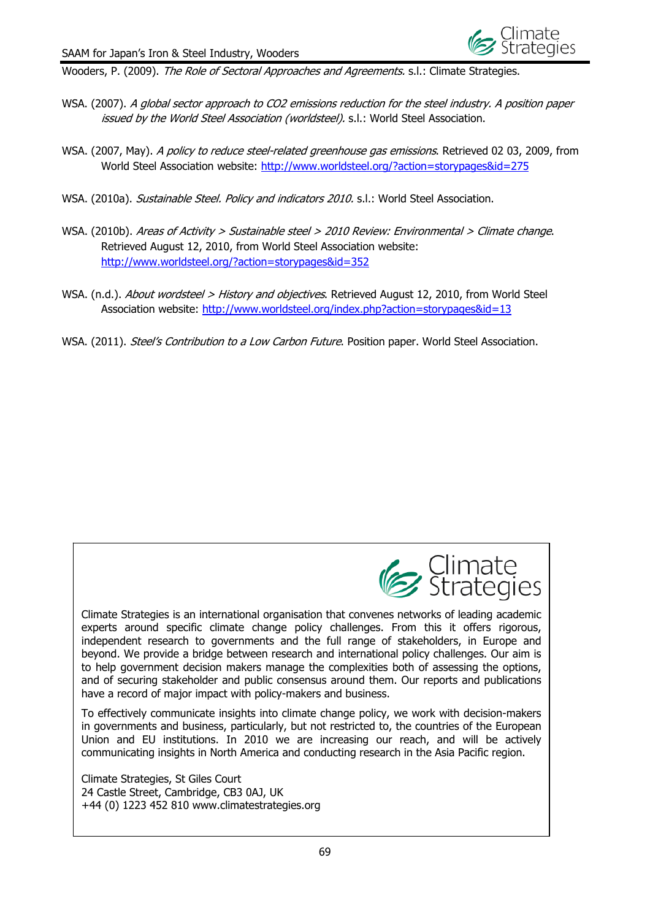Wooders, P. (2009). *The Role of Sectoral Approaches and Agreements.* s.l.: Climate Strategies.

WSA. (2007). *A global sector approach to CO2 emissions reduction for the steel industry. A position paper issued by the World Steel Association (worldsteel).* s.l.: World Steel Association.

WSA. (2007, May). *A policy to reduce steel-related greenhouse gas emissions*. Retrieved 02 03, 2009, from World Steel Association website: http://www.worldsteel.org/?action=storypages&id=275

WSA. (2010a). *Sustainable Steel. Policy and indicators 2010.* s.l.: World Steel Association.

WSA. (2010b). *Areas of Activity > Sustainable steel > 2010 Review: Environmental > Climate change*. Retrieved August 12, 2010, from World Steel Association website: http://www.worldsteel.org/?action=storypages&id=352

WSA. (n.d.). *About wordsteel > History and objectives*. Retrieved August 12, 2010, from World Steel Association website: http://www.worldsteel.org/index.php?action=storypages&id=13

WSA. (2011). *Steel's Contribution to a Low Carbon Future*. Position paper. World Steel Association.

Climate Strategies

Climate Strategies is an international organisation that convenes networks of leading academic experts around specific climate change policy challenges. From this it offers rigorous, independent research to governments and the full range of stakeholders, in Europe and beyond. We provide a bridge between research and international policy challenges. Our aim is to help government decision makers manage the complexities both of assessing the options, and of securing stakeholder and public consensus around them. Our reports and publications have a record of major impact with policy-makers and business.

To effectively communicate insights into climate change policy, we work with decision-makers in governments and business, particularly, but not restricted to, the countries of the European Union and EU institutions. In 2010 we are increasing our reach, and will be actively communicating insights in North America and conducting research in the Asia Pacific region.

Climate Strategies, St Giles Court
24 Castle Street, Cambridge, CB3 0AJ, UK
+44 (0) 1223 452 810 www.climatestrategies.org